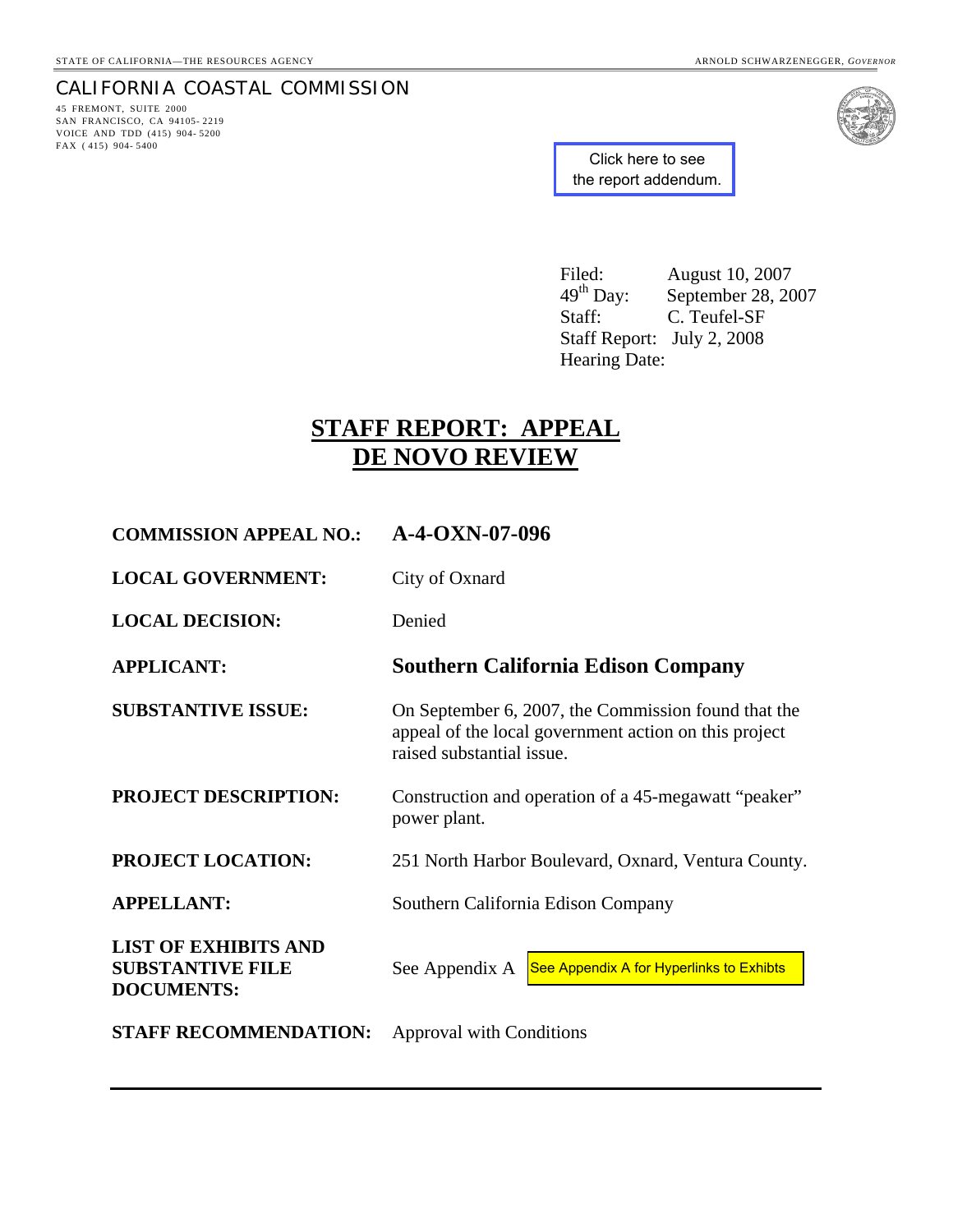STATE OF CALIFORNIA—THE RESOURCES AGENCY

ARNOLD SCHWARZENEGGER, *GOVERNOR*

CALIFORNIA COASTAL COMMISSION

45 FREMONT, SUITE 2000
SAN FRANCISCO, CA 94105-2219
VOICE AND TDD (415) 904-5200
FAX (415) 904-5400

Click here to see the report addendum.

Filed: August 10, 2007
49th Day: September 28, 2007
Staff: C. Teufel-SF
Staff Report: July 2, 2008
Hearing Date:

# STAFF REPORT: APPEAL DE NOVO REVIEW

| | |
|---|---|
| **COMMISSION APPEAL NO.:** | **A-4-OXN-07-096** |
| **LOCAL GOVERNMENT:** | City of Oxnard |
| **LOCAL DECISION:** | Denied |
| **APPLICANT:** | **Southern California Edison Company** |
| **SUBSTANTIVE ISSUE:** | On September 6, 2007, the Commission found that the appeal of the local government action on this project raised substantial issue. |
| **PROJECT DESCRIPTION:** | Construction and operation of a 45-megawatt "peaker" power plant. |
| **PROJECT LOCATION:** | 251 North Harbor Boulevard, Oxnard, Ventura County. |
| **APPELLANT:** | Southern California Edison Company |
| **LIST OF EXHIBITS AND SUBSTANTIVE FILE DOCUMENTS:** | See Appendix A — See Appendix A for Hyperlinks to Exhibts |
| **STAFF RECOMMENDATION:** | Approval with Conditions |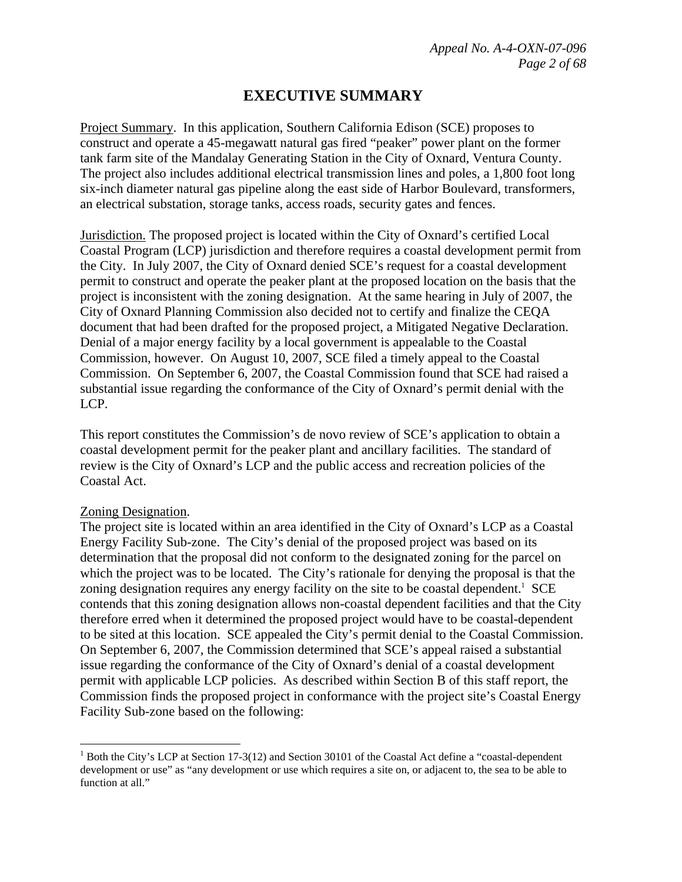# EXECUTIVE SUMMARY

Project Summary. In this application, Southern California Edison (SCE) proposes to construct and operate a 45-megawatt natural gas fired "peaker" power plant on the former tank farm site of the Mandalay Generating Station in the City of Oxnard, Ventura County. The project also includes additional electrical transmission lines and poles, a 1,800 foot long six-inch diameter natural gas pipeline along the east side of Harbor Boulevard, transformers, an electrical substation, storage tanks, access roads, security gates and fences.

Jurisdiction. The proposed project is located within the City of Oxnard's certified Local Coastal Program (LCP) jurisdiction and therefore requires a coastal development permit from the City. In July 2007, the City of Oxnard denied SCE's request for a coastal development permit to construct and operate the peaker plant at the proposed location on the basis that the project is inconsistent with the zoning designation. At the same hearing in July of 2007, the City of Oxnard Planning Commission also decided not to certify and finalize the CEQA document that had been drafted for the proposed project, a Mitigated Negative Declaration. Denial of a major energy facility by a local government is appealable to the Coastal Commission, however. On August 10, 2007, SCE filed a timely appeal to the Coastal Commission. On September 6, 2007, the Coastal Commission found that SCE had raised a substantial issue regarding the conformance of the City of Oxnard's permit denial with the LCP.

This report constitutes the Commission's de novo review of SCE's application to obtain a coastal development permit for the peaker plant and ancillary facilities. The standard of review is the City of Oxnard's LCP and the public access and recreation policies of the Coastal Act.

Zoning Designation.

The project site is located within an area identified in the City of Oxnard's LCP as a Coastal Energy Facility Sub-zone. The City's denial of the proposed project was based on its determination that the proposal did not conform to the designated zoning for the parcel on which the project was to be located. The City's rationale for denying the proposal is that the zoning designation requires any energy facility on the site to be coastal dependent.[1] SCE contends that this zoning designation allows non-coastal dependent facilities and that the City therefore erred when it determined the proposed project would have to be coastal-dependent to be sited at this location. SCE appealed the City's permit denial to the Coastal Commission. On September 6, 2007, the Commission determined that SCE's appeal raised a substantial issue regarding the conformance of the City of Oxnard's denial of a coastal development permit with applicable LCP policies. As described within Section B of this staff report, the Commission finds the proposed project in conformance with the project site's Coastal Energy Facility Sub-zone based on the following:

[1] Both the City's LCP at Section 17-3(12) and Section 30101 of the Coastal Act define a "coastal-dependent development or use" as "any development or use which requires a site on, or adjacent to, the sea to be able to function at all."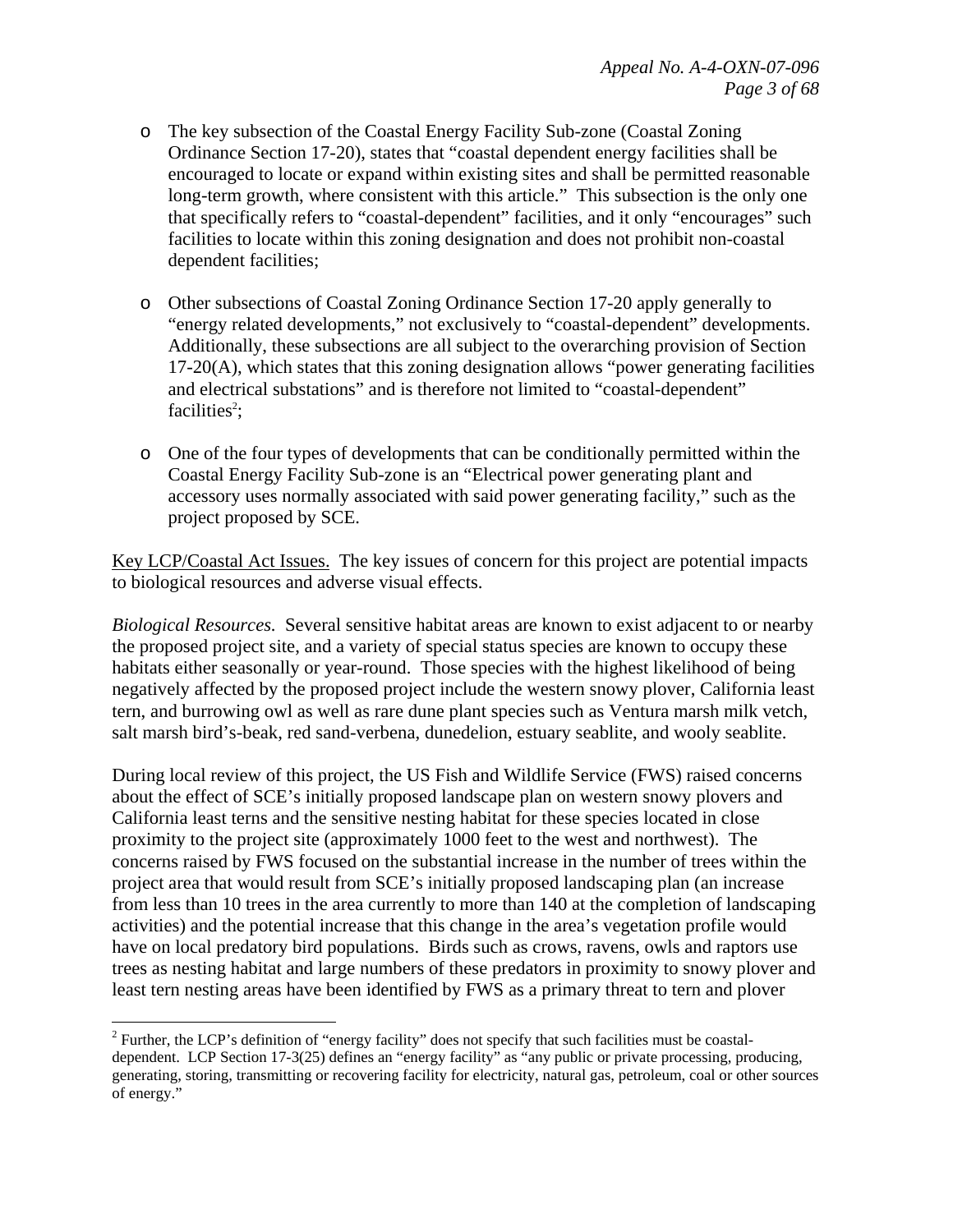- The key subsection of the Coastal Energy Facility Sub-zone (Coastal Zoning Ordinance Section 17-20), states that "coastal dependent energy facilities shall be encouraged to locate or expand within existing sites and shall be permitted reasonable long-term growth, where consistent with this article." This subsection is the only one that specifically refers to "coastal-dependent" facilities, and it only "encourages" such facilities to locate within this zoning designation and does not prohibit non-coastal dependent facilities;

- Other subsections of Coastal Zoning Ordinance Section 17-20 apply generally to "energy related developments," not exclusively to "coastal-dependent" developments. Additionally, these subsections are all subject to the overarching provision of Section 17-20(A), which states that this zoning designation allows "power generating facilities and electrical substations" and is therefore not limited to "coastal-dependent" facilities[2];

- One of the four types of developments that can be conditionally permitted within the Coastal Energy Facility Sub-zone is an "Electrical power generating plant and accessory uses normally associated with said power generating facility," such as the project proposed by SCE.

<u>Key LCP/Coastal Act Issues.</u> The key issues of concern for this project are potential impacts to biological resources and adverse visual effects.

*Biological Resources.* Several sensitive habitat areas are known to exist adjacent to or nearby the proposed project site, and a variety of special status species are known to occupy these habitats either seasonally or year-round. Those species with the highest likelihood of being negatively affected by the proposed project include the western snowy plover, California least tern, and burrowing owl as well as rare dune plant species such as Ventura marsh milk vetch, salt marsh bird's-beak, red sand-verbena, dunedelion, estuary seablite, and wooly seablite.

During local review of this project, the US Fish and Wildlife Service (FWS) raised concerns about the effect of SCE's initially proposed landscape plan on western snowy plovers and California least terns and the sensitive nesting habitat for these species located in close proximity to the project site (approximately 1000 feet to the west and northwest). The concerns raised by FWS focused on the substantial increase in the number of trees within the project area that would result from SCE's initially proposed landscaping plan (an increase from less than 10 trees in the area currently to more than 140 at the completion of landscaping activities) and the potential increase that this change in the area's vegetation profile would have on local predatory bird populations. Birds such as crows, ravens, owls and raptors use trees as nesting habitat and large numbers of these predators in proximity to snowy plover and least tern nesting areas have been identified by FWS as a primary threat to tern and plover

---

[2] Further, the LCP's definition of "energy facility" does not specify that such facilities must be coastal-dependent. LCP Section 17-3(25) defines an "energy facility" as "any public or private processing, producing, generating, storing, transmitting or recovering facility for electricity, natural gas, petroleum, coal or other sources of energy."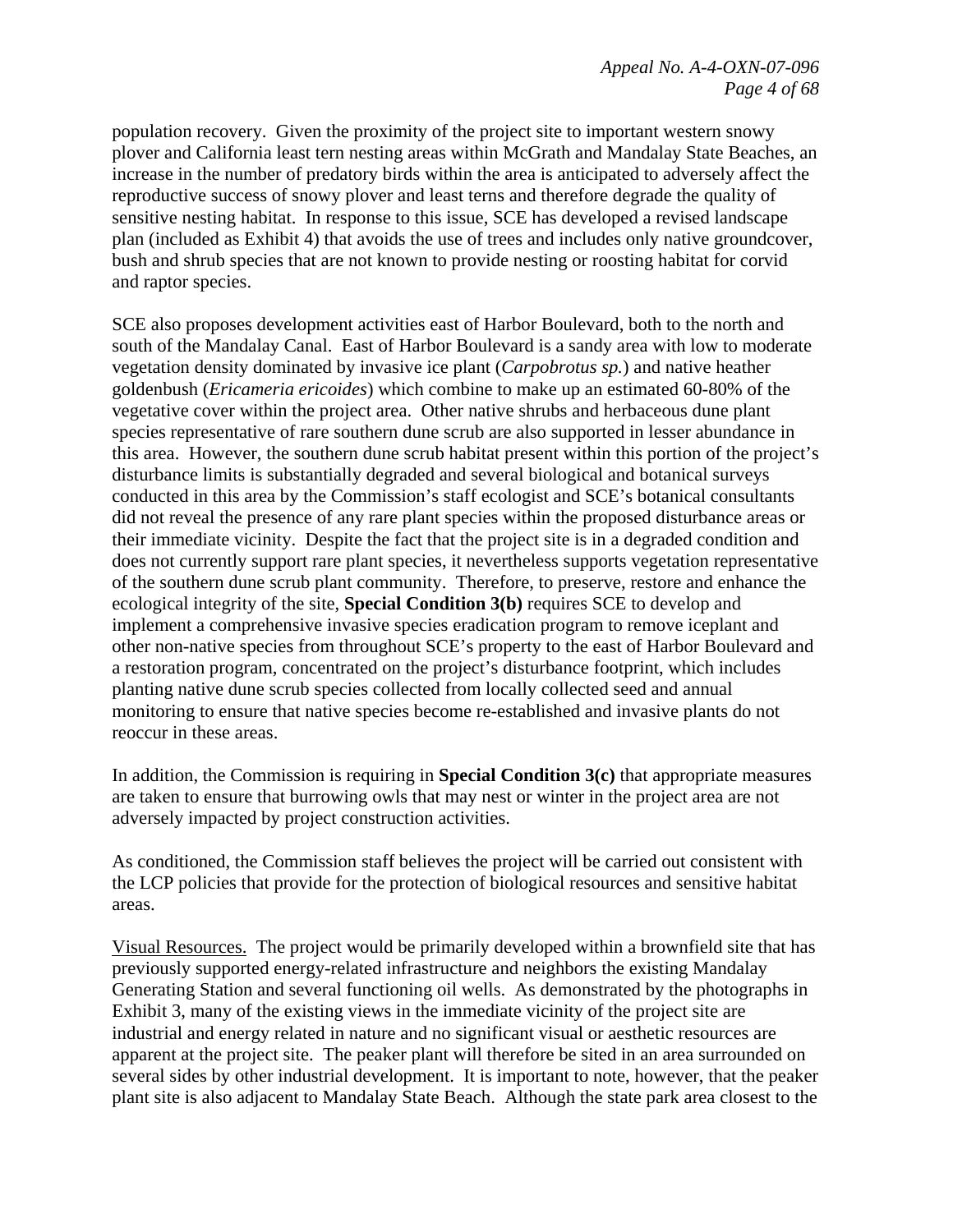population recovery. Given the proximity of the project site to important western snowy plover and California least tern nesting areas within McGrath and Mandalay State Beaches, an increase in the number of predatory birds within the area is anticipated to adversely affect the reproductive success of snowy plover and least terns and therefore degrade the quality of sensitive nesting habitat. In response to this issue, SCE has developed a revised landscape plan (included as Exhibit 4) that avoids the use of trees and includes only native groundcover, bush and shrub species that are not known to provide nesting or roosting habitat for corvid and raptor species.

SCE also proposes development activities east of Harbor Boulevard, both to the north and south of the Mandalay Canal. East of Harbor Boulevard is a sandy area with low to moderate vegetation density dominated by invasive ice plant (*Carpobrotus sp.*) and native heather goldenbush (*Ericameria ericoides*) which combine to make up an estimated 60-80% of the vegetative cover within the project area. Other native shrubs and herbaceous dune plant species representative of rare southern dune scrub are also supported in lesser abundance in this area. However, the southern dune scrub habitat present within this portion of the project's disturbance limits is substantially degraded and several biological and botanical surveys conducted in this area by the Commission's staff ecologist and SCE's botanical consultants did not reveal the presence of any rare plant species within the proposed disturbance areas or their immediate vicinity. Despite the fact that the project site is in a degraded condition and does not currently support rare plant species, it nevertheless supports vegetation representative of the southern dune scrub plant community. Therefore, to preserve, restore and enhance the ecological integrity of the site, **Special Condition 3(b)** requires SCE to develop and implement a comprehensive invasive species eradication program to remove iceplant and other non-native species from throughout SCE's property to the east of Harbor Boulevard and a restoration program, concentrated on the project's disturbance footprint, which includes planting native dune scrub species collected from locally collected seed and annual monitoring to ensure that native species become re-established and invasive plants do not reoccur in these areas.

In addition, the Commission is requiring in **Special Condition 3(c)** that appropriate measures are taken to ensure that burrowing owls that may nest or winter in the project area are not adversely impacted by project construction activities.

As conditioned, the Commission staff believes the project will be carried out consistent with the LCP policies that provide for the protection of biological resources and sensitive habitat areas.

Visual Resources. The project would be primarily developed within a brownfield site that has previously supported energy-related infrastructure and neighbors the existing Mandalay Generating Station and several functioning oil wells. As demonstrated by the photographs in Exhibit 3, many of the existing views in the immediate vicinity of the project site are industrial and energy related in nature and no significant visual or aesthetic resources are apparent at the project site. The peaker plant will therefore be sited in an area surrounded on several sides by other industrial development. It is important to note, however, that the peaker plant site is also adjacent to Mandalay State Beach. Although the state park area closest to the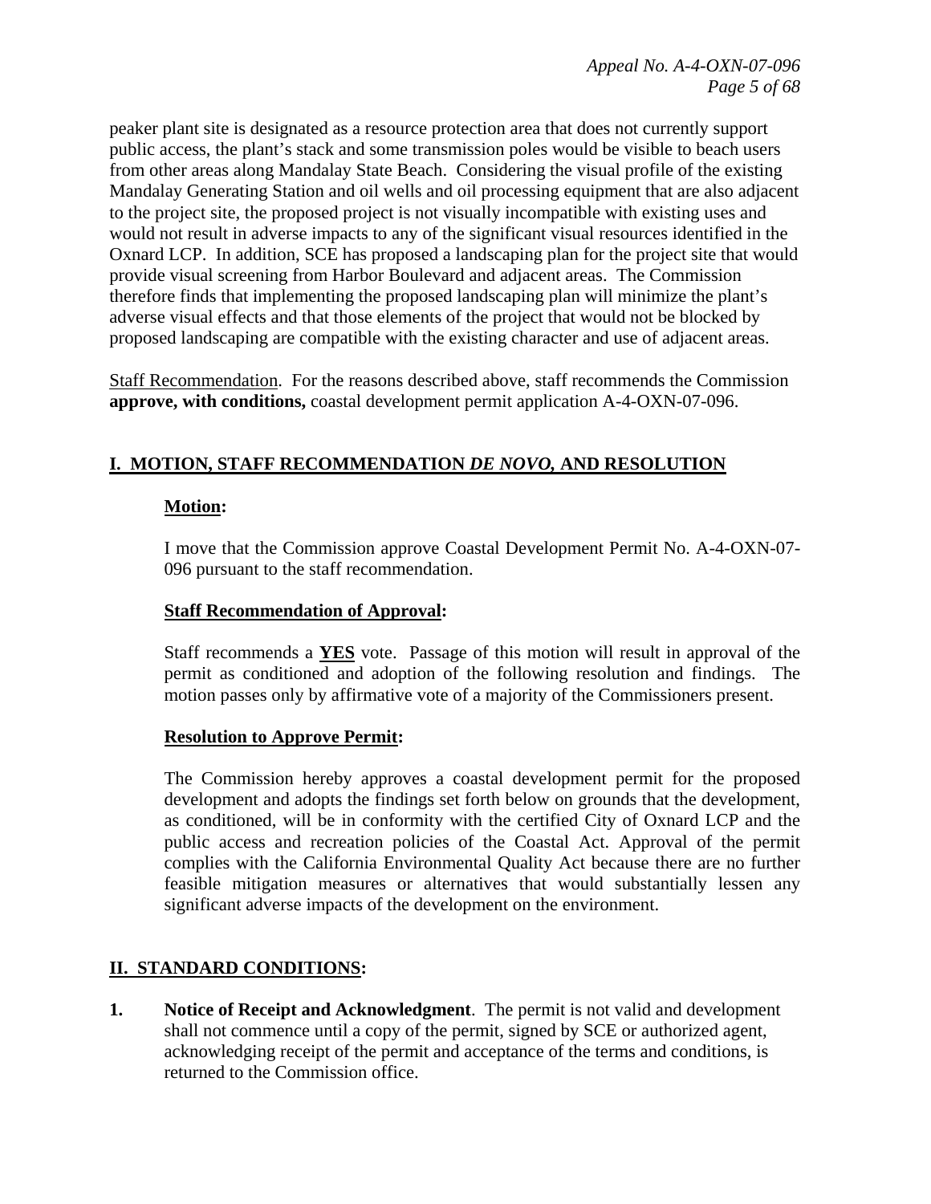peaker plant site is designated as a resource protection area that does not currently support public access, the plant's stack and some transmission poles would be visible to beach users from other areas along Mandalay State Beach. Considering the visual profile of the existing Mandalay Generating Station and oil wells and oil processing equipment that are also adjacent to the project site, the proposed project is not visually incompatible with existing uses and would not result in adverse impacts to any of the significant visual resources identified in the Oxnard LCP. In addition, SCE has proposed a landscaping plan for the project site that would provide visual screening from Harbor Boulevard and adjacent areas. The Commission therefore finds that implementing the proposed landscaping plan will minimize the plant's adverse visual effects and that those elements of the project that would not be blocked by proposed landscaping are compatible with the existing character and use of adjacent areas.

Staff Recommendation. For the reasons described above, staff recommends the Commission **approve, with conditions,** coastal development permit application A-4-OXN-07-096.

## I. MOTION, STAFF RECOMMENDATION *DE NOVO,* AND RESOLUTION

**Motion:**

I move that the Commission approve Coastal Development Permit No. A-4-OXN-07-096 pursuant to the staff recommendation.

**Staff Recommendation of Approval:**

Staff recommends a **YES** vote. Passage of this motion will result in approval of the permit as conditioned and adoption of the following resolution and findings. The motion passes only by affirmative vote of a majority of the Commissioners present.

**Resolution to Approve Permit:**

The Commission hereby approves a coastal development permit for the proposed development and adopts the findings set forth below on grounds that the development, as conditioned, will be in conformity with the certified City of Oxnard LCP and the public access and recreation policies of the Coastal Act. Approval of the permit complies with the California Environmental Quality Act because there are no further feasible mitigation measures or alternatives that would substantially lessen any significant adverse impacts of the development on the environment.

## II. STANDARD CONDITIONS:

1. **Notice of Receipt and Acknowledgment**. The permit is not valid and development shall not commence until a copy of the permit, signed by SCE or authorized agent, acknowledging receipt of the permit and acceptance of the terms and conditions, is returned to the Commission office.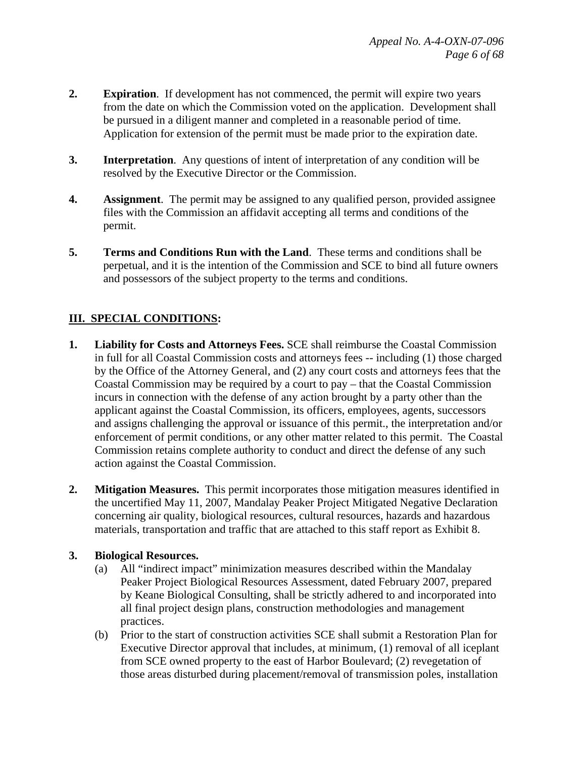**2. Expiration**. If development has not commenced, the permit will expire two years from the date on which the Commission voted on the application. Development shall be pursued in a diligent manner and completed in a reasonable period of time. Application for extension of the permit must be made prior to the expiration date.

**3. Interpretation**. Any questions of intent of interpretation of any condition will be resolved by the Executive Director or the Commission.

**4. Assignment**. The permit may be assigned to any qualified person, provided assignee files with the Commission an affidavit accepting all terms and conditions of the permit.

**5. Terms and Conditions Run with the Land**. These terms and conditions shall be perpetual, and it is the intention of the Commission and SCE to bind all future owners and possessors of the subject property to the terms and conditions.

## III. SPECIAL CONDITIONS:

**1. Liability for Costs and Attorneys Fees.** SCE shall reimburse the Coastal Commission in full for all Coastal Commission costs and attorneys fees -- including (1) those charged by the Office of the Attorney General, and (2) any court costs and attorneys fees that the Coastal Commission may be required by a court to pay – that the Coastal Commission incurs in connection with the defense of any action brought by a party other than the applicant against the Coastal Commission, its officers, employees, agents, successors and assigns challenging the approval or issuance of this permit., the interpretation and/or enforcement of permit conditions, or any other matter related to this permit. The Coastal Commission retains complete authority to conduct and direct the defense of any such action against the Coastal Commission.

**2. Mitigation Measures.** This permit incorporates those mitigation measures identified in the uncertified May 11, 2007, Mandalay Peaker Project Mitigated Negative Declaration concerning air quality, biological resources, cultural resources, hazards and hazardous materials, transportation and traffic that are attached to this staff report as Exhibit 8.

**3. Biological Resources.**

(a) All "indirect impact" minimization measures described within the Mandalay Peaker Project Biological Resources Assessment, dated February 2007, prepared by Keane Biological Consulting, shall be strictly adhered to and incorporated into all final project design plans, construction methodologies and management practices.

(b) Prior to the start of construction activities SCE shall submit a Restoration Plan for Executive Director approval that includes, at minimum, (1) removal of all iceplant from SCE owned property to the east of Harbor Boulevard; (2) revegetation of those areas disturbed during placement/removal of transmission poles, installation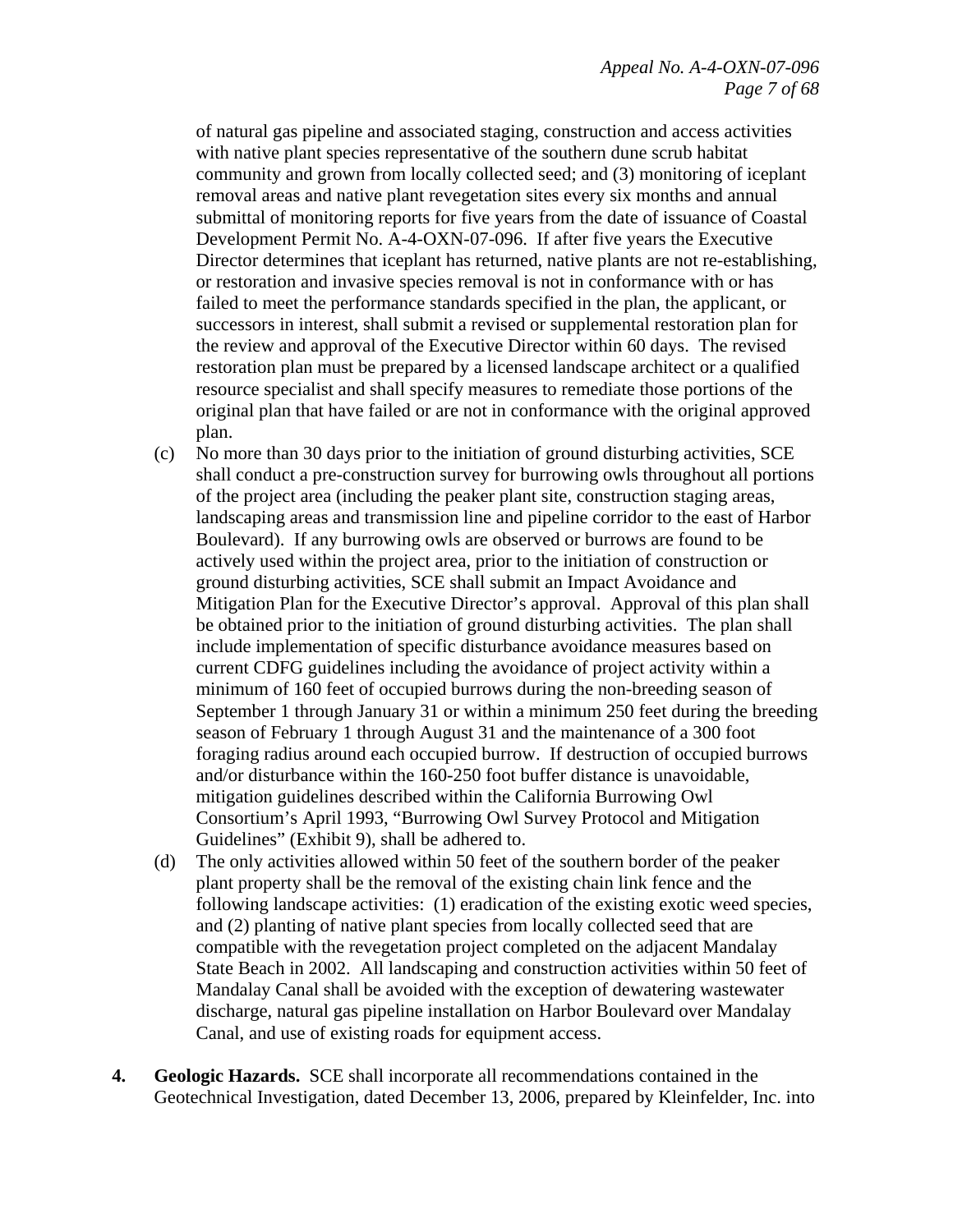of natural gas pipeline and associated staging, construction and access activities with native plant species representative of the southern dune scrub habitat community and grown from locally collected seed; and (3) monitoring of iceplant removal areas and native plant revegetation sites every six months and annual submittal of monitoring reports for five years from the date of issuance of Coastal Development Permit No. A-4-OXN-07-096. If after five years the Executive Director determines that iceplant has returned, native plants are not re-establishing, or restoration and invasive species removal is not in conformance with or has failed to meet the performance standards specified in the plan, the applicant, or successors in interest, shall submit a revised or supplemental restoration plan for the review and approval of the Executive Director within 60 days. The revised restoration plan must be prepared by a licensed landscape architect or a qualified resource specialist and shall specify measures to remediate those portions of the original plan that have failed or are not in conformance with the original approved plan.

(c) No more than 30 days prior to the initiation of ground disturbing activities, SCE shall conduct a pre-construction survey for burrowing owls throughout all portions of the project area (including the peaker plant site, construction staging areas, landscaping areas and transmission line and pipeline corridor to the east of Harbor Boulevard). If any burrowing owls are observed or burrows are found to be actively used within the project area, prior to the initiation of construction or ground disturbing activities, SCE shall submit an Impact Avoidance and Mitigation Plan for the Executive Director's approval. Approval of this plan shall be obtained prior to the initiation of ground disturbing activities. The plan shall include implementation of specific disturbance avoidance measures based on current CDFG guidelines including the avoidance of project activity within a minimum of 160 feet of occupied burrows during the non-breeding season of September 1 through January 31 or within a minimum 250 feet during the breeding season of February 1 through August 31 and the maintenance of a 300 foot foraging radius around each occupied burrow. If destruction of occupied burrows and/or disturbance within the 160-250 foot buffer distance is unavoidable, mitigation guidelines described within the California Burrowing Owl Consortium's April 1993, "Burrowing Owl Survey Protocol and Mitigation Guidelines" (Exhibit 9), shall be adhered to.

(d) The only activities allowed within 50 feet of the southern border of the peaker plant property shall be the removal of the existing chain link fence and the following landscape activities: (1) eradication of the existing exotic weed species, and (2) planting of native plant species from locally collected seed that are compatible with the revegetation project completed on the adjacent Mandalay State Beach in 2002. All landscaping and construction activities within 50 feet of Mandalay Canal shall be avoided with the exception of dewatering wastewater discharge, natural gas pipeline installation on Harbor Boulevard over Mandalay Canal, and use of existing roads for equipment access.

**4. Geologic Hazards.** SCE shall incorporate all recommendations contained in the Geotechnical Investigation, dated December 13, 2006, prepared by Kleinfelder, Inc. into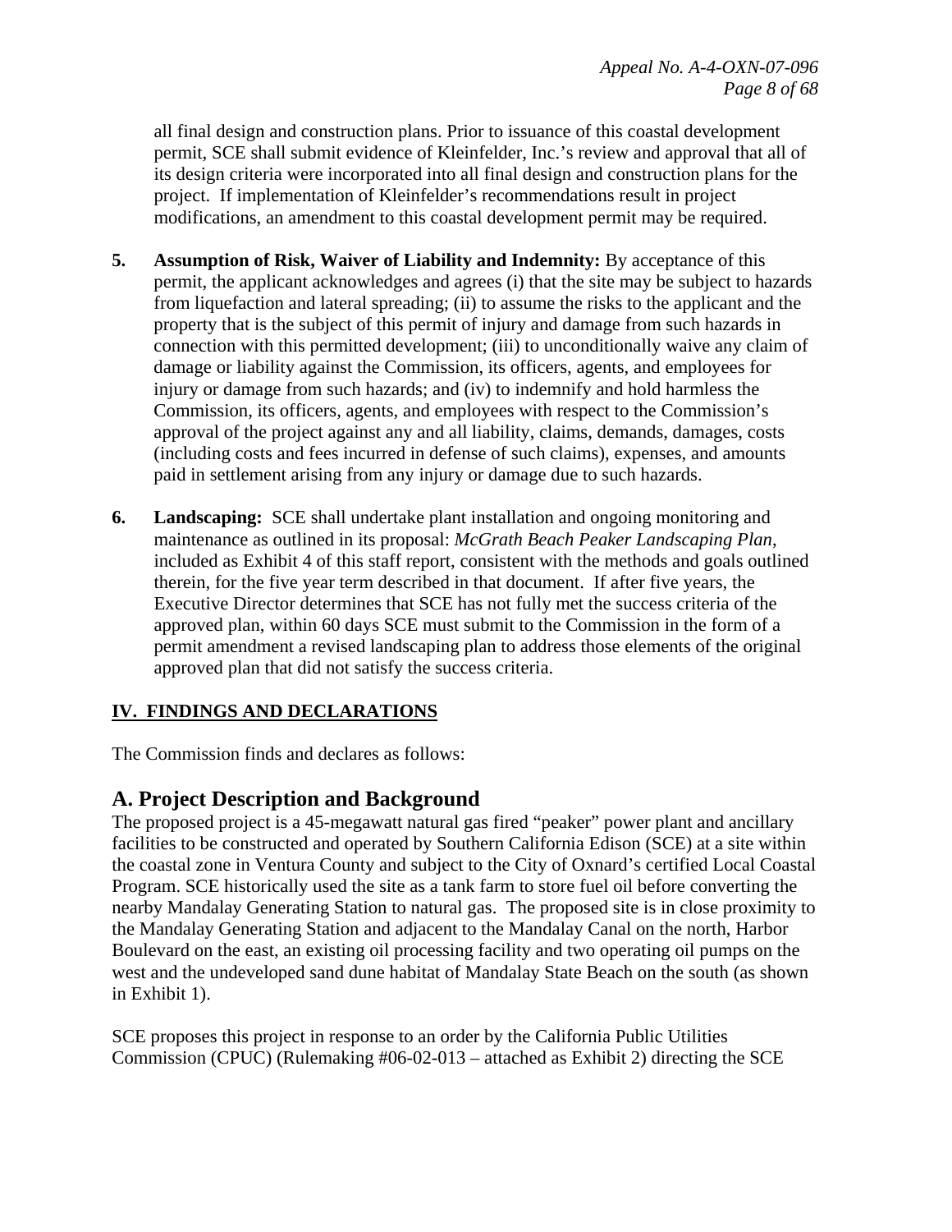all final design and construction plans. Prior to issuance of this coastal development permit, SCE shall submit evidence of Kleinfelder, Inc.'s review and approval that all of its design criteria were incorporated into all final design and construction plans for the project. If implementation of Kleinfelder's recommendations result in project modifications, an amendment to this coastal development permit may be required.

5. **Assumption of Risk, Waiver of Liability and Indemnity:** By acceptance of this permit, the applicant acknowledges and agrees (i) that the site may be subject to hazards from liquefaction and lateral spreading; (ii) to assume the risks to the applicant and the property that is the subject of this permit of injury and damage from such hazards in connection with this permitted development; (iii) to unconditionally waive any claim of damage or liability against the Commission, its officers, agents, and employees for injury or damage from such hazards; and (iv) to indemnify and hold harmless the Commission, its officers, agents, and employees with respect to the Commission's approval of the project against any and all liability, claims, demands, damages, costs (including costs and fees incurred in defense of such claims), expenses, and amounts paid in settlement arising from any injury or damage due to such hazards.

6. **Landscaping:** SCE shall undertake plant installation and ongoing monitoring and maintenance as outlined in its proposal: *McGrath Beach Peaker Landscaping Plan*, included as Exhibit 4 of this staff report, consistent with the methods and goals outlined therein, for the five year term described in that document. If after five years, the Executive Director determines that SCE has not fully met the success criteria of the approved plan, within 60 days SCE must submit to the Commission in the form of a permit amendment a revised landscaping plan to address those elements of the original approved plan that did not satisfy the success criteria.

## IV. FINDINGS AND DECLARATIONS

The Commission finds and declares as follows:

### A. Project Description and Background

The proposed project is a 45-megawatt natural gas fired "peaker" power plant and ancillary facilities to be constructed and operated by Southern California Edison (SCE) at a site within the coastal zone in Ventura County and subject to the City of Oxnard's certified Local Coastal Program. SCE historically used the site as a tank farm to store fuel oil before converting the nearby Mandalay Generating Station to natural gas. The proposed site is in close proximity to the Mandalay Generating Station and adjacent to the Mandalay Canal on the north, Harbor Boulevard on the east, an existing oil processing facility and two operating oil pumps on the west and the undeveloped sand dune habitat of Mandalay State Beach on the south (as shown in Exhibit 1).

SCE proposes this project in response to an order by the California Public Utilities Commission (CPUC) (Rulemaking #06-02-013 – attached as Exhibit 2) directing the SCE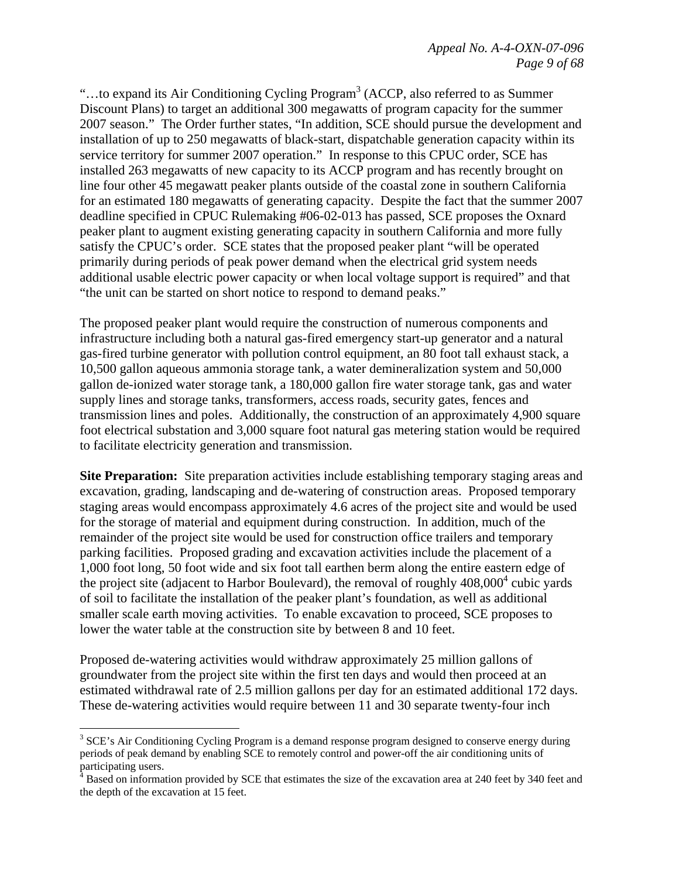"…to expand its Air Conditioning Cycling Program[3] (ACCP, also referred to as Summer Discount Plans) to target an additional 300 megawatts of program capacity for the summer 2007 season." The Order further states, "In addition, SCE should pursue the development and installation of up to 250 megawatts of black-start, dispatchable generation capacity within its service territory for summer 2007 operation." In response to this CPUC order, SCE has installed 263 megawatts of new capacity to its ACCP program and has recently brought on line four other 45 megawatt peaker plants outside of the coastal zone in southern California for an estimated 180 megawatts of generating capacity. Despite the fact that the summer 2007 deadline specified in CPUC Rulemaking #06-02-013 has passed, SCE proposes the Oxnard peaker plant to augment existing generating capacity in southern California and more fully satisfy the CPUC's order. SCE states that the proposed peaker plant "will be operated primarily during periods of peak power demand when the electrical grid system needs additional usable electric power capacity or when local voltage support is required" and that "the unit can be started on short notice to respond to demand peaks."

The proposed peaker plant would require the construction of numerous components and infrastructure including both a natural gas-fired emergency start-up generator and a natural gas-fired turbine generator with pollution control equipment, an 80 foot tall exhaust stack, a 10,500 gallon aqueous ammonia storage tank, a water demineralization system and 50,000 gallon de-ionized water storage tank, a 180,000 gallon fire water storage tank, gas and water supply lines and storage tanks, transformers, access roads, security gates, fences and transmission lines and poles. Additionally, the construction of an approximately 4,900 square foot electrical substation and 3,000 square foot natural gas metering station would be required to facilitate electricity generation and transmission.

**Site Preparation:** Site preparation activities include establishing temporary staging areas and excavation, grading, landscaping and de-watering of construction areas. Proposed temporary staging areas would encompass approximately 4.6 acres of the project site and would be used for the storage of material and equipment during construction. In addition, much of the remainder of the project site would be used for construction office trailers and temporary parking facilities. Proposed grading and excavation activities include the placement of a 1,000 foot long, 50 foot wide and six foot tall earthen berm along the entire eastern edge of the project site (adjacent to Harbor Boulevard), the removal of roughly 408,000[4] cubic yards of soil to facilitate the installation of the peaker plant's foundation, as well as additional smaller scale earth moving activities. To enable excavation to proceed, SCE proposes to lower the water table at the construction site by between 8 and 10 feet.

Proposed de-watering activities would withdraw approximately 25 million gallons of groundwater from the project site within the first ten days and would then proceed at an estimated withdrawal rate of 2.5 million gallons per day for an estimated additional 172 days. These de-watering activities would require between 11 and 30 separate twenty-four inch

---

[3] SCE's Air Conditioning Cycling Program is a demand response program designed to conserve energy during periods of peak demand by enabling SCE to remotely control and power-off the air conditioning units of participating users.

[4] Based on information provided by SCE that estimates the size of the excavation area at 240 feet by 340 feet and the depth of the excavation at 15 feet.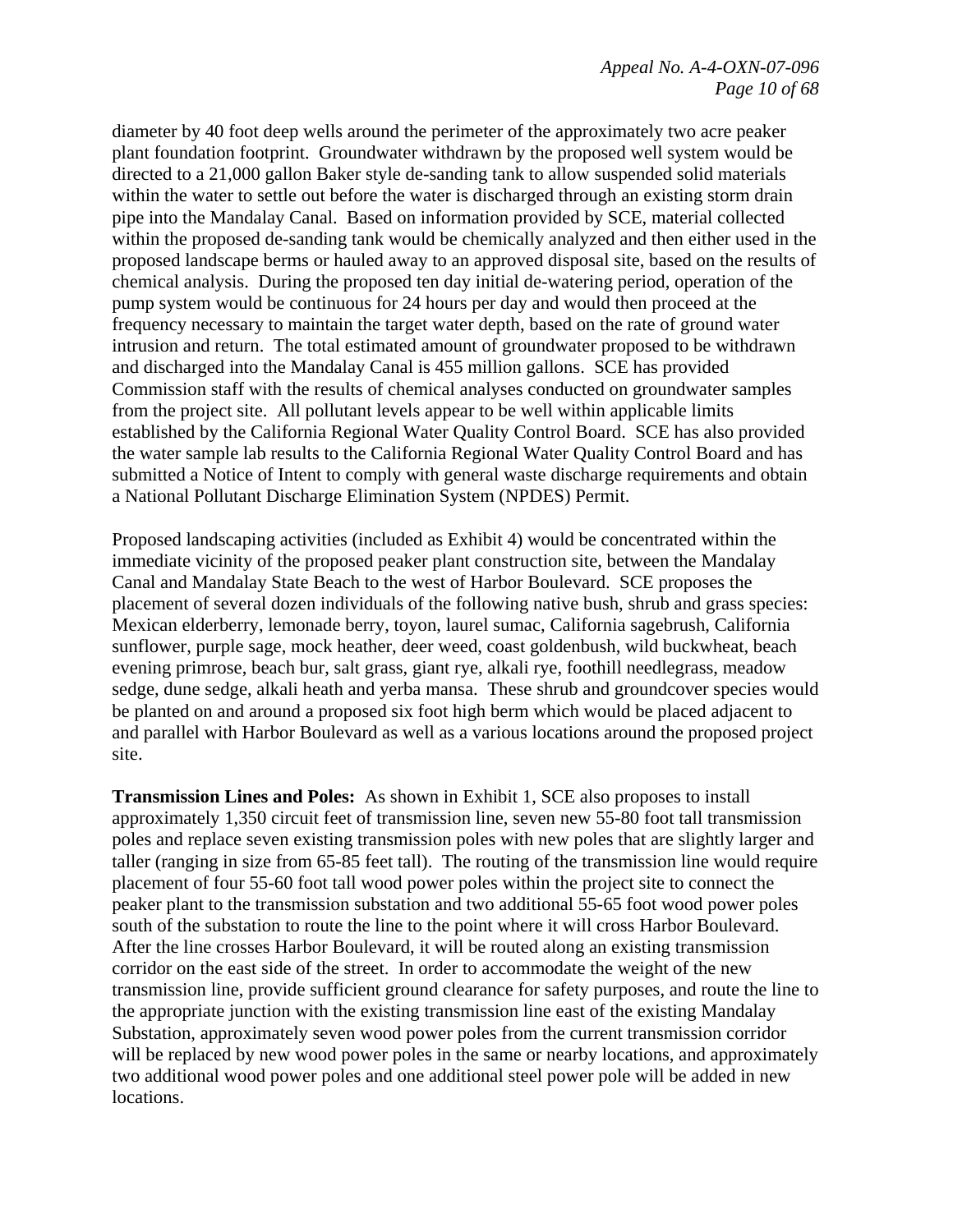diameter by 40 foot deep wells around the perimeter of the approximately two acre peaker plant foundation footprint. Groundwater withdrawn by the proposed well system would be directed to a 21,000 gallon Baker style de-sanding tank to allow suspended solid materials within the water to settle out before the water is discharged through an existing storm drain pipe into the Mandalay Canal. Based on information provided by SCE, material collected within the proposed de-sanding tank would be chemically analyzed and then either used in the proposed landscape berms or hauled away to an approved disposal site, based on the results of chemical analysis. During the proposed ten day initial de-watering period, operation of the pump system would be continuous for 24 hours per day and would then proceed at the frequency necessary to maintain the target water depth, based on the rate of ground water intrusion and return. The total estimated amount of groundwater proposed to be withdrawn and discharged into the Mandalay Canal is 455 million gallons. SCE has provided Commission staff with the results of chemical analyses conducted on groundwater samples from the project site. All pollutant levels appear to be well within applicable limits established by the California Regional Water Quality Control Board. SCE has also provided the water sample lab results to the California Regional Water Quality Control Board and has submitted a Notice of Intent to comply with general waste discharge requirements and obtain a National Pollutant Discharge Elimination System (NPDES) Permit.

Proposed landscaping activities (included as Exhibit 4) would be concentrated within the immediate vicinity of the proposed peaker plant construction site, between the Mandalay Canal and Mandalay State Beach to the west of Harbor Boulevard. SCE proposes the placement of several dozen individuals of the following native bush, shrub and grass species: Mexican elderberry, lemonade berry, toyon, laurel sumac, California sagebrush, California sunflower, purple sage, mock heather, deer weed, coast goldenbush, wild buckwheat, beach evening primrose, beach bur, salt grass, giant rye, alkali rye, foothill needlegrass, meadow sedge, dune sedge, alkali heath and yerba mansa. These shrub and groundcover species would be planted on and around a proposed six foot high berm which would be placed adjacent to and parallel with Harbor Boulevard as well as a various locations around the proposed project site.

**Transmission Lines and Poles:** As shown in Exhibit 1, SCE also proposes to install approximately 1,350 circuit feet of transmission line, seven new 55-80 foot tall transmission poles and replace seven existing transmission poles with new poles that are slightly larger and taller (ranging in size from 65-85 feet tall). The routing of the transmission line would require placement of four 55-60 foot tall wood power poles within the project site to connect the peaker plant to the transmission substation and two additional 55-65 foot wood power poles south of the substation to route the line to the point where it will cross Harbor Boulevard. After the line crosses Harbor Boulevard, it will be routed along an existing transmission corridor on the east side of the street. In order to accommodate the weight of the new transmission line, provide sufficient ground clearance for safety purposes, and route the line to the appropriate junction with the existing transmission line east of the existing Mandalay Substation, approximately seven wood power poles from the current transmission corridor will be replaced by new wood power poles in the same or nearby locations, and approximately two additional wood power poles and one additional steel power pole will be added in new locations.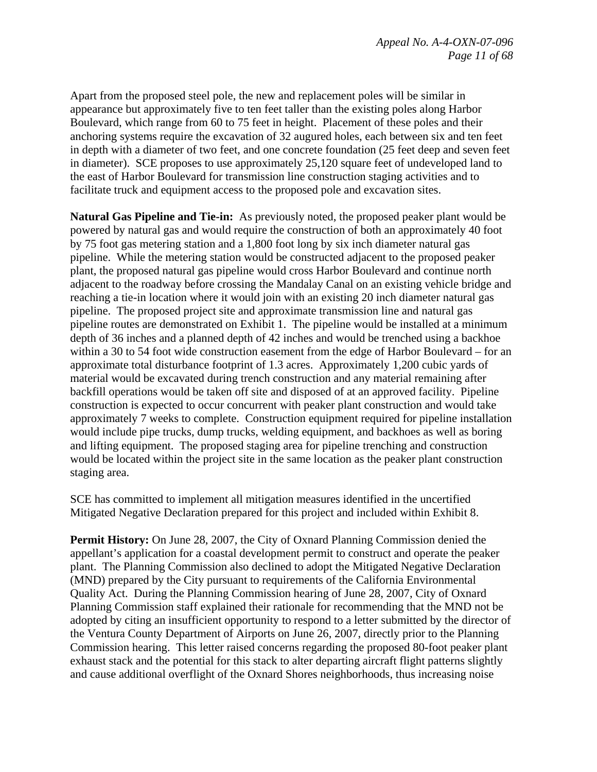Apart from the proposed steel pole, the new and replacement poles will be similar in appearance but approximately five to ten feet taller than the existing poles along Harbor Boulevard, which range from 60 to 75 feet in height. Placement of these poles and their anchoring systems require the excavation of 32 augured holes, each between six and ten feet in depth with a diameter of two feet, and one concrete foundation (25 feet deep and seven feet in diameter). SCE proposes to use approximately 25,120 square feet of undeveloped land to the east of Harbor Boulevard for transmission line construction staging activities and to facilitate truck and equipment access to the proposed pole and excavation sites.

**Natural Gas Pipeline and Tie-in:** As previously noted, the proposed peaker plant would be powered by natural gas and would require the construction of both an approximately 40 foot by 75 foot gas metering station and a 1,800 foot long by six inch diameter natural gas pipeline. While the metering station would be constructed adjacent to the proposed peaker plant, the proposed natural gas pipeline would cross Harbor Boulevard and continue north adjacent to the roadway before crossing the Mandalay Canal on an existing vehicle bridge and reaching a tie-in location where it would join with an existing 20 inch diameter natural gas pipeline. The proposed project site and approximate transmission line and natural gas pipeline routes are demonstrated on Exhibit 1. The pipeline would be installed at a minimum depth of 36 inches and a planned depth of 42 inches and would be trenched using a backhoe within a 30 to 54 foot wide construction easement from the edge of Harbor Boulevard – for an approximate total disturbance footprint of 1.3 acres. Approximately 1,200 cubic yards of material would be excavated during trench construction and any material remaining after backfill operations would be taken off site and disposed of at an approved facility. Pipeline construction is expected to occur concurrent with peaker plant construction and would take approximately 7 weeks to complete. Construction equipment required for pipeline installation would include pipe trucks, dump trucks, welding equipment, and backhoes as well as boring and lifting equipment. The proposed staging area for pipeline trenching and construction would be located within the project site in the same location as the peaker plant construction staging area.

SCE has committed to implement all mitigation measures identified in the uncertified Mitigated Negative Declaration prepared for this project and included within Exhibit 8.

**Permit History:** On June 28, 2007, the City of Oxnard Planning Commission denied the appellant's application for a coastal development permit to construct and operate the peaker plant. The Planning Commission also declined to adopt the Mitigated Negative Declaration (MND) prepared by the City pursuant to requirements of the California Environmental Quality Act. During the Planning Commission hearing of June 28, 2007, City of Oxnard Planning Commission staff explained their rationale for recommending that the MND not be adopted by citing an insufficient opportunity to respond to a letter submitted by the director of the Ventura County Department of Airports on June 26, 2007, directly prior to the Planning Commission hearing. This letter raised concerns regarding the proposed 80-foot peaker plant exhaust stack and the potential for this stack to alter departing aircraft flight patterns slightly and cause additional overflight of the Oxnard Shores neighborhoods, thus increasing noise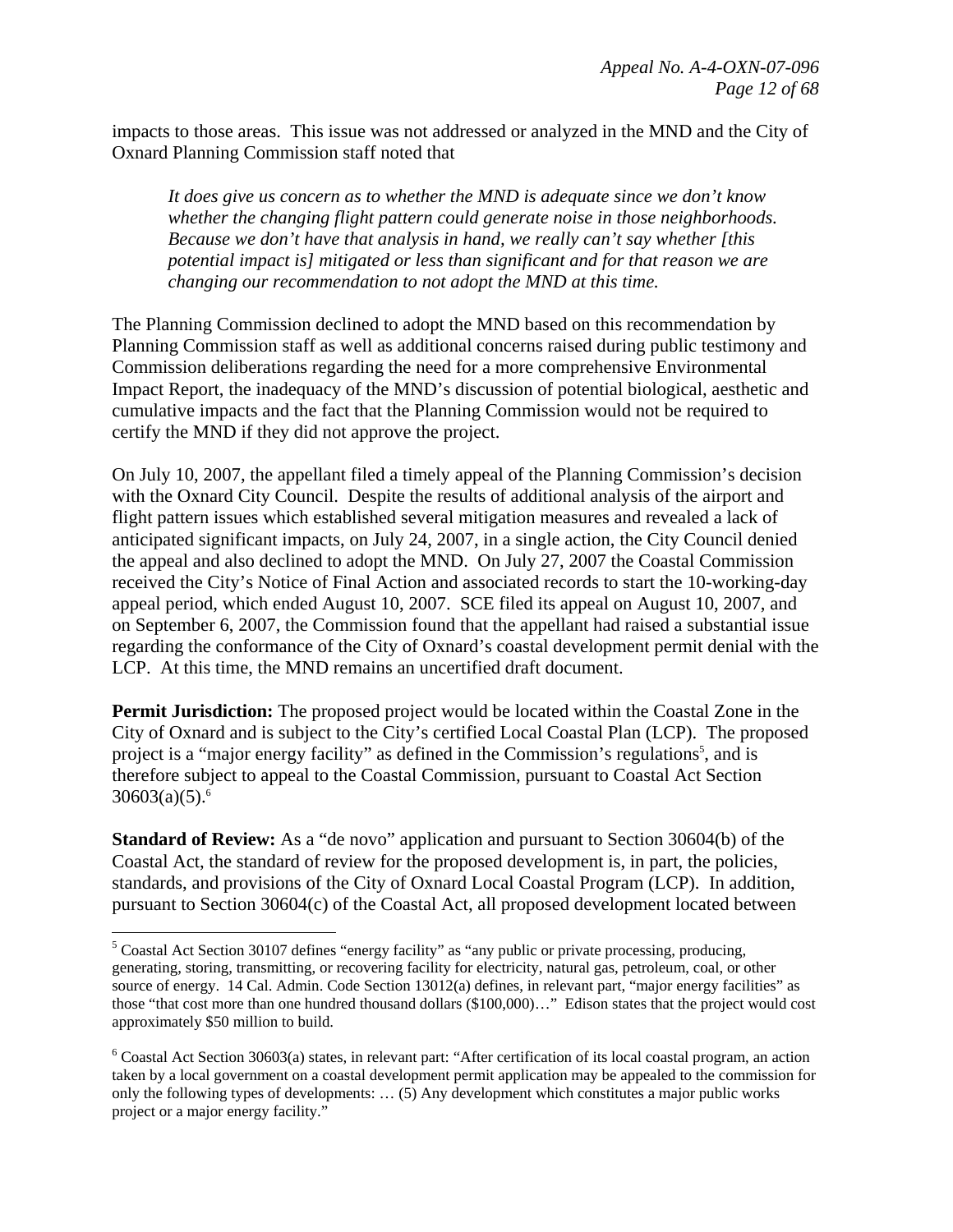impacts to those areas. This issue was not addressed or analyzed in the MND and the City of Oxnard Planning Commission staff noted that

> *It does give us concern as to whether the MND is adequate since we don't know whether the changing flight pattern could generate noise in those neighborhoods. Because we don't have that analysis in hand, we really can't say whether [this potential impact is] mitigated or less than significant and for that reason we are changing our recommendation to not adopt the MND at this time.*

The Planning Commission declined to adopt the MND based on this recommendation by Planning Commission staff as well as additional concerns raised during public testimony and Commission deliberations regarding the need for a more comprehensive Environmental Impact Report, the inadequacy of the MND's discussion of potential biological, aesthetic and cumulative impacts and the fact that the Planning Commission would not be required to certify the MND if they did not approve the project.

On July 10, 2007, the appellant filed a timely appeal of the Planning Commission's decision with the Oxnard City Council. Despite the results of additional analysis of the airport and flight pattern issues which established several mitigation measures and revealed a lack of anticipated significant impacts, on July 24, 2007, in a single action, the City Council denied the appeal and also declined to adopt the MND. On July 27, 2007 the Coastal Commission received the City's Notice of Final Action and associated records to start the 10-working-day appeal period, which ended August 10, 2007. SCE filed its appeal on August 10, 2007, and on September 6, 2007, the Commission found that the appellant had raised a substantial issue regarding the conformance of the City of Oxnard's coastal development permit denial with the LCP. At this time, the MND remains an uncertified draft document.

**Permit Jurisdiction:** The proposed project would be located within the Coastal Zone in the City of Oxnard and is subject to the City's certified Local Coastal Plan (LCP). The proposed project is a "major energy facility" as defined in the Commission's regulations[5], and is therefore subject to appeal to the Coastal Commission, pursuant to Coastal Act Section 30603(a)(5).[6]

**Standard of Review:** As a "de novo" application and pursuant to Section 30604(b) of the Coastal Act, the standard of review for the proposed development is, in part, the policies, standards, and provisions of the City of Oxnard Local Coastal Program (LCP). In addition, pursuant to Section 30604(c) of the Coastal Act, all proposed development located between

---

[5] Coastal Act Section 30107 defines "energy facility" as "any public or private processing, producing, generating, storing, transmitting, or recovering facility for electricity, natural gas, petroleum, coal, or other source of energy. 14 Cal. Admin. Code Section 13012(a) defines, in relevant part, "major energy facilities" as those "that cost more than one hundred thousand dollars ($100,000)…" Edison states that the project would cost approximately $50 million to build.

[6] Coastal Act Section 30603(a) states, in relevant part: "After certification of its local coastal program, an action taken by a local government on a coastal development permit application may be appealed to the commission for only the following types of developments: … (5) Any development which constitutes a major public works project or a major energy facility."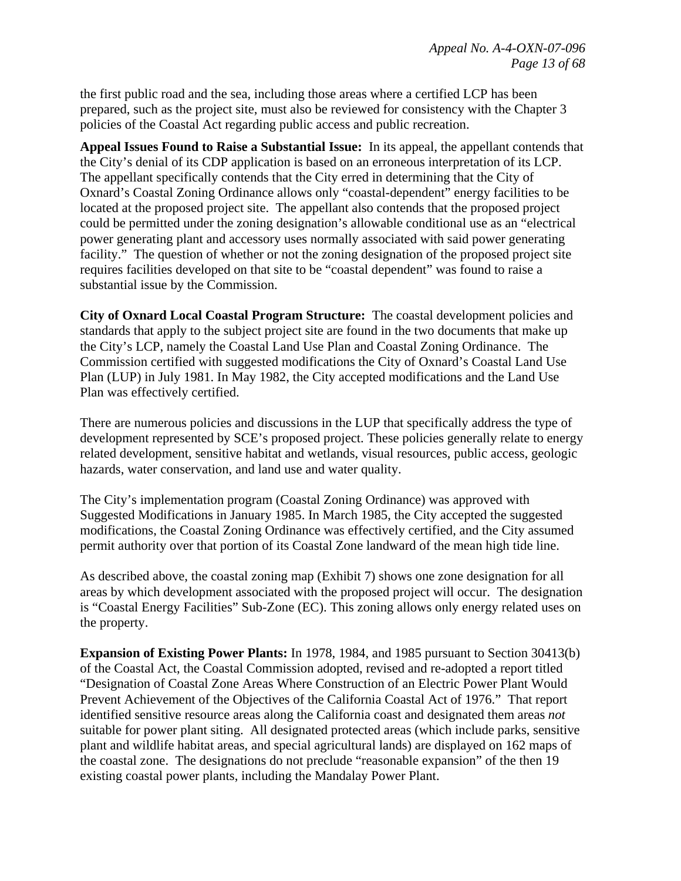the first public road and the sea, including those areas where a certified LCP has been prepared, such as the project site, must also be reviewed for consistency with the Chapter 3 policies of the Coastal Act regarding public access and public recreation.

**Appeal Issues Found to Raise a Substantial Issue:** In its appeal, the appellant contends that the City's denial of its CDP application is based on an erroneous interpretation of its LCP. The appellant specifically contends that the City erred in determining that the City of Oxnard's Coastal Zoning Ordinance allows only "coastal-dependent" energy facilities to be located at the proposed project site. The appellant also contends that the proposed project could be permitted under the zoning designation's allowable conditional use as an "electrical power generating plant and accessory uses normally associated with said power generating facility." The question of whether or not the zoning designation of the proposed project site requires facilities developed on that site to be "coastal dependent" was found to raise a substantial issue by the Commission.

**City of Oxnard Local Coastal Program Structure:** The coastal development policies and standards that apply to the subject project site are found in the two documents that make up the City's LCP, namely the Coastal Land Use Plan and Coastal Zoning Ordinance. The Commission certified with suggested modifications the City of Oxnard's Coastal Land Use Plan (LUP) in July 1981. In May 1982, the City accepted modifications and the Land Use Plan was effectively certified.

There are numerous policies and discussions in the LUP that specifically address the type of development represented by SCE's proposed project. These policies generally relate to energy related development, sensitive habitat and wetlands, visual resources, public access, geologic hazards, water conservation, and land use and water quality.

The City's implementation program (Coastal Zoning Ordinance) was approved with Suggested Modifications in January 1985. In March 1985, the City accepted the suggested modifications, the Coastal Zoning Ordinance was effectively certified, and the City assumed permit authority over that portion of its Coastal Zone landward of the mean high tide line.

As described above, the coastal zoning map (Exhibit 7) shows one zone designation for all areas by which development associated with the proposed project will occur. The designation is "Coastal Energy Facilities" Sub-Zone (EC). This zoning allows only energy related uses on the property.

**Expansion of Existing Power Plants:** In 1978, 1984, and 1985 pursuant to Section 30413(b) of the Coastal Act, the Coastal Commission adopted, revised and re-adopted a report titled "Designation of Coastal Zone Areas Where Construction of an Electric Power Plant Would Prevent Achievement of the Objectives of the California Coastal Act of 1976." That report identified sensitive resource areas along the California coast and designated them areas *not* suitable for power plant siting. All designated protected areas (which include parks, sensitive plant and wildlife habitat areas, and special agricultural lands) are displayed on 162 maps of the coastal zone. The designations do not preclude "reasonable expansion" of the then 19 existing coastal power plants, including the Mandalay Power Plant.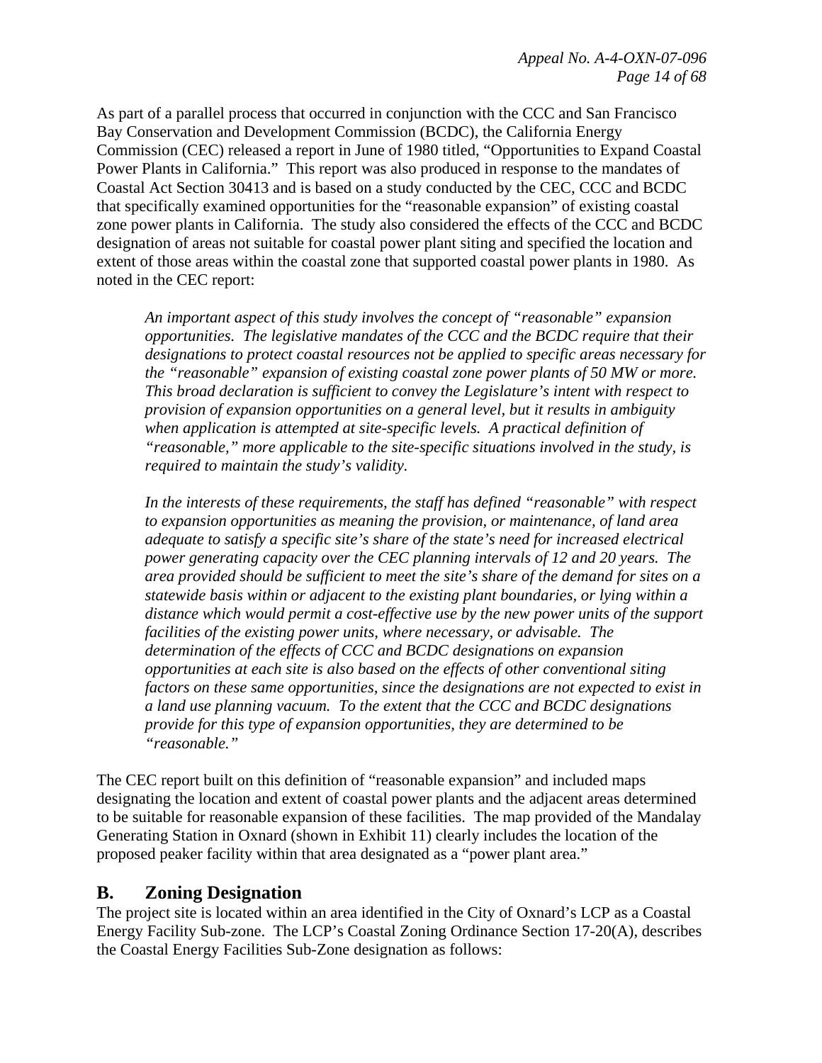As part of a parallel process that occurred in conjunction with the CCC and San Francisco Bay Conservation and Development Commission (BCDC), the California Energy Commission (CEC) released a report in June of 1980 titled, "Opportunities to Expand Coastal Power Plants in California." This report was also produced in response to the mandates of Coastal Act Section 30413 and is based on a study conducted by the CEC, CCC and BCDC that specifically examined opportunities for the "reasonable expansion" of existing coastal zone power plants in California. The study also considered the effects of the CCC and BCDC designation of areas not suitable for coastal power plant siting and specified the location and extent of those areas within the coastal zone that supported coastal power plants in 1980. As noted in the CEC report:

> *An important aspect of this study involves the concept of "reasonable" expansion opportunities. The legislative mandates of the CCC and the BCDC require that their designations to protect coastal resources not be applied to specific areas necessary for the "reasonable" expansion of existing coastal zone power plants of 50 MW or more. This broad declaration is sufficient to convey the Legislature's intent with respect to provision of expansion opportunities on a general level, but it results in ambiguity when application is attempted at site-specific levels. A practical definition of "reasonable," more applicable to the site-specific situations involved in the study, is required to maintain the study's validity.*
>
> *In the interests of these requirements, the staff has defined "reasonable" with respect to expansion opportunities as meaning the provision, or maintenance, of land area adequate to satisfy a specific site's share of the state's need for increased electrical power generating capacity over the CEC planning intervals of 12 and 20 years. The area provided should be sufficient to meet the site's share of the demand for sites on a statewide basis within or adjacent to the existing plant boundaries, or lying within a distance which would permit a cost-effective use by the new power units of the support facilities of the existing power units, where necessary, or advisable. The determination of the effects of CCC and BCDC designations on expansion opportunities at each site is also based on the effects of other conventional siting factors on these same opportunities, since the designations are not expected to exist in a land use planning vacuum. To the extent that the CCC and BCDC designations provide for this type of expansion opportunities, they are determined to be "reasonable."*

The CEC report built on this definition of "reasonable expansion" and included maps designating the location and extent of coastal power plants and the adjacent areas determined to be suitable for reasonable expansion of these facilities. The map provided of the Mandalay Generating Station in Oxnard (shown in Exhibit 11) clearly includes the location of the proposed peaker facility within that area designated as a "power plant area."

## B. Zoning Designation

The project site is located within an area identified in the City of Oxnard's LCP as a Coastal Energy Facility Sub-zone. The LCP's Coastal Zoning Ordinance Section 17-20(A), describes the Coastal Energy Facilities Sub-Zone designation as follows: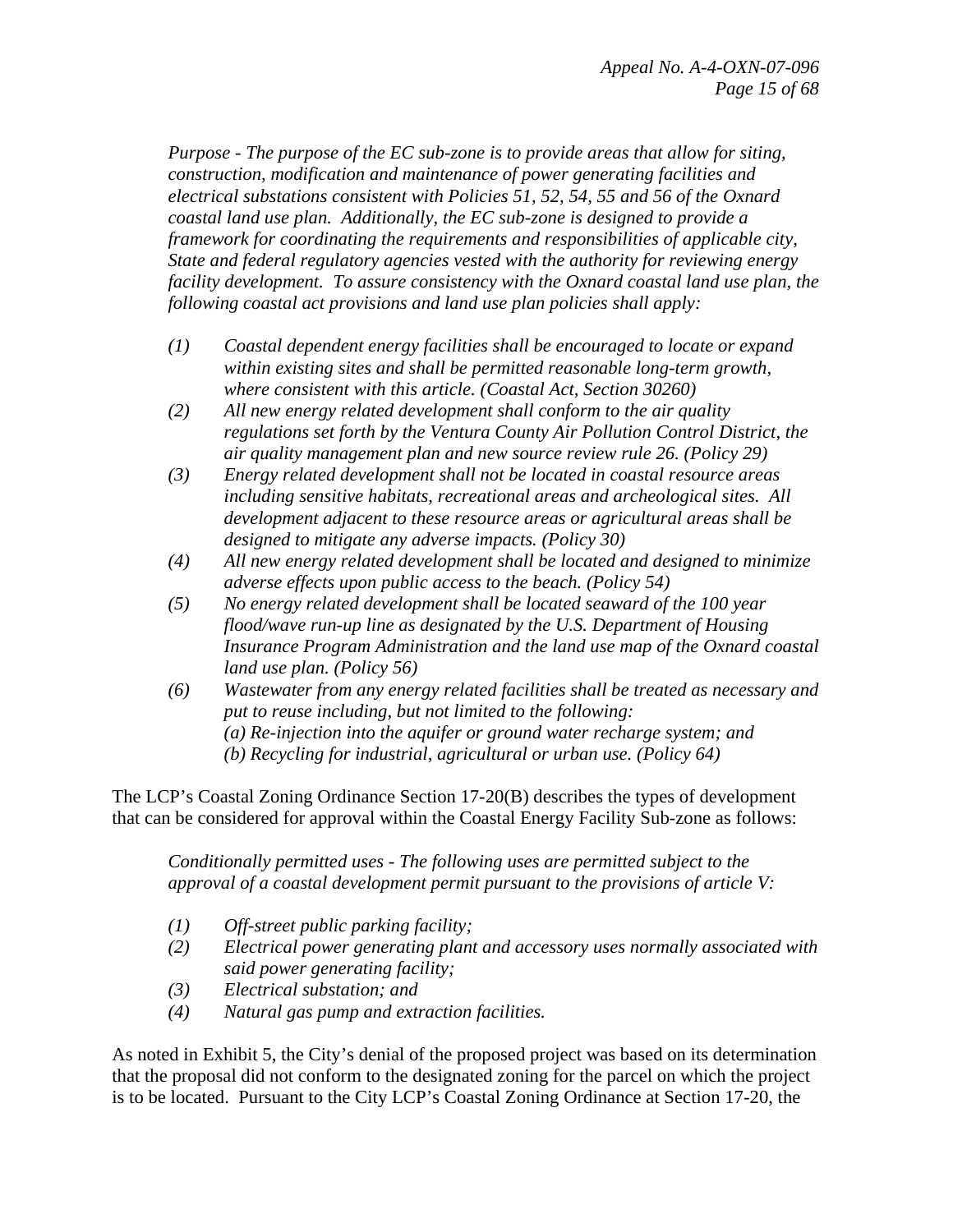*Purpose - The purpose of the EC sub-zone is to provide areas that allow for siting, construction, modification and maintenance of power generating facilities and electrical substations consistent with Policies 51, 52, 54, 55 and 56 of the Oxnard coastal land use plan. Additionally, the EC sub-zone is designed to provide a framework for coordinating the requirements and responsibilities of applicable city, State and federal regulatory agencies vested with the authority for reviewing energy facility development. To assure consistency with the Oxnard coastal land use plan, the following coastal act provisions and land use plan policies shall apply:*

*(1) Coastal dependent energy facilities shall be encouraged to locate or expand within existing sites and shall be permitted reasonable long-term growth, where consistent with this article. (Coastal Act, Section 30260)*

*(2) All new energy related development shall conform to the air quality regulations set forth by the Ventura County Air Pollution Control District, the air quality management plan and new source review rule 26. (Policy 29)*

*(3) Energy related development shall not be located in coastal resource areas including sensitive habitats, recreational areas and archeological sites. All development adjacent to these resource areas or agricultural areas shall be designed to mitigate any adverse impacts. (Policy 30)*

*(4) All new energy related development shall be located and designed to minimize adverse effects upon public access to the beach. (Policy 54)*

*(5) No energy related development shall be located seaward of the 100 year flood/wave run-up line as designated by the U.S. Department of Housing Insurance Program Administration and the land use map of the Oxnard coastal land use plan. (Policy 56)*

*(6) Wastewater from any energy related facilities shall be treated as necessary and put to reuse including, but not limited to the following:*
*(a) Re-injection into the aquifer or ground water recharge system; and*
*(b) Recycling for industrial, agricultural or urban use. (Policy 64)*

The LCP's Coastal Zoning Ordinance Section 17-20(B) describes the types of development that can be considered for approval within the Coastal Energy Facility Sub-zone as follows:

*Conditionally permitted uses - The following uses are permitted subject to the approval of a coastal development permit pursuant to the provisions of article V:*

*(1) Off-street public parking facility;*

*(2) Electrical power generating plant and accessory uses normally associated with said power generating facility;*

*(3) Electrical substation; and*

*(4) Natural gas pump and extraction facilities.*

As noted in Exhibit 5, the City's denial of the proposed project was based on its determination that the proposal did not conform to the designated zoning for the parcel on which the project is to be located. Pursuant to the City LCP's Coastal Zoning Ordinance at Section 17-20, the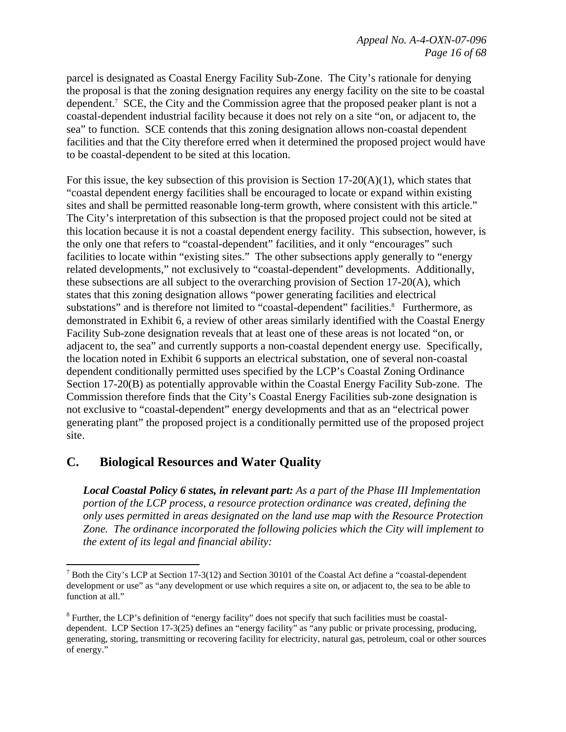parcel is designated as Coastal Energy Facility Sub-Zone. The City's rationale for denying the proposal is that the zoning designation requires any energy facility on the site to be coastal dependent.[7] SCE, the City and the Commission agree that the proposed peaker plant is not a coastal-dependent industrial facility because it does not rely on a site "on, or adjacent to, the sea" to function. SCE contends that this zoning designation allows non-coastal dependent facilities and that the City therefore erred when it determined the proposed project would have to be coastal-dependent to be sited at this location.

For this issue, the key subsection of this provision is Section 17-20(A)(1), which states that "coastal dependent energy facilities shall be encouraged to locate or expand within existing sites and shall be permitted reasonable long-term growth, where consistent with this article." The City's interpretation of this subsection is that the proposed project could not be sited at this location because it is not a coastal dependent energy facility. This subsection, however, is the only one that refers to "coastal-dependent" facilities, and it only "encourages" such facilities to locate within "existing sites." The other subsections apply generally to "energy related developments," not exclusively to "coastal-dependent" developments. Additionally, these subsections are all subject to the overarching provision of Section 17-20(A), which states that this zoning designation allows "power generating facilities and electrical substations" and is therefore not limited to "coastal-dependent" facilities.[8] Furthermore, as demonstrated in Exhibit 6, a review of other areas similarly identified with the Coastal Energy Facility Sub-zone designation reveals that at least one of these areas is not located "on, or adjacent to, the sea" and currently supports a non-coastal dependent energy use. Specifically, the location noted in Exhibit 6 supports an electrical substation, one of several non-coastal dependent conditionally permitted uses specified by the LCP's Coastal Zoning Ordinance Section 17-20(B) as potentially approvable within the Coastal Energy Facility Sub-zone. The Commission therefore finds that the City's Coastal Energy Facilities sub-zone designation is not exclusive to "coastal-dependent" energy developments and that as an "electrical power generating plant" the proposed project is a conditionally permitted use of the proposed project site.

## C. Biological Resources and Water Quality

> ***Local Coastal Policy 6 states, in relevant part:*** *As a part of the Phase III Implementation portion of the LCP process, a resource protection ordinance was created, defining the only uses permitted in areas designated on the land use map with the Resource Protection Zone. The ordinance incorporated the following policies which the City will implement to the extent of its legal and financial ability:*

---

[7] Both the City's LCP at Section 17-3(12) and Section 30101 of the Coastal Act define a "coastal-dependent development or use" as "any development or use which requires a site on, or adjacent to, the sea to be able to function at all."

[8] Further, the LCP's definition of "energy facility" does not specify that such facilities must be coastal-dependent. LCP Section 17-3(25) defines an "energy facility" as "any public or private processing, producing, generating, storing, transmitting or recovering facility for electricity, natural gas, petroleum, coal or other sources of energy."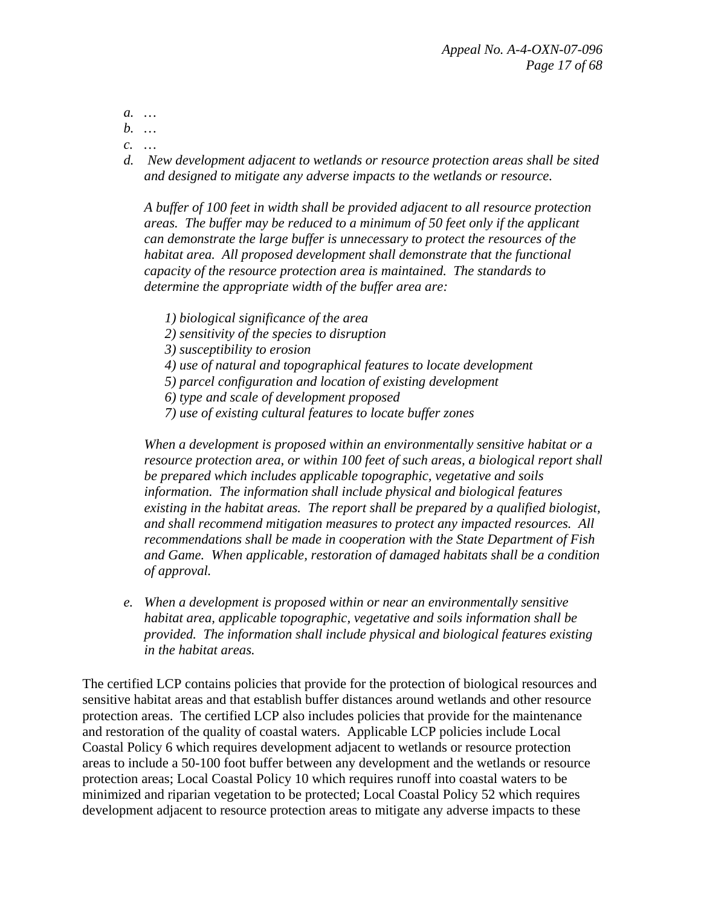*a. …*
*b. …*
*c. …*
*d. New development adjacent to wetlands or resource protection areas shall be sited and designed to mitigate any adverse impacts to the wetlands or resource.*

*A buffer of 100 feet in width shall be provided adjacent to all resource protection areas. The buffer may be reduced to a minimum of 50 feet only if the applicant can demonstrate the large buffer is unnecessary to protect the resources of the habitat area. All proposed development shall demonstrate that the functional capacity of the resource protection area is maintained. The standards to determine the appropriate width of the buffer area are:*

*1) biological significance of the area*
*2) sensitivity of the species to disruption*
*3) susceptibility to erosion*
*4) use of natural and topographical features to locate development*
*5) parcel configuration and location of existing development*
*6) type and scale of development proposed*
*7) use of existing cultural features to locate buffer zones*

*When a development is proposed within an environmentally sensitive habitat or a resource protection area, or within 100 feet of such areas, a biological report shall be prepared which includes applicable topographic, vegetative and soils information. The information shall include physical and biological features existing in the habitat areas. The report shall be prepared by a qualified biologist, and shall recommend mitigation measures to protect any impacted resources. All recommendations shall be made in cooperation with the State Department of Fish and Game. When applicable, restoration of damaged habitats shall be a condition of approval.*

*e. When a development is proposed within or near an environmentally sensitive habitat area, applicable topographic, vegetative and soils information shall be provided. The information shall include physical and biological features existing in the habitat areas.*

The certified LCP contains policies that provide for the protection of biological resources and sensitive habitat areas and that establish buffer distances around wetlands and other resource protection areas. The certified LCP also includes policies that provide for the maintenance and restoration of the quality of coastal waters. Applicable LCP policies include Local Coastal Policy 6 which requires development adjacent to wetlands or resource protection areas to include a 50-100 foot buffer between any development and the wetlands or resource protection areas; Local Coastal Policy 10 which requires runoff into coastal waters to be minimized and riparian vegetation to be protected; Local Coastal Policy 52 which requires development adjacent to resource protection areas to mitigate any adverse impacts to these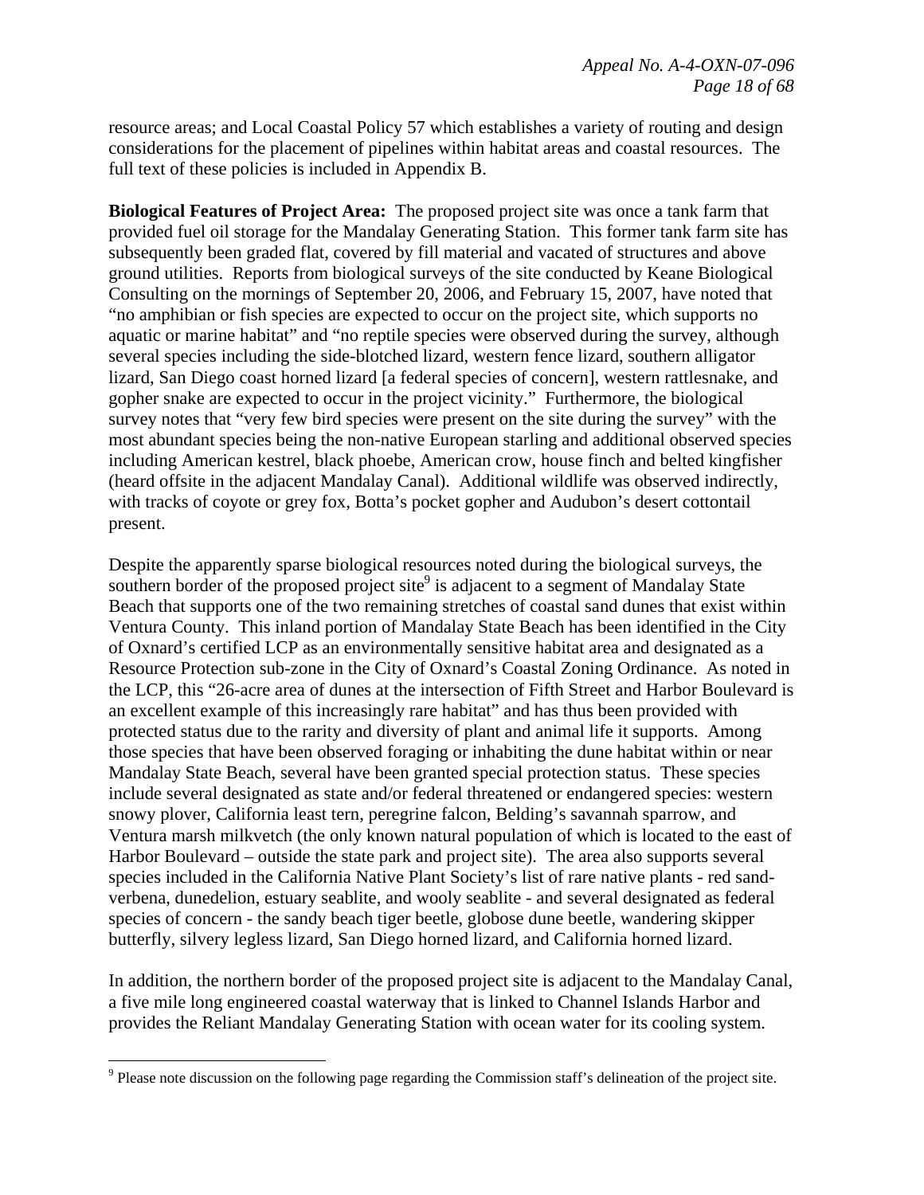resource areas; and Local Coastal Policy 57 which establishes a variety of routing and design considerations for the placement of pipelines within habitat areas and coastal resources. The full text of these policies is included in Appendix B.

**Biological Features of Project Area:** The proposed project site was once a tank farm that provided fuel oil storage for the Mandalay Generating Station. This former tank farm site has subsequently been graded flat, covered by fill material and vacated of structures and above ground utilities. Reports from biological surveys of the site conducted by Keane Biological Consulting on the mornings of September 20, 2006, and February 15, 2007, have noted that "no amphibian or fish species are expected to occur on the project site, which supports no aquatic or marine habitat" and "no reptile species were observed during the survey, although several species including the side-blotched lizard, western fence lizard, southern alligator lizard, San Diego coast horned lizard [a federal species of concern], western rattlesnake, and gopher snake are expected to occur in the project vicinity." Furthermore, the biological survey notes that "very few bird species were present on the site during the survey" with the most abundant species being the non-native European starling and additional observed species including American kestrel, black phoebe, American crow, house finch and belted kingfisher (heard offsite in the adjacent Mandalay Canal). Additional wildlife was observed indirectly, with tracks of coyote or grey fox, Botta's pocket gopher and Audubon's desert cottontail present.

Despite the apparently sparse biological resources noted during the biological surveys, the southern border of the proposed project site[9] is adjacent to a segment of Mandalay State Beach that supports one of the two remaining stretches of coastal sand dunes that exist within Ventura County. This inland portion of Mandalay State Beach has been identified in the City of Oxnard's certified LCP as an environmentally sensitive habitat area and designated as a Resource Protection sub-zone in the City of Oxnard's Coastal Zoning Ordinance. As noted in the LCP, this "26-acre area of dunes at the intersection of Fifth Street and Harbor Boulevard is an excellent example of this increasingly rare habitat" and has thus been provided with protected status due to the rarity and diversity of plant and animal life it supports. Among those species that have been observed foraging or inhabiting the dune habitat within or near Mandalay State Beach, several have been granted special protection status. These species include several designated as state and/or federal threatened or endangered species: western snowy plover, California least tern, peregrine falcon, Belding's savannah sparrow, and Ventura marsh milkvetch (the only known natural population of which is located to the east of Harbor Boulevard – outside the state park and project site). The area also supports several species included in the California Native Plant Society's list of rare native plants - red sand-verbena, dunedelion, estuary seablite, and wooly seablite - and several designated as federal species of concern - the sandy beach tiger beetle, globose dune beetle, wandering skipper butterfly, silvery legless lizard, San Diego horned lizard, and California horned lizard.

In addition, the northern border of the proposed project site is adjacent to the Mandalay Canal, a five mile long engineered coastal waterway that is linked to Channel Islands Harbor and provides the Reliant Mandalay Generating Station with ocean water for its cooling system.

---

[9] Please note discussion on the following page regarding the Commission staff's delineation of the project site.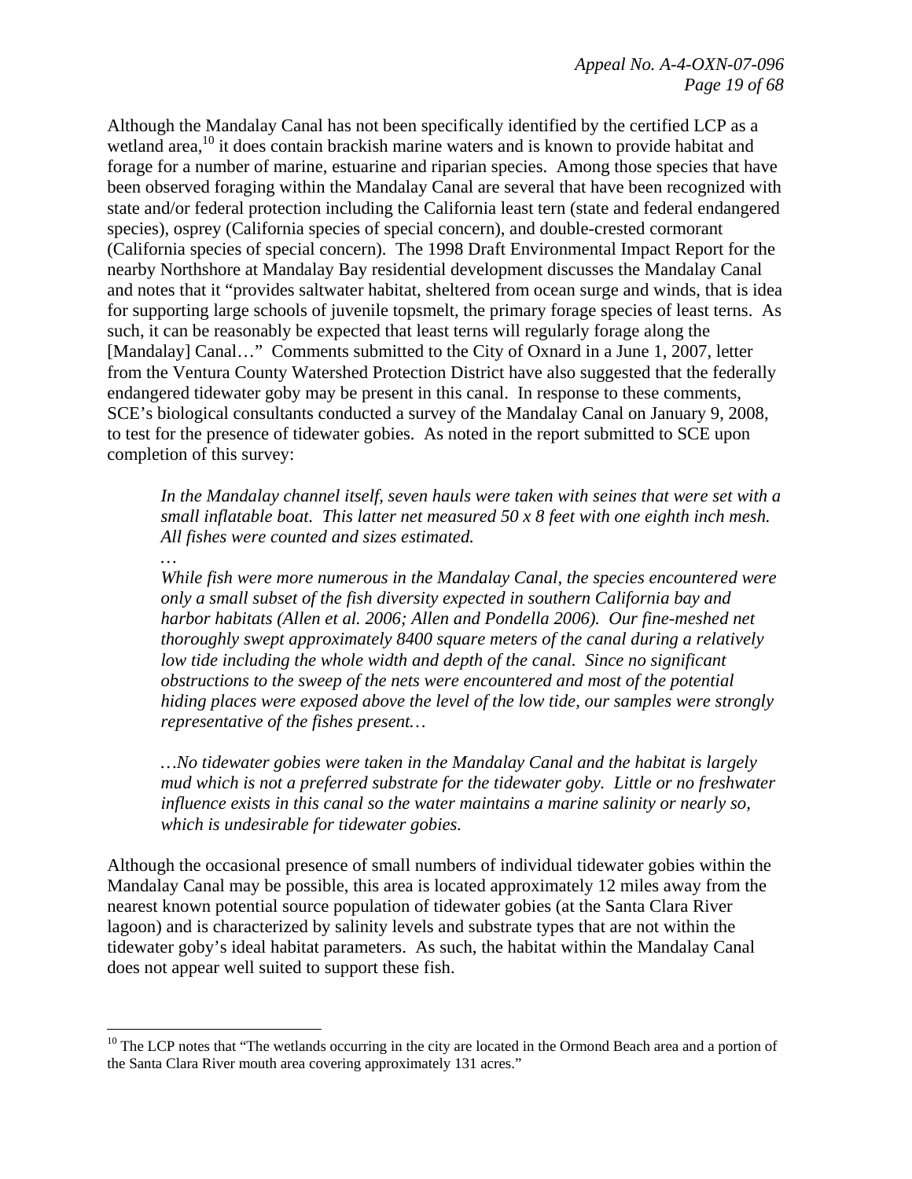Although the Mandalay Canal has not been specifically identified by the certified LCP as a wetland area,[10] it does contain brackish marine waters and is known to provide habitat and forage for a number of marine, estuarine and riparian species. Among those species that have been observed foraging within the Mandalay Canal are several that have been recognized with state and/or federal protection including the California least tern (state and federal endangered species), osprey (California species of special concern), and double-crested cormorant (California species of special concern). The 1998 Draft Environmental Impact Report for the nearby Northshore at Mandalay Bay residential development discusses the Mandalay Canal and notes that it "provides saltwater habitat, sheltered from ocean surge and winds, that is idea for supporting large schools of juvenile topsmelt, the primary forage species of least terns. As such, it can be reasonably be expected that least terns will regularly forage along the [Mandalay] Canal…" Comments submitted to the City of Oxnard in a June 1, 2007, letter from the Ventura County Watershed Protection District have also suggested that the federally endangered tidewater goby may be present in this canal. In response to these comments, SCE's biological consultants conducted a survey of the Mandalay Canal on January 9, 2008, to test for the presence of tidewater gobies. As noted in the report submitted to SCE upon completion of this survey:

> *In the Mandalay channel itself, seven hauls were taken with seines that were set with a small inflatable boat. This latter net measured 50 x 8 feet with one eighth inch mesh. All fishes were counted and sizes estimated.*
>
> *…*
>
> *While fish were more numerous in the Mandalay Canal, the species encountered were only a small subset of the fish diversity expected in southern California bay and harbor habitats (Allen et al. 2006; Allen and Pondella 2006). Our fine-meshed net thoroughly swept approximately 8400 square meters of the canal during a relatively low tide including the whole width and depth of the canal. Since no significant obstructions to the sweep of the nets were encountered and most of the potential hiding places were exposed above the level of the low tide, our samples were strongly representative of the fishes present…*
>
> *…No tidewater gobies were taken in the Mandalay Canal and the habitat is largely mud which is not a preferred substrate for the tidewater goby. Little or no freshwater influence exists in this canal so the water maintains a marine salinity or nearly so, which is undesirable for tidewater gobies.*

Although the occasional presence of small numbers of individual tidewater gobies within the Mandalay Canal may be possible, this area is located approximately 12 miles away from the nearest known potential source population of tidewater gobies (at the Santa Clara River lagoon) and is characterized by salinity levels and substrate types that are not within the tidewater goby's ideal habitat parameters. As such, the habitat within the Mandalay Canal does not appear well suited to support these fish.

---

[10] The LCP notes that "The wetlands occurring in the city are located in the Ormond Beach area and a portion of the Santa Clara River mouth area covering approximately 131 acres."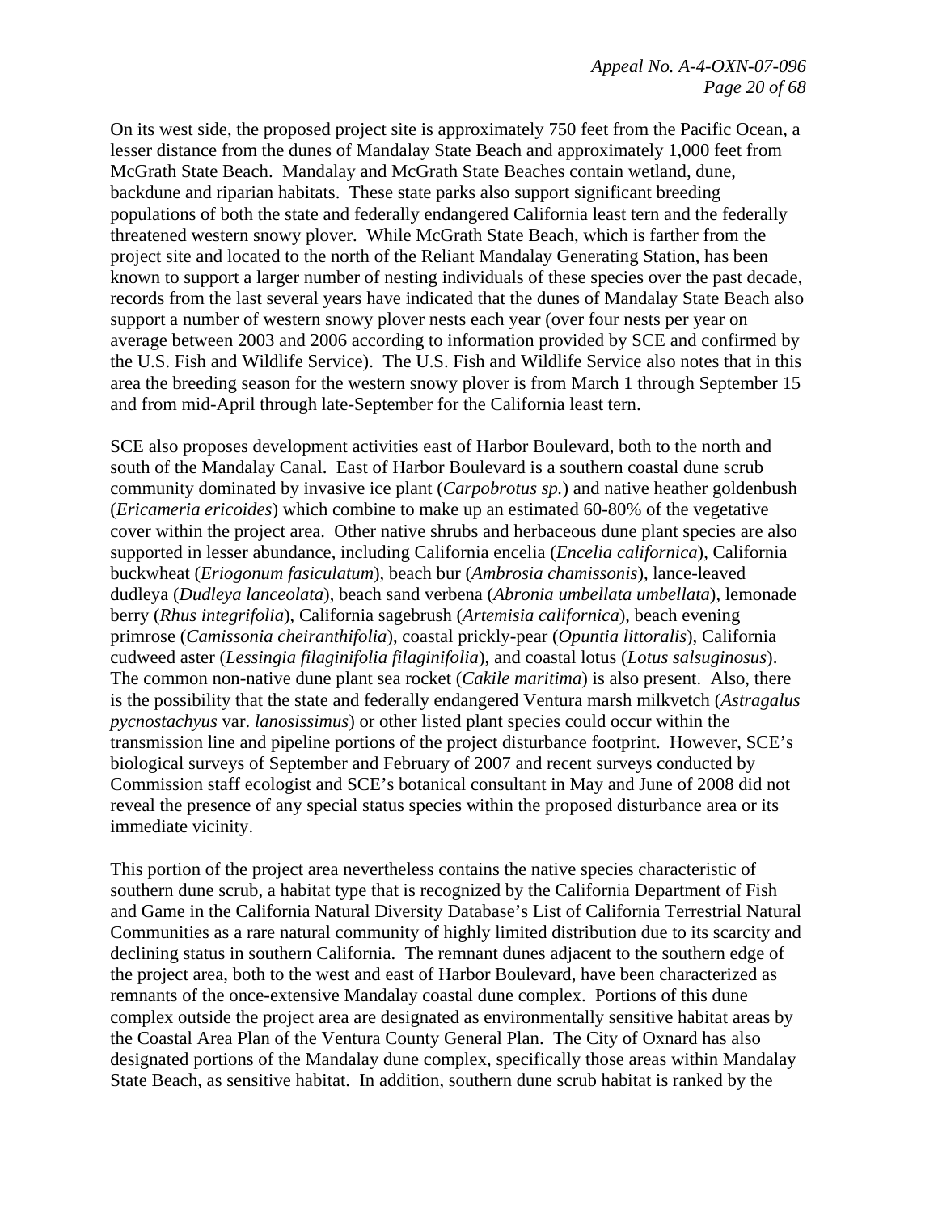On its west side, the proposed project site is approximately 750 feet from the Pacific Ocean, a lesser distance from the dunes of Mandalay State Beach and approximately 1,000 feet from McGrath State Beach. Mandalay and McGrath State Beaches contain wetland, dune, backdune and riparian habitats. These state parks also support significant breeding populations of both the state and federally endangered California least tern and the federally threatened western snowy plover. While McGrath State Beach, which is farther from the project site and located to the north of the Reliant Mandalay Generating Station, has been known to support a larger number of nesting individuals of these species over the past decade, records from the last several years have indicated that the dunes of Mandalay State Beach also support a number of western snowy plover nests each year (over four nests per year on average between 2003 and 2006 according to information provided by SCE and confirmed by the U.S. Fish and Wildlife Service). The U.S. Fish and Wildlife Service also notes that in this area the breeding season for the western snowy plover is from March 1 through September 15 and from mid-April through late-September for the California least tern.

SCE also proposes development activities east of Harbor Boulevard, both to the north and south of the Mandalay Canal. East of Harbor Boulevard is a southern coastal dune scrub community dominated by invasive ice plant (*Carpobrotus sp.*) and native heather goldenbush (*Ericameria ericoides*) which combine to make up an estimated 60-80% of the vegetative cover within the project area. Other native shrubs and herbaceous dune plant species are also supported in lesser abundance, including California encelia (*Encelia californica*), California buckwheat (*Eriogonum fasiculatum*), beach bur (*Ambrosia chamissonis*), lance-leaved dudleya (*Dudleya lanceolata*), beach sand verbena (*Abronia umbellata umbellata*), lemonade berry (*Rhus integrifolia*), California sagebrush (*Artemisia californica*), beach evening primrose (*Camissonia cheiranthifolia*), coastal prickly-pear (*Opuntia littoralis*), California cudweed aster (*Lessingia filaginifolia filaginifolia*), and coastal lotus (*Lotus salsuginosus*). The common non-native dune plant sea rocket (*Cakile maritima*) is also present. Also, there is the possibility that the state and federally endangered Ventura marsh milkvetch (*Astragalus pycnostachyus* var. *lanosissimus*) or other listed plant species could occur within the transmission line and pipeline portions of the project disturbance footprint. However, SCE's biological surveys of September and February of 2007 and recent surveys conducted by Commission staff ecologist and SCE's botanical consultant in May and June of 2008 did not reveal the presence of any special status species within the proposed disturbance area or its immediate vicinity.

This portion of the project area nevertheless contains the native species characteristic of southern dune scrub, a habitat type that is recognized by the California Department of Fish and Game in the California Natural Diversity Database's List of California Terrestrial Natural Communities as a rare natural community of highly limited distribution due to its scarcity and declining status in southern California. The remnant dunes adjacent to the southern edge of the project area, both to the west and east of Harbor Boulevard, have been characterized as remnants of the once-extensive Mandalay coastal dune complex. Portions of this dune complex outside the project area are designated as environmentally sensitive habitat areas by the Coastal Area Plan of the Ventura County General Plan. The City of Oxnard has also designated portions of the Mandalay dune complex, specifically those areas within Mandalay State Beach, as sensitive habitat. In addition, southern dune scrub habitat is ranked by the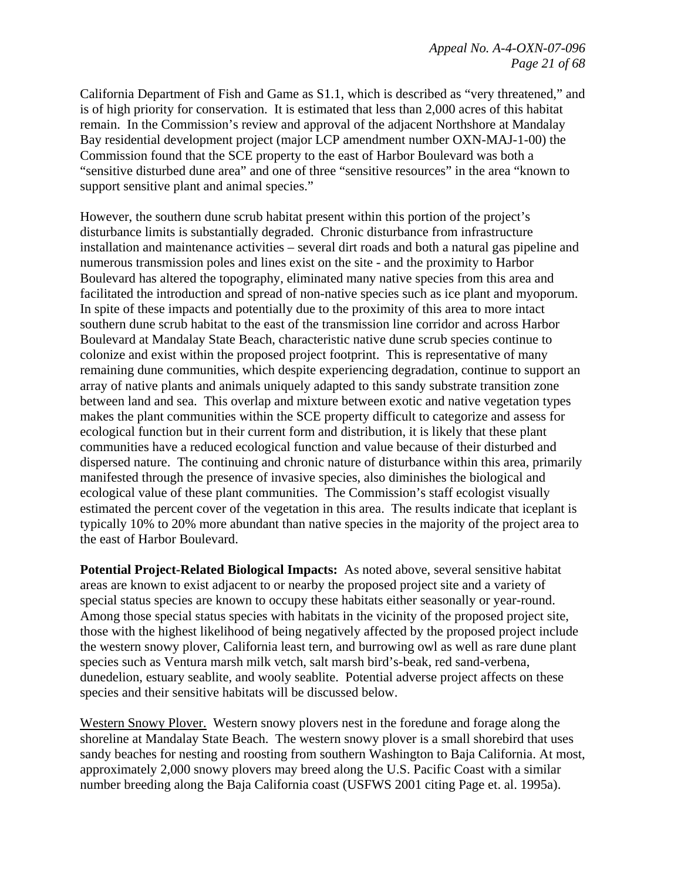California Department of Fish and Game as S1.1, which is described as "very threatened," and is of high priority for conservation. It is estimated that less than 2,000 acres of this habitat remain. In the Commission's review and approval of the adjacent Northshore at Mandalay Bay residential development project (major LCP amendment number OXN-MAJ-1-00) the Commission found that the SCE property to the east of Harbor Boulevard was both a "sensitive disturbed dune area" and one of three "sensitive resources" in the area "known to support sensitive plant and animal species."

However, the southern dune scrub habitat present within this portion of the project's disturbance limits is substantially degraded. Chronic disturbance from infrastructure installation and maintenance activities – several dirt roads and both a natural gas pipeline and numerous transmission poles and lines exist on the site - and the proximity to Harbor Boulevard has altered the topography, eliminated many native species from this area and facilitated the introduction and spread of non-native species such as ice plant and myoporum. In spite of these impacts and potentially due to the proximity of this area to more intact southern dune scrub habitat to the east of the transmission line corridor and across Harbor Boulevard at Mandalay State Beach, characteristic native dune scrub species continue to colonize and exist within the proposed project footprint. This is representative of many remaining dune communities, which despite experiencing degradation, continue to support an array of native plants and animals uniquely adapted to this sandy substrate transition zone between land and sea. This overlap and mixture between exotic and native vegetation types makes the plant communities within the SCE property difficult to categorize and assess for ecological function but in their current form and distribution, it is likely that these plant communities have a reduced ecological function and value because of their disturbed and dispersed nature. The continuing and chronic nature of disturbance within this area, primarily manifested through the presence of invasive species, also diminishes the biological and ecological value of these plant communities. The Commission's staff ecologist visually estimated the percent cover of the vegetation in this area. The results indicate that iceplant is typically 10% to 20% more abundant than native species in the majority of the project area to the east of Harbor Boulevard.

**Potential Project-Related Biological Impacts:** As noted above, several sensitive habitat areas are known to exist adjacent to or nearby the proposed project site and a variety of special status species are known to occupy these habitats either seasonally or year-round. Among those special status species with habitats in the vicinity of the proposed project site, those with the highest likelihood of being negatively affected by the proposed project include the western snowy plover, California least tern, and burrowing owl as well as rare dune plant species such as Ventura marsh milk vetch, salt marsh bird's-beak, red sand-verbena, dunedelion, estuary seablite, and wooly seablite. Potential adverse project affects on these species and their sensitive habitats will be discussed below.

<u>Western Snowy Plover.</u> Western snowy plovers nest in the foredune and forage along the shoreline at Mandalay State Beach. The western snowy plover is a small shorebird that uses sandy beaches for nesting and roosting from southern Washington to Baja California. At most, approximately 2,000 snowy plovers may breed along the U.S. Pacific Coast with a similar number breeding along the Baja California coast (USFWS 2001 citing Page et. al. 1995a).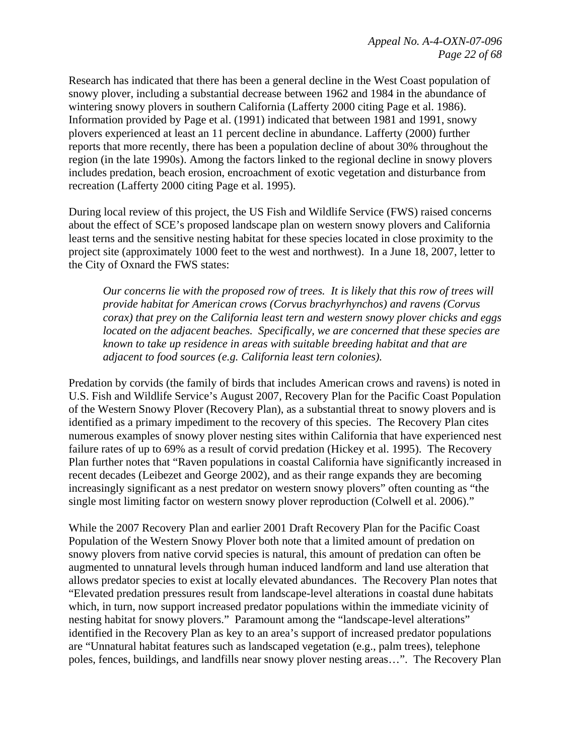Research has indicated that there has been a general decline in the West Coast population of snowy plover, including a substantial decrease between 1962 and 1984 in the abundance of wintering snowy plovers in southern California (Lafferty 2000 citing Page et al. 1986). Information provided by Page et al. (1991) indicated that between 1981 and 1991, snowy plovers experienced at least an 11 percent decline in abundance. Lafferty (2000) further reports that more recently, there has been a population decline of about 30% throughout the region (in the late 1990s). Among the factors linked to the regional decline in snowy plovers includes predation, beach erosion, encroachment of exotic vegetation and disturbance from recreation (Lafferty 2000 citing Page et al. 1995).

During local review of this project, the US Fish and Wildlife Service (FWS) raised concerns about the effect of SCE's proposed landscape plan on western snowy plovers and California least terns and the sensitive nesting habitat for these species located in close proximity to the project site (approximately 1000 feet to the west and northwest). In a June 18, 2007, letter to the City of Oxnard the FWS states:

> *Our concerns lie with the proposed row of trees. It is likely that this row of trees will provide habitat for American crows (Corvus brachyrhynchos) and ravens (Corvus corax) that prey on the California least tern and western snowy plover chicks and eggs located on the adjacent beaches. Specifically, we are concerned that these species are known to take up residence in areas with suitable breeding habitat and that are adjacent to food sources (e.g. California least tern colonies).*

Predation by corvids (the family of birds that includes American crows and ravens) is noted in U.S. Fish and Wildlife Service's August 2007, Recovery Plan for the Pacific Coast Population of the Western Snowy Plover (Recovery Plan), as a substantial threat to snowy plovers and is identified as a primary impediment to the recovery of this species. The Recovery Plan cites numerous examples of snowy plover nesting sites within California that have experienced nest failure rates of up to 69% as a result of corvid predation (Hickey et al. 1995). The Recovery Plan further notes that "Raven populations in coastal California have significantly increased in recent decades (Leibezet and George 2002), and as their range expands they are becoming increasingly significant as a nest predator on western snowy plovers" often counting as "the single most limiting factor on western snowy plover reproduction (Colwell et al. 2006)."

While the 2007 Recovery Plan and earlier 2001 Draft Recovery Plan for the Pacific Coast Population of the Western Snowy Plover both note that a limited amount of predation on snowy plovers from native corvid species is natural, this amount of predation can often be augmented to unnatural levels through human induced landform and land use alteration that allows predator species to exist at locally elevated abundances. The Recovery Plan notes that "Elevated predation pressures result from landscape-level alterations in coastal dune habitats which, in turn, now support increased predator populations within the immediate vicinity of nesting habitat for snowy plovers." Paramount among the "landscape-level alterations" identified in the Recovery Plan as key to an area's support of increased predator populations are "Unnatural habitat features such as landscaped vegetation (e.g., palm trees), telephone poles, fences, buildings, and landfills near snowy plover nesting areas…". The Recovery Plan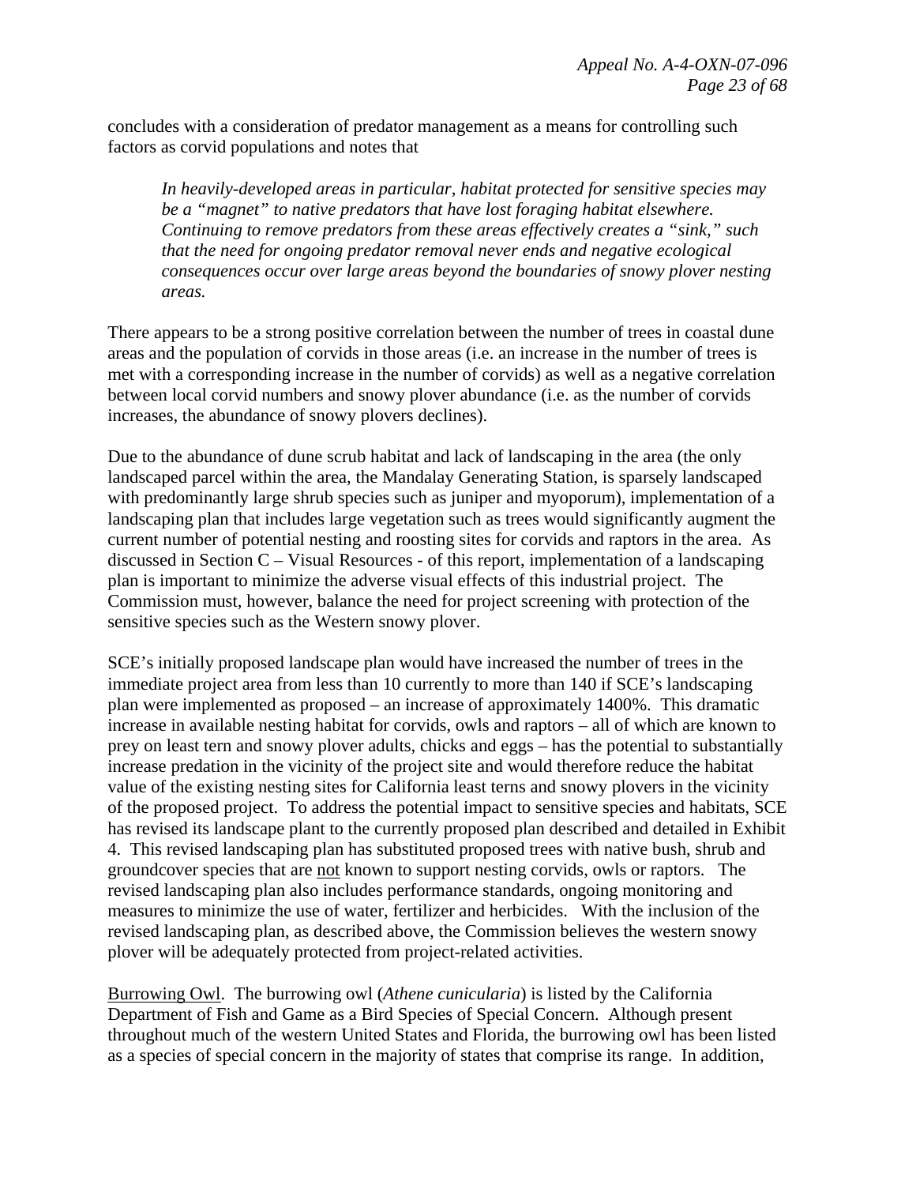concludes with a consideration of predator management as a means for controlling such factors as corvid populations and notes that

> *In heavily-developed areas in particular, habitat protected for sensitive species may be a "magnet" to native predators that have lost foraging habitat elsewhere. Continuing to remove predators from these areas effectively creates a "sink," such that the need for ongoing predator removal never ends and negative ecological consequences occur over large areas beyond the boundaries of snowy plover nesting areas.*

There appears to be a strong positive correlation between the number of trees in coastal dune areas and the population of corvids in those areas (i.e. an increase in the number of trees is met with a corresponding increase in the number of corvids) as well as a negative correlation between local corvid numbers and snowy plover abundance (i.e. as the number of corvids increases, the abundance of snowy plovers declines).

Due to the abundance of dune scrub habitat and lack of landscaping in the area (the only landscaped parcel within the area, the Mandalay Generating Station, is sparsely landscaped with predominantly large shrub species such as juniper and myoporum), implementation of a landscaping plan that includes large vegetation such as trees would significantly augment the current number of potential nesting and roosting sites for corvids and raptors in the area. As discussed in Section C – Visual Resources - of this report, implementation of a landscaping plan is important to minimize the adverse visual effects of this industrial project. The Commission must, however, balance the need for project screening with protection of the sensitive species such as the Western snowy plover.

SCE's initially proposed landscape plan would have increased the number of trees in the immediate project area from less than 10 currently to more than 140 if SCE's landscaping plan were implemented as proposed – an increase of approximately 1400%. This dramatic increase in available nesting habitat for corvids, owls and raptors – all of which are known to prey on least tern and snowy plover adults, chicks and eggs – has the potential to substantially increase predation in the vicinity of the project site and would therefore reduce the habitat value of the existing nesting sites for California least terns and snowy plovers in the vicinity of the proposed project. To address the potential impact to sensitive species and habitats, SCE has revised its landscape plant to the currently proposed plan described and detailed in Exhibit 4. This revised landscaping plan has substituted proposed trees with native bush, shrub and groundcover species that are <u>not</u> known to support nesting corvids, owls or raptors. The revised landscaping plan also includes performance standards, ongoing monitoring and measures to minimize the use of water, fertilizer and herbicides. With the inclusion of the revised landscaping plan, as described above, the Commission believes the western snowy plover will be adequately protected from project-related activities.

<u>Burrowing Owl</u>. The burrowing owl (*Athene cunicularia*) is listed by the California Department of Fish and Game as a Bird Species of Special Concern. Although present throughout much of the western United States and Florida, the burrowing owl has been listed as a species of special concern in the majority of states that comprise its range. In addition,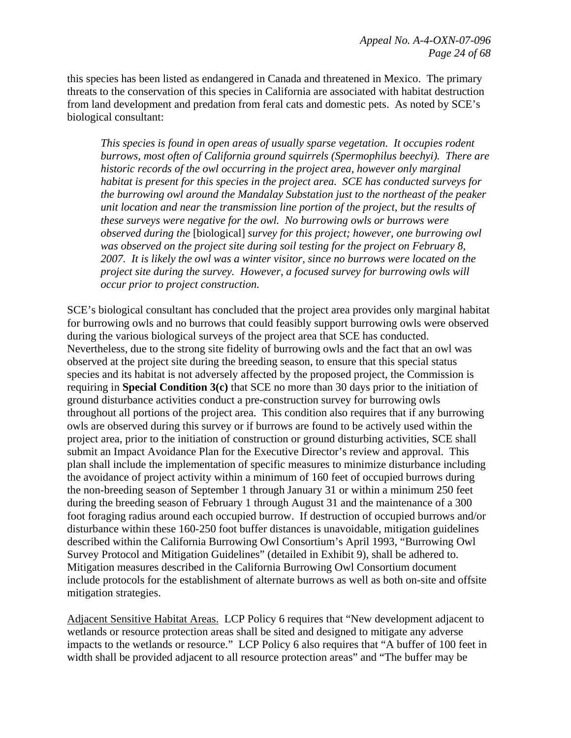this species has been listed as endangered in Canada and threatened in Mexico. The primary threats to the conservation of this species in California are associated with habitat destruction from land development and predation from feral cats and domestic pets. As noted by SCE's biological consultant:

> *This species is found in open areas of usually sparse vegetation. It occupies rodent burrows, most often of California ground squirrels (Spermophilus beechyi). There are historic records of the owl occurring in the project area, however only marginal habitat is present for this species in the project area. SCE has conducted surveys for the burrowing owl around the Mandalay Substation just to the northeast of the peaker unit location and near the transmission line portion of the project, but the results of these surveys were negative for the owl. No burrowing owls or burrows were observed during the* [biological] *survey for this project; however, one burrowing owl was observed on the project site during soil testing for the project on February 8, 2007. It is likely the owl was a winter visitor, since no burrows were located on the project site during the survey. However, a focused survey for burrowing owls will occur prior to project construction.*

SCE's biological consultant has concluded that the project area provides only marginal habitat for burrowing owls and no burrows that could feasibly support burrowing owls were observed during the various biological surveys of the project area that SCE has conducted. Nevertheless, due to the strong site fidelity of burrowing owls and the fact that an owl was observed at the project site during the breeding season, to ensure that this special status species and its habitat is not adversely affected by the proposed project, the Commission is requiring in **Special Condition 3(c)** that SCE no more than 30 days prior to the initiation of ground disturbance activities conduct a pre-construction survey for burrowing owls throughout all portions of the project area. This condition also requires that if any burrowing owls are observed during this survey or if burrows are found to be actively used within the project area, prior to the initiation of construction or ground disturbing activities, SCE shall submit an Impact Avoidance Plan for the Executive Director's review and approval. This plan shall include the implementation of specific measures to minimize disturbance including the avoidance of project activity within a minimum of 160 feet of occupied burrows during the non-breeding season of September 1 through January 31 or within a minimum 250 feet during the breeding season of February 1 through August 31 and the maintenance of a 300 foot foraging radius around each occupied burrow. If destruction of occupied burrows and/or disturbance within these 160-250 foot buffer distances is unavoidable, mitigation guidelines described within the California Burrowing Owl Consortium's April 1993, "Burrowing Owl Survey Protocol and Mitigation Guidelines" (detailed in Exhibit 9), shall be adhered to. Mitigation measures described in the California Burrowing Owl Consortium document include protocols for the establishment of alternate burrows as well as both on-site and offsite mitigation strategies.

<u>Adjacent Sensitive Habitat Areas.</u> LCP Policy 6 requires that "New development adjacent to wetlands or resource protection areas shall be sited and designed to mitigate any adverse impacts to the wetlands or resource." LCP Policy 6 also requires that "A buffer of 100 feet in width shall be provided adjacent to all resource protection areas" and "The buffer may be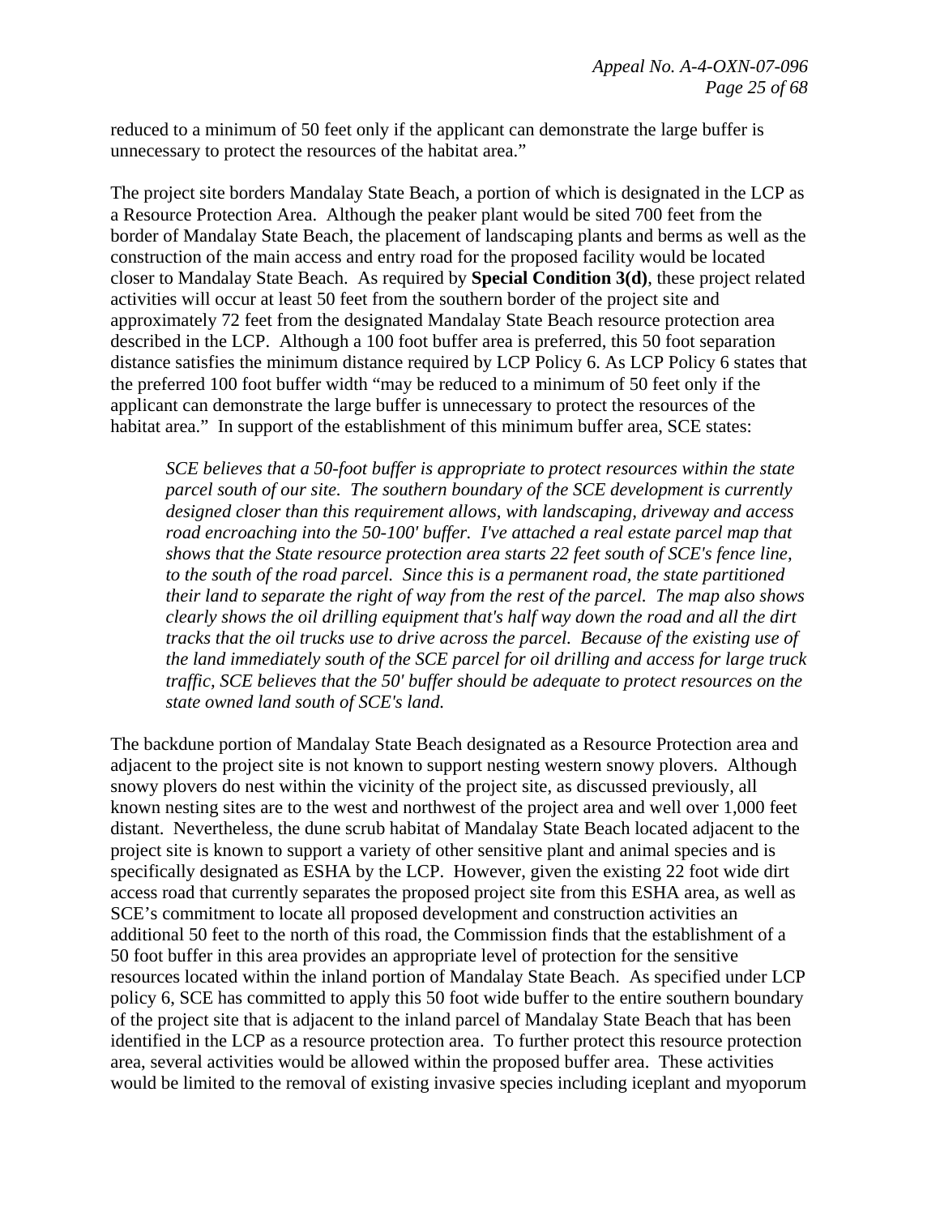reduced to a minimum of 50 feet only if the applicant can demonstrate the large buffer is unnecessary to protect the resources of the habitat area."

The project site borders Mandalay State Beach, a portion of which is designated in the LCP as a Resource Protection Area. Although the peaker plant would be sited 700 feet from the border of Mandalay State Beach, the placement of landscaping plants and berms as well as the construction of the main access and entry road for the proposed facility would be located closer to Mandalay State Beach. As required by **Special Condition 3(d)**, these project related activities will occur at least 50 feet from the southern border of the project site and approximately 72 feet from the designated Mandalay State Beach resource protection area described in the LCP. Although a 100 foot buffer area is preferred, this 50 foot separation distance satisfies the minimum distance required by LCP Policy 6. As LCP Policy 6 states that the preferred 100 foot buffer width "may be reduced to a minimum of 50 feet only if the applicant can demonstrate the large buffer is unnecessary to protect the resources of the habitat area." In support of the establishment of this minimum buffer area, SCE states:

> *SCE believes that a 50-foot buffer is appropriate to protect resources within the state parcel south of our site. The southern boundary of the SCE development is currently designed closer than this requirement allows, with landscaping, driveway and access road encroaching into the 50-100' buffer. I've attached a real estate parcel map that shows that the State resource protection area starts 22 feet south of SCE's fence line, to the south of the road parcel. Since this is a permanent road, the state partitioned their land to separate the right of way from the rest of the parcel. The map also shows clearly shows the oil drilling equipment that's half way down the road and all the dirt tracks that the oil trucks use to drive across the parcel. Because of the existing use of the land immediately south of the SCE parcel for oil drilling and access for large truck traffic, SCE believes that the 50' buffer should be adequate to protect resources on the state owned land south of SCE's land.*

The backdune portion of Mandalay State Beach designated as a Resource Protection area and adjacent to the project site is not known to support nesting western snowy plovers. Although snowy plovers do nest within the vicinity of the project site, as discussed previously, all known nesting sites are to the west and northwest of the project area and well over 1,000 feet distant. Nevertheless, the dune scrub habitat of Mandalay State Beach located adjacent to the project site is known to support a variety of other sensitive plant and animal species and is specifically designated as ESHA by the LCP. However, given the existing 22 foot wide dirt access road that currently separates the proposed project site from this ESHA area, as well as SCE's commitment to locate all proposed development and construction activities an additional 50 feet to the north of this road, the Commission finds that the establishment of a 50 foot buffer in this area provides an appropriate level of protection for the sensitive resources located within the inland portion of Mandalay State Beach. As specified under LCP policy 6, SCE has committed to apply this 50 foot wide buffer to the entire southern boundary of the project site that is adjacent to the inland parcel of Mandalay State Beach that has been identified in the LCP as a resource protection area. To further protect this resource protection area, several activities would be allowed within the proposed buffer area. These activities would be limited to the removal of existing invasive species including iceplant and myoporum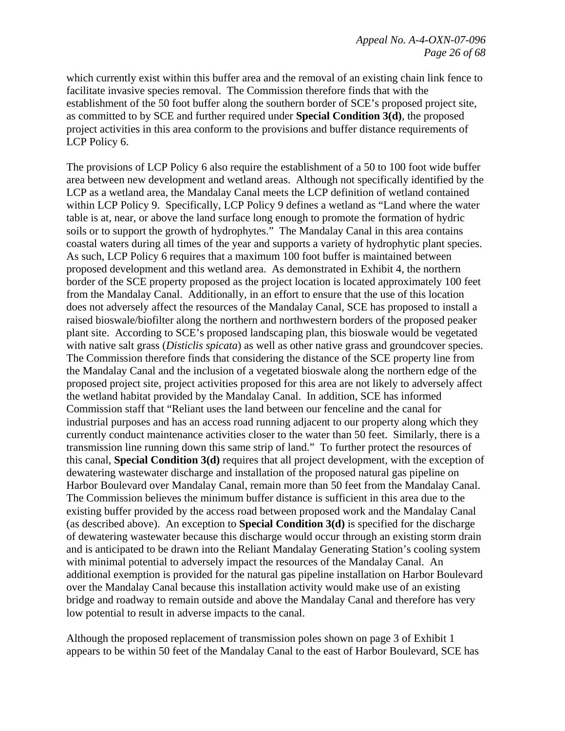which currently exist within this buffer area and the removal of an existing chain link fence to facilitate invasive species removal. The Commission therefore finds that with the establishment of the 50 foot buffer along the southern border of SCE's proposed project site, as committed to by SCE and further required under **Special Condition 3(d)**, the proposed project activities in this area conform to the provisions and buffer distance requirements of LCP Policy 6.

The provisions of LCP Policy 6 also require the establishment of a 50 to 100 foot wide buffer area between new development and wetland areas. Although not specifically identified by the LCP as a wetland area, the Mandalay Canal meets the LCP definition of wetland contained within LCP Policy 9. Specifically, LCP Policy 9 defines a wetland as "Land where the water table is at, near, or above the land surface long enough to promote the formation of hydric soils or to support the growth of hydrophytes." The Mandalay Canal in this area contains coastal waters during all times of the year and supports a variety of hydrophytic plant species. As such, LCP Policy 6 requires that a maximum 100 foot buffer is maintained between proposed development and this wetland area. As demonstrated in Exhibit 4, the northern border of the SCE property proposed as the project location is located approximately 100 feet from the Mandalay Canal. Additionally, in an effort to ensure that the use of this location does not adversely affect the resources of the Mandalay Canal, SCE has proposed to install a raised bioswale/biofilter along the northern and northwestern borders of the proposed peaker plant site. According to SCE's proposed landscaping plan, this bioswale would be vegetated with native salt grass (*Disticlis spicata*) as well as other native grass and groundcover species. The Commission therefore finds that considering the distance of the SCE property line from the Mandalay Canal and the inclusion of a vegetated bioswale along the northern edge of the proposed project site, project activities proposed for this area are not likely to adversely affect the wetland habitat provided by the Mandalay Canal. In addition, SCE has informed Commission staff that "Reliant uses the land between our fenceline and the canal for industrial purposes and has an access road running adjacent to our property along which they currently conduct maintenance activities closer to the water than 50 feet. Similarly, there is a transmission line running down this same strip of land." To further protect the resources of this canal, **Special Condition 3(d)** requires that all project development, with the exception of dewatering wastewater discharge and installation of the proposed natural gas pipeline on Harbor Boulevard over Mandalay Canal, remain more than 50 feet from the Mandalay Canal. The Commission believes the minimum buffer distance is sufficient in this area due to the existing buffer provided by the access road between proposed work and the Mandalay Canal (as described above). An exception to **Special Condition 3(d)** is specified for the discharge of dewatering wastewater because this discharge would occur through an existing storm drain and is anticipated to be drawn into the Reliant Mandalay Generating Station's cooling system with minimal potential to adversely impact the resources of the Mandalay Canal. An additional exemption is provided for the natural gas pipeline installation on Harbor Boulevard over the Mandalay Canal because this installation activity would make use of an existing bridge and roadway to remain outside and above the Mandalay Canal and therefore has very low potential to result in adverse impacts to the canal.

Although the proposed replacement of transmission poles shown on page 3 of Exhibit 1 appears to be within 50 feet of the Mandalay Canal to the east of Harbor Boulevard, SCE has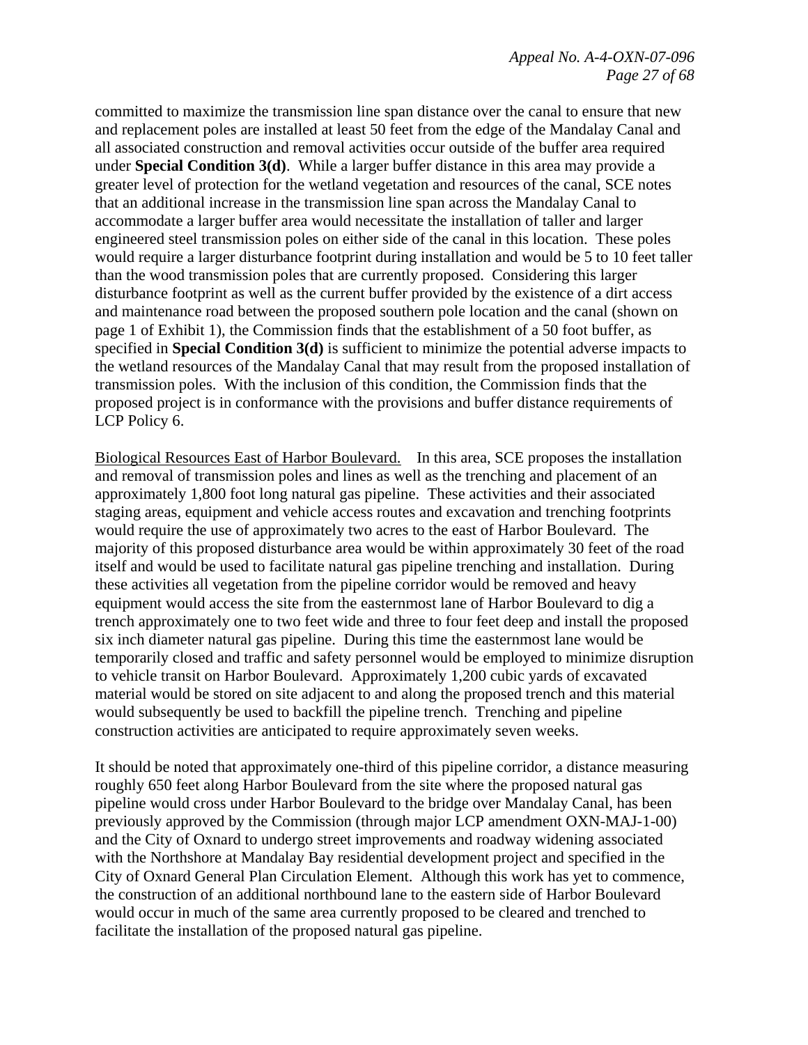committed to maximize the transmission line span distance over the canal to ensure that new and replacement poles are installed at least 50 feet from the edge of the Mandalay Canal and all associated construction and removal activities occur outside of the buffer area required under **Special Condition 3(d)**. While a larger buffer distance in this area may provide a greater level of protection for the wetland vegetation and resources of the canal, SCE notes that an additional increase in the transmission line span across the Mandalay Canal to accommodate a larger buffer area would necessitate the installation of taller and larger engineered steel transmission poles on either side of the canal in this location. These poles would require a larger disturbance footprint during installation and would be 5 to 10 feet taller than the wood transmission poles that are currently proposed. Considering this larger disturbance footprint as well as the current buffer provided by the existence of a dirt access and maintenance road between the proposed southern pole location and the canal (shown on page 1 of Exhibit 1), the Commission finds that the establishment of a 50 foot buffer, as specified in **Special Condition 3(d)** is sufficient to minimize the potential adverse impacts to the wetland resources of the Mandalay Canal that may result from the proposed installation of transmission poles. With the inclusion of this condition, the Commission finds that the proposed project is in conformance with the provisions and buffer distance requirements of LCP Policy 6.

<u>Biological Resources East of Harbor Boulevard.</u> In this area, SCE proposes the installation and removal of transmission poles and lines as well as the trenching and placement of an approximately 1,800 foot long natural gas pipeline. These activities and their associated staging areas, equipment and vehicle access routes and excavation and trenching footprints would require the use of approximately two acres to the east of Harbor Boulevard. The majority of this proposed disturbance area would be within approximately 30 feet of the road itself and would be used to facilitate natural gas pipeline trenching and installation. During these activities all vegetation from the pipeline corridor would be removed and heavy equipment would access the site from the easternmost lane of Harbor Boulevard to dig a trench approximately one to two feet wide and three to four feet deep and install the proposed six inch diameter natural gas pipeline. During this time the easternmost lane would be temporarily closed and traffic and safety personnel would be employed to minimize disruption to vehicle transit on Harbor Boulevard. Approximately 1,200 cubic yards of excavated material would be stored on site adjacent to and along the proposed trench and this material would subsequently be used to backfill the pipeline trench. Trenching and pipeline construction activities are anticipated to require approximately seven weeks.

It should be noted that approximately one-third of this pipeline corridor, a distance measuring roughly 650 feet along Harbor Boulevard from the site where the proposed natural gas pipeline would cross under Harbor Boulevard to the bridge over Mandalay Canal, has been previously approved by the Commission (through major LCP amendment OXN-MAJ-1-00) and the City of Oxnard to undergo street improvements and roadway widening associated with the Northshore at Mandalay Bay residential development project and specified in the City of Oxnard General Plan Circulation Element. Although this work has yet to commence, the construction of an additional northbound lane to the eastern side of Harbor Boulevard would occur in much of the same area currently proposed to be cleared and trenched to facilitate the installation of the proposed natural gas pipeline.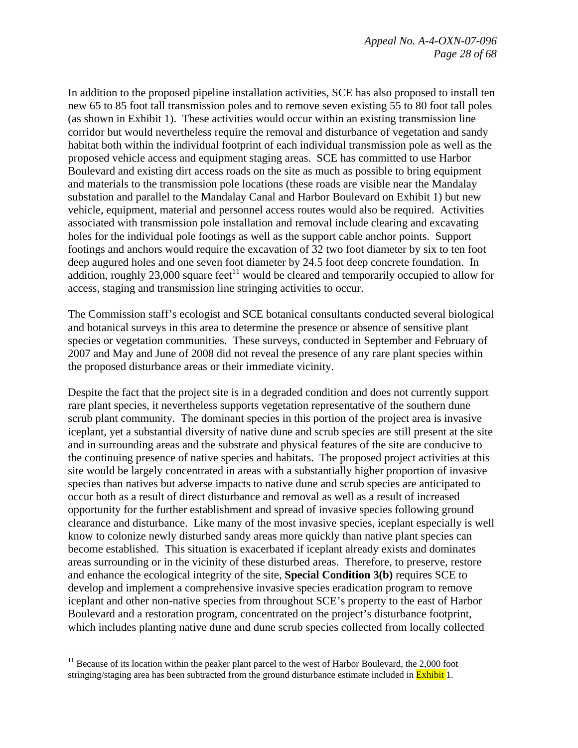In addition to the proposed pipeline installation activities, SCE has also proposed to install ten new 65 to 85 foot tall transmission poles and to remove seven existing 55 to 80 foot tall poles (as shown in Exhibit 1). These activities would occur within an existing transmission line corridor but would nevertheless require the removal and disturbance of vegetation and sandy habitat both within the individual footprint of each individual transmission pole as well as the proposed vehicle access and equipment staging areas. SCE has committed to use Harbor Boulevard and existing dirt access roads on the site as much as possible to bring equipment and materials to the transmission pole locations (these roads are visible near the Mandalay substation and parallel to the Mandalay Canal and Harbor Boulevard on Exhibit 1) but new vehicle, equipment, material and personnel access routes would also be required. Activities associated with transmission pole installation and removal include clearing and excavating holes for the individual pole footings as well as the support cable anchor points. Support footings and anchors would require the excavation of 32 two foot diameter by six to ten foot deep augured holes and one seven foot diameter by 24.5 foot deep concrete foundation. In addition, roughly 23,000 square feet[11] would be cleared and temporarily occupied to allow for access, staging and transmission line stringing activities to occur.

The Commission staff's ecologist and SCE botanical consultants conducted several biological and botanical surveys in this area to determine the presence or absence of sensitive plant species or vegetation communities. These surveys, conducted in September and February of 2007 and May and June of 2008 did not reveal the presence of any rare plant species within the proposed disturbance areas or their immediate vicinity.

Despite the fact that the project site is in a degraded condition and does not currently support rare plant species, it nevertheless supports vegetation representative of the southern dune scrub plant community. The dominant species in this portion of the project area is invasive iceplant, yet a substantial diversity of native dune and scrub species are still present at the site and in surrounding areas and the substrate and physical features of the site are conducive to the continuing presence of native species and habitats. The proposed project activities at this site would be largely concentrated in areas with a substantially higher proportion of invasive species than natives but adverse impacts to native dune and scrub species are anticipated to occur both as a result of direct disturbance and removal as well as a result of increased opportunity for the further establishment and spread of invasive species following ground clearance and disturbance. Like many of the most invasive species, iceplant especially is well know to colonize newly disturbed sandy areas more quickly than native plant species can become established. This situation is exacerbated if iceplant already exists and dominates areas surrounding or in the vicinity of these disturbed areas. Therefore, to preserve, restore and enhance the ecological integrity of the site, **Special Condition 3(b)** requires SCE to develop and implement a comprehensive invasive species eradication program to remove iceplant and other non-native species from throughout SCE's property to the east of Harbor Boulevard and a restoration program, concentrated on the project's disturbance footprint, which includes planting native dune and dune scrub species collected from locally collected

---

[11] Because of its location within the peaker plant parcel to the west of Harbor Boulevard, the 2,000 foot stringing/staging area has been subtracted from the ground disturbance estimate included in Exhibit 1.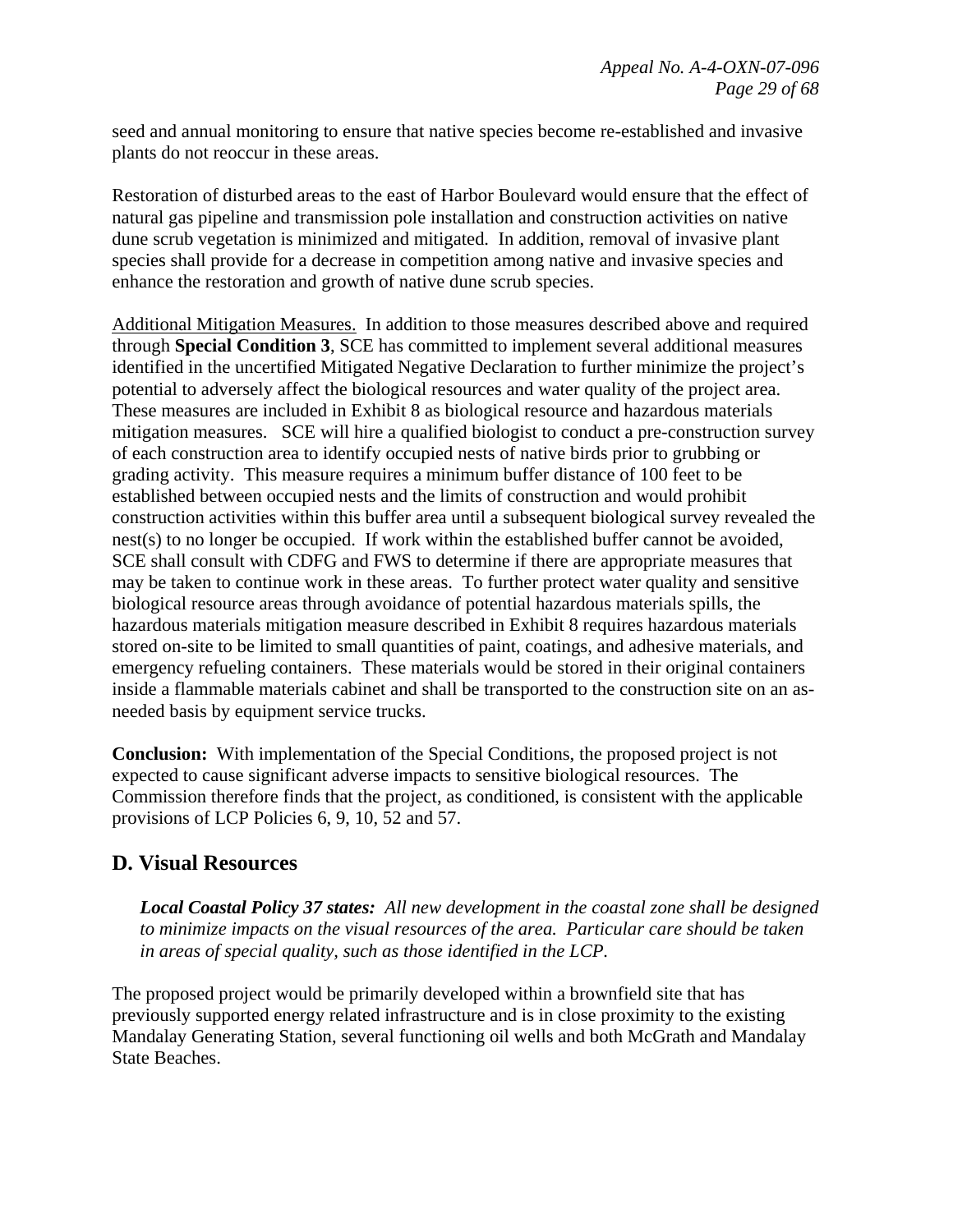seed and annual monitoring to ensure that native species become re-established and invasive plants do not reoccur in these areas.

Restoration of disturbed areas to the east of Harbor Boulevard would ensure that the effect of natural gas pipeline and transmission pole installation and construction activities on native dune scrub vegetation is minimized and mitigated. In addition, removal of invasive plant species shall provide for a decrease in competition among native and invasive species and enhance the restoration and growth of native dune scrub species.

<u>Additional Mitigation Measures.</u> In addition to those measures described above and required through **Special Condition 3**, SCE has committed to implement several additional measures identified in the uncertified Mitigated Negative Declaration to further minimize the project's potential to adversely affect the biological resources and water quality of the project area. These measures are included in Exhibit 8 as biological resource and hazardous materials mitigation measures. SCE will hire a qualified biologist to conduct a pre-construction survey of each construction area to identify occupied nests of native birds prior to grubbing or grading activity. This measure requires a minimum buffer distance of 100 feet to be established between occupied nests and the limits of construction and would prohibit construction activities within this buffer area until a subsequent biological survey revealed the nest(s) to no longer be occupied. If work within the established buffer cannot be avoided, SCE shall consult with CDFG and FWS to determine if there are appropriate measures that may be taken to continue work in these areas. To further protect water quality and sensitive biological resource areas through avoidance of potential hazardous materials spills, the hazardous materials mitigation measure described in Exhibit 8 requires hazardous materials stored on-site to be limited to small quantities of paint, coatings, and adhesive materials, and emergency refueling containers. These materials would be stored in their original containers inside a flammable materials cabinet and shall be transported to the construction site on an as-needed basis by equipment service trucks.

**Conclusion:** With implementation of the Special Conditions, the proposed project is not expected to cause significant adverse impacts to sensitive biological resources. The Commission therefore finds that the project, as conditioned, is consistent with the applicable provisions of LCP Policies 6, 9, 10, 52 and 57.

## D. Visual Resources

> ***Local Coastal Policy 37 states:*** *All new development in the coastal zone shall be designed to minimize impacts on the visual resources of the area. Particular care should be taken in areas of special quality, such as those identified in the LCP.*

The proposed project would be primarily developed within a brownfield site that has previously supported energy related infrastructure and is in close proximity to the existing Mandalay Generating Station, several functioning oil wells and both McGrath and Mandalay State Beaches.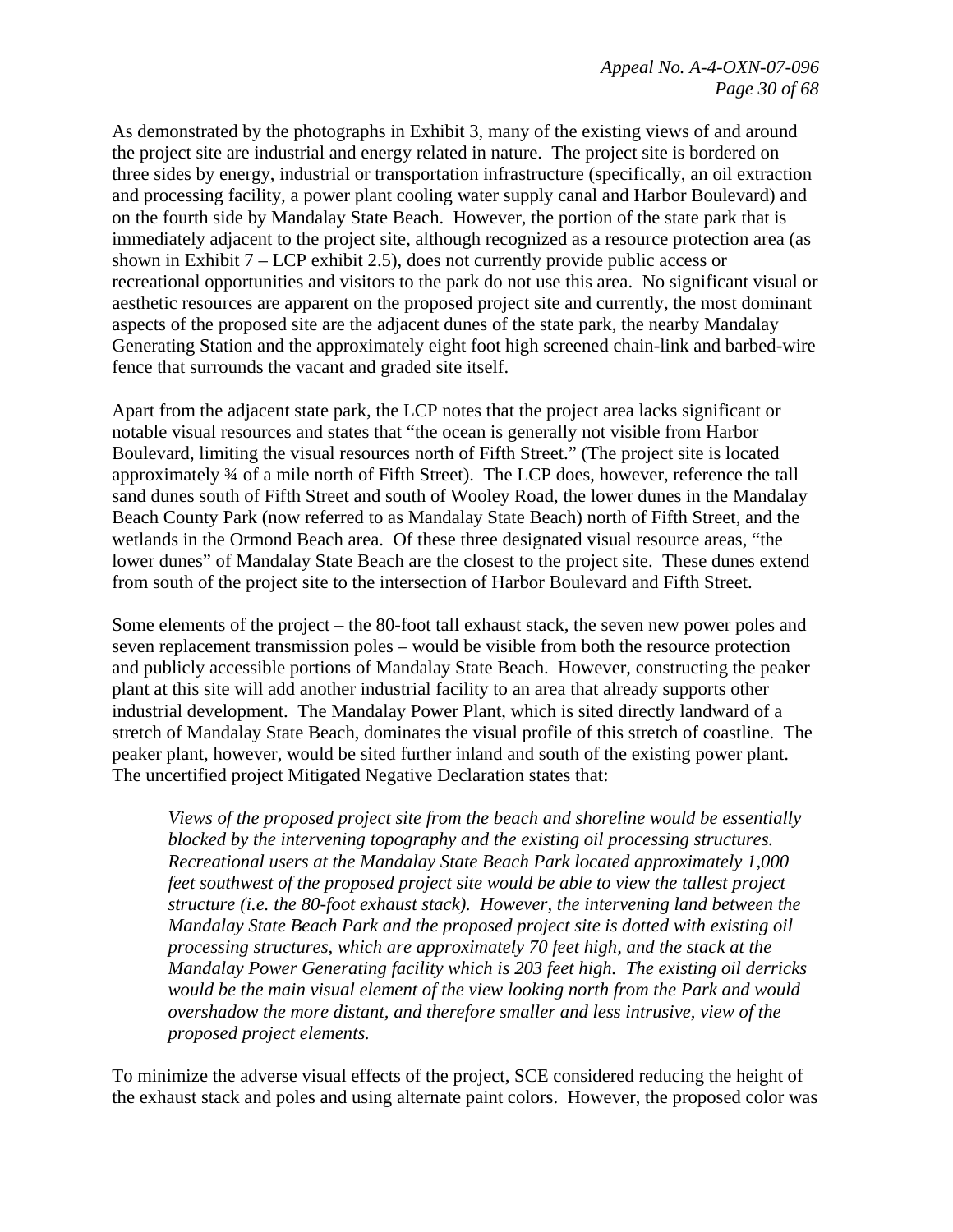As demonstrated by the photographs in Exhibit 3, many of the existing views of and around the project site are industrial and energy related in nature. The project site is bordered on three sides by energy, industrial or transportation infrastructure (specifically, an oil extraction and processing facility, a power plant cooling water supply canal and Harbor Boulevard) and on the fourth side by Mandalay State Beach. However, the portion of the state park that is immediately adjacent to the project site, although recognized as a resource protection area (as shown in Exhibit 7 – LCP exhibit 2.5), does not currently provide public access or recreational opportunities and visitors to the park do not use this area. No significant visual or aesthetic resources are apparent on the proposed project site and currently, the most dominant aspects of the proposed site are the adjacent dunes of the state park, the nearby Mandalay Generating Station and the approximately eight foot high screened chain-link and barbed-wire fence that surrounds the vacant and graded site itself.

Apart from the adjacent state park, the LCP notes that the project area lacks significant or notable visual resources and states that "the ocean is generally not visible from Harbor Boulevard, limiting the visual resources north of Fifth Street." (The project site is located approximately ¾ of a mile north of Fifth Street). The LCP does, however, reference the tall sand dunes south of Fifth Street and south of Wooley Road, the lower dunes in the Mandalay Beach County Park (now referred to as Mandalay State Beach) north of Fifth Street, and the wetlands in the Ormond Beach area. Of these three designated visual resource areas, "the lower dunes" of Mandalay State Beach are the closest to the project site. These dunes extend from south of the project site to the intersection of Harbor Boulevard and Fifth Street.

Some elements of the project – the 80-foot tall exhaust stack, the seven new power poles and seven replacement transmission poles – would be visible from both the resource protection and publicly accessible portions of Mandalay State Beach. However, constructing the peaker plant at this site will add another industrial facility to an area that already supports other industrial development. The Mandalay Power Plant, which is sited directly landward of a stretch of Mandalay State Beach, dominates the visual profile of this stretch of coastline. The peaker plant, however, would be sited further inland and south of the existing power plant. The uncertified project Mitigated Negative Declaration states that:

> *Views of the proposed project site from the beach and shoreline would be essentially blocked by the intervening topography and the existing oil processing structures. Recreational users at the Mandalay State Beach Park located approximately 1,000 feet southwest of the proposed project site would be able to view the tallest project structure (i.e. the 80-foot exhaust stack). However, the intervening land between the Mandalay State Beach Park and the proposed project site is dotted with existing oil processing structures, which are approximately 70 feet high, and the stack at the Mandalay Power Generating facility which is 203 feet high. The existing oil derricks would be the main visual element of the view looking north from the Park and would overshadow the more distant, and therefore smaller and less intrusive, view of the proposed project elements.*

To minimize the adverse visual effects of the project, SCE considered reducing the height of the exhaust stack and poles and using alternate paint colors. However, the proposed color was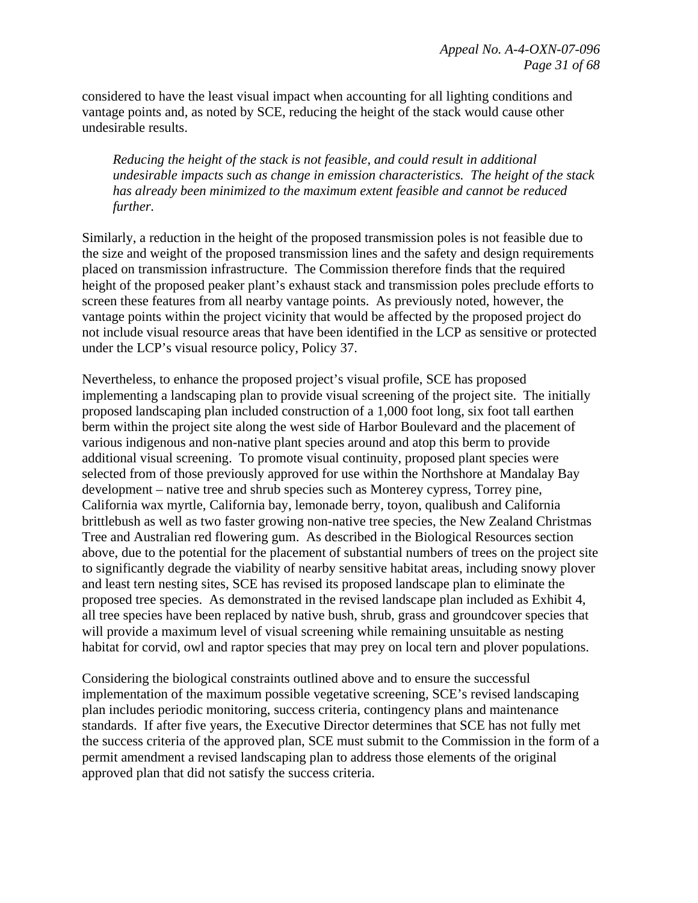considered to have the least visual impact when accounting for all lighting conditions and vantage points and, as noted by SCE, reducing the height of the stack would cause other undesirable results.

> *Reducing the height of the stack is not feasible, and could result in additional undesirable impacts such as change in emission characteristics. The height of the stack has already been minimized to the maximum extent feasible and cannot be reduced further.*

Similarly, a reduction in the height of the proposed transmission poles is not feasible due to the size and weight of the proposed transmission lines and the safety and design requirements placed on transmission infrastructure. The Commission therefore finds that the required height of the proposed peaker plant's exhaust stack and transmission poles preclude efforts to screen these features from all nearby vantage points. As previously noted, however, the vantage points within the project vicinity that would be affected by the proposed project do not include visual resource areas that have been identified in the LCP as sensitive or protected under the LCP's visual resource policy, Policy 37.

Nevertheless, to enhance the proposed project's visual profile, SCE has proposed implementing a landscaping plan to provide visual screening of the project site. The initially proposed landscaping plan included construction of a 1,000 foot long, six foot tall earthen berm within the project site along the west side of Harbor Boulevard and the placement of various indigenous and non-native plant species around and atop this berm to provide additional visual screening. To promote visual continuity, proposed plant species were selected from of those previously approved for use within the Northshore at Mandalay Bay development – native tree and shrub species such as Monterey cypress, Torrey pine, California wax myrtle, California bay, lemonade berry, toyon, qualibush and California brittlebush as well as two faster growing non-native tree species, the New Zealand Christmas Tree and Australian red flowering gum. As described in the Biological Resources section above, due to the potential for the placement of substantial numbers of trees on the project site to significantly degrade the viability of nearby sensitive habitat areas, including snowy plover and least tern nesting sites, SCE has revised its proposed landscape plan to eliminate the proposed tree species. As demonstrated in the revised landscape plan included as Exhibit 4, all tree species have been replaced by native bush, shrub, grass and groundcover species that will provide a maximum level of visual screening while remaining unsuitable as nesting habitat for corvid, owl and raptor species that may prey on local tern and plover populations.

Considering the biological constraints outlined above and to ensure the successful implementation of the maximum possible vegetative screening, SCE's revised landscaping plan includes periodic monitoring, success criteria, contingency plans and maintenance standards. If after five years, the Executive Director determines that SCE has not fully met the success criteria of the approved plan, SCE must submit to the Commission in the form of a permit amendment a revised landscaping plan to address those elements of the original approved plan that did not satisfy the success criteria.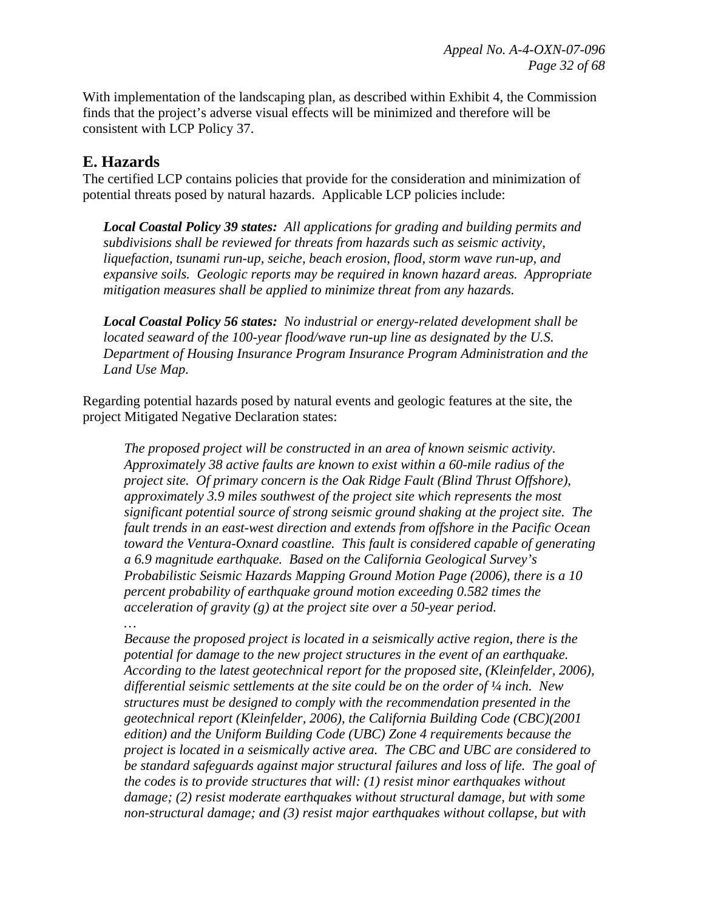With implementation of the landscaping plan, as described within Exhibit 4, the Commission finds that the project's adverse visual effects will be minimized and therefore will be consistent with LCP Policy 37.

## E. Hazards

The certified LCP contains policies that provide for the consideration and minimization of potential threats posed by natural hazards. Applicable LCP policies include:

> ***Local Coastal Policy 39 states:*** *All applications for grading and building permits and subdivisions shall be reviewed for threats from hazards such as seismic activity, liquefaction, tsunami run-up, seiche, beach erosion, flood, storm wave run-up, and expansive soils. Geologic reports may be required in known hazard areas. Appropriate mitigation measures shall be applied to minimize threat from any hazards.*
>
> ***Local Coastal Policy 56 states:*** *No industrial or energy-related development shall be located seaward of the 100-year flood/wave run-up line as designated by the U.S. Department of Housing Insurance Program Insurance Program Administration and the Land Use Map.*

Regarding potential hazards posed by natural events and geologic features at the site, the project Mitigated Negative Declaration states:

> *The proposed project will be constructed in an area of known seismic activity. Approximately 38 active faults are known to exist within a 60-mile radius of the project site. Of primary concern is the Oak Ridge Fault (Blind Thrust Offshore), approximately 3.9 miles southwest of the project site which represents the most significant potential source of strong seismic ground shaking at the project site. The fault trends in an east-west direction and extends from offshore in the Pacific Ocean toward the Ventura-Oxnard coastline. This fault is considered capable of generating a 6.9 magnitude earthquake. Based on the California Geological Survey's Probabilistic Seismic Hazards Mapping Ground Motion Page (2006), there is a 10 percent probability of earthquake ground motion exceeding 0.582 times the acceleration of gravity (g) at the project site over a 50-year period.*
>
> *…*
>
> *Because the proposed project is located in a seismically active region, there is the potential for damage to the new project structures in the event of an earthquake. According to the latest geotechnical report for the proposed site, (Kleinfelder, 2006), differential seismic settlements at the site could be on the order of ¼ inch. New structures must be designed to comply with the recommendation presented in the geotechnical report (Kleinfelder, 2006), the California Building Code (CBC)(2001 edition) and the Uniform Building Code (UBC) Zone 4 requirements because the project is located in a seismically active area. The CBC and UBC are considered to be standard safeguards against major structural failures and loss of life. The goal of the codes is to provide structures that will: (1) resist minor earthquakes without damage; (2) resist moderate earthquakes without structural damage, but with some non-structural damage; and (3) resist major earthquakes without collapse, but with*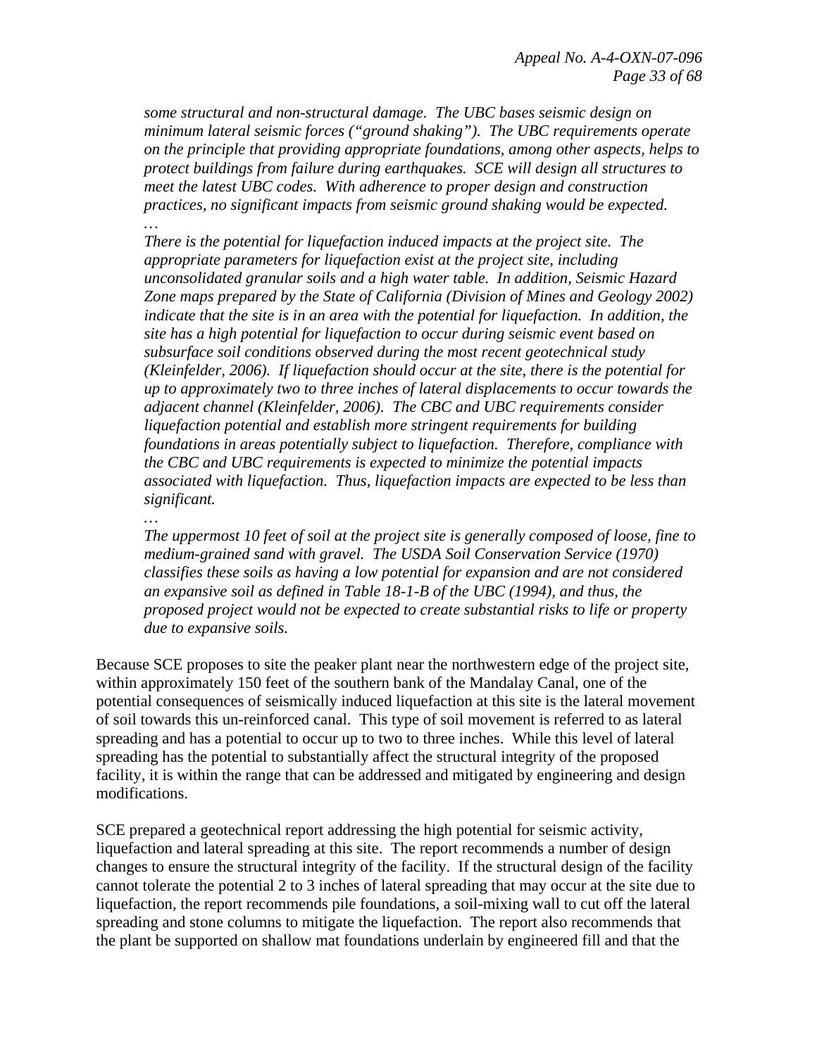> *some structural and non-structural damage. The UBC bases seismic design on minimum lateral seismic forces ("ground shaking"). The UBC requirements operate on the principle that providing appropriate foundations, among other aspects, helps to protect buildings from failure during earthquakes. SCE will design all structures to meet the latest UBC codes. With adherence to proper design and construction practices, no significant impacts from seismic ground shaking would be expected.*
>
> *…*
>
> *There is the potential for liquefaction induced impacts at the project site. The appropriate parameters for liquefaction exist at the project site, including unconsolidated granular soils and a high water table. In addition, Seismic Hazard Zone maps prepared by the State of California (Division of Mines and Geology 2002) indicate that the site is in an area with the potential for liquefaction. In addition, the site has a high potential for liquefaction to occur during seismic event based on subsurface soil conditions observed during the most recent geotechnical study (Kleinfelder, 2006). If liquefaction should occur at the site, there is the potential for up to approximately two to three inches of lateral displacements to occur towards the adjacent channel (Kleinfelder, 2006). The CBC and UBC requirements consider liquefaction potential and establish more stringent requirements for building foundations in areas potentially subject to liquefaction. Therefore, compliance with the CBC and UBC requirements is expected to minimize the potential impacts associated with liquefaction. Thus, liquefaction impacts are expected to be less than significant.*
>
> *…*
>
> *The uppermost 10 feet of soil at the project site is generally composed of loose, fine to medium-grained sand with gravel. The USDA Soil Conservation Service (1970) classifies these soils as having a low potential for expansion and are not considered an expansive soil as defined in Table 18-1-B of the UBC (1994), and thus, the proposed project would not be expected to create substantial risks to life or property due to expansive soils.*

Because SCE proposes to site the peaker plant near the northwestern edge of the project site, within approximately 150 feet of the southern bank of the Mandalay Canal, one of the potential consequences of seismically induced liquefaction at this site is the lateral movement of soil towards this un-reinforced canal. This type of soil movement is referred to as lateral spreading and has a potential to occur up to two to three inches. While this level of lateral spreading has the potential to substantially affect the structural integrity of the proposed facility, it is within the range that can be addressed and mitigated by engineering and design modifications.

SCE prepared a geotechnical report addressing the high potential for seismic activity, liquefaction and lateral spreading at this site. The report recommends a number of design changes to ensure the structural integrity of the facility. If the structural design of the facility cannot tolerate the potential 2 to 3 inches of lateral spreading that may occur at the site due to liquefaction, the report recommends pile foundations, a soil-mixing wall to cut off the lateral spreading and stone columns to mitigate the liquefaction. The report also recommends that the plant be supported on shallow mat foundations underlain by engineered fill and that the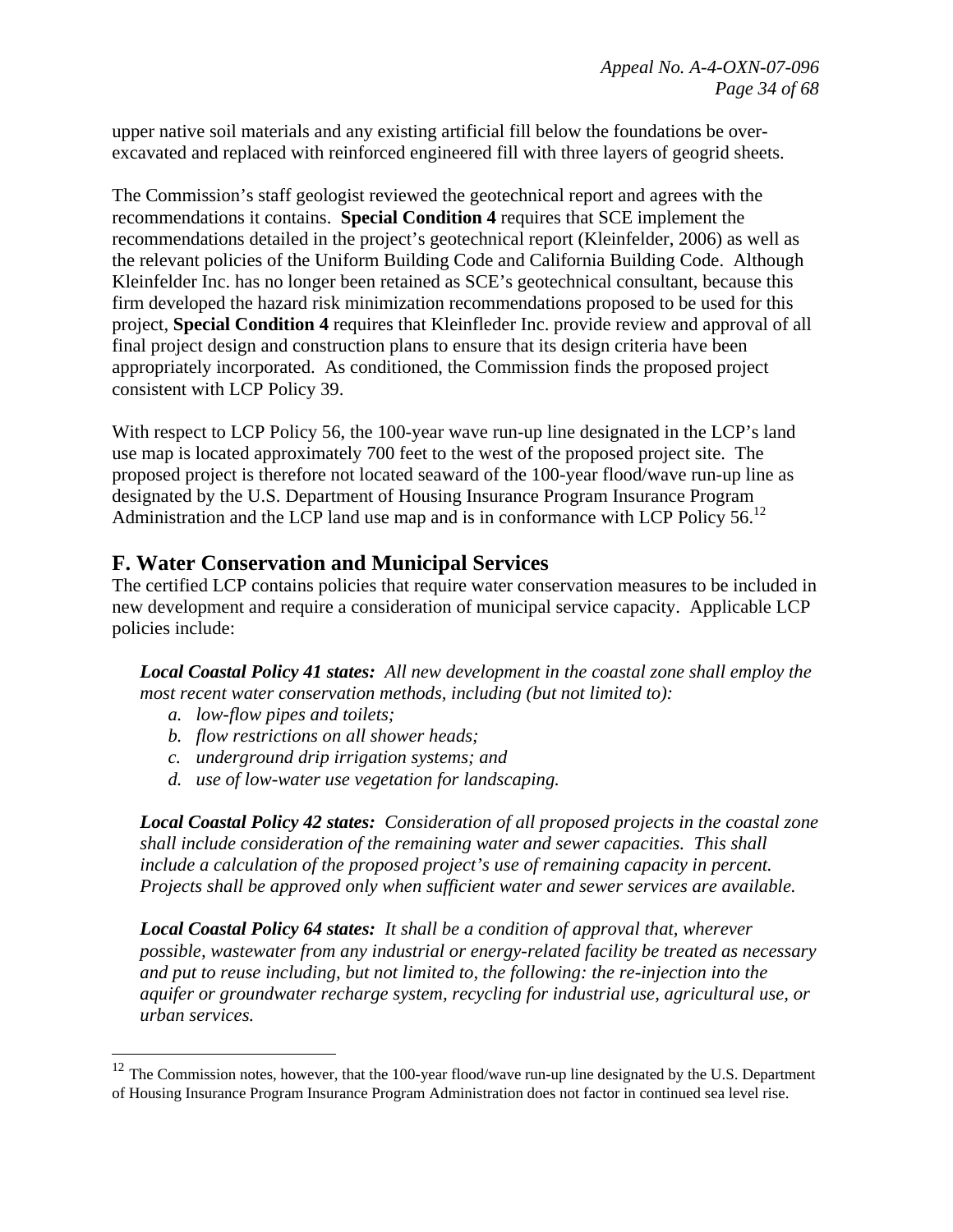upper native soil materials and any existing artificial fill below the foundations be over-excavated and replaced with reinforced engineered fill with three layers of geogrid sheets.

The Commission's staff geologist reviewed the geotechnical report and agrees with the recommendations it contains. **Special Condition 4** requires that SCE implement the recommendations detailed in the project's geotechnical report (Kleinfelder, 2006) as well as the relevant policies of the Uniform Building Code and California Building Code. Although Kleinfelder Inc. has no longer been retained as SCE's geotechnical consultant, because this firm developed the hazard risk minimization recommendations proposed to be used for this project, **Special Condition 4** requires that Kleinfleder Inc. provide review and approval of all final project design and construction plans to ensure that its design criteria have been appropriately incorporated. As conditioned, the Commission finds the proposed project consistent with LCP Policy 39.

With respect to LCP Policy 56, the 100-year wave run-up line designated in the LCP's land use map is located approximately 700 feet to the west of the proposed project site. The proposed project is therefore not located seaward of the 100-year flood/wave run-up line as designated by the U.S. Department of Housing Insurance Program Insurance Program Administration and the LCP land use map and is in conformance with LCP Policy 56.[12]

## F. Water Conservation and Municipal Services

The certified LCP contains policies that require water conservation measures to be included in new development and require a consideration of municipal service capacity. Applicable LCP policies include:

> ***Local Coastal Policy 41 states:*** *All new development in the coastal zone shall employ the most recent water conservation methods, including (but not limited to):*
>
> *a. low-flow pipes and toilets;*
> *b. flow restrictions on all shower heads;*
> *c. underground drip irrigation systems; and*
> *d. use of low-water use vegetation for landscaping.*
>
> ***Local Coastal Policy 42 states:*** *Consideration of all proposed projects in the coastal zone shall include consideration of the remaining water and sewer capacities. This shall include a calculation of the proposed project's use of remaining capacity in percent. Projects shall be approved only when sufficient water and sewer services are available.*
>
> ***Local Coastal Policy 64 states:*** *It shall be a condition of approval that, wherever possible, wastewater from any industrial or energy-related facility be treated as necessary and put to reuse including, but not limited to, the following: the re-injection into the aquifer or groundwater recharge system, recycling for industrial use, agricultural use, or urban services.*

---

[12] The Commission notes, however, that the 100-year flood/wave run-up line designated by the U.S. Department of Housing Insurance Program Insurance Program Administration does not factor in continued sea level rise.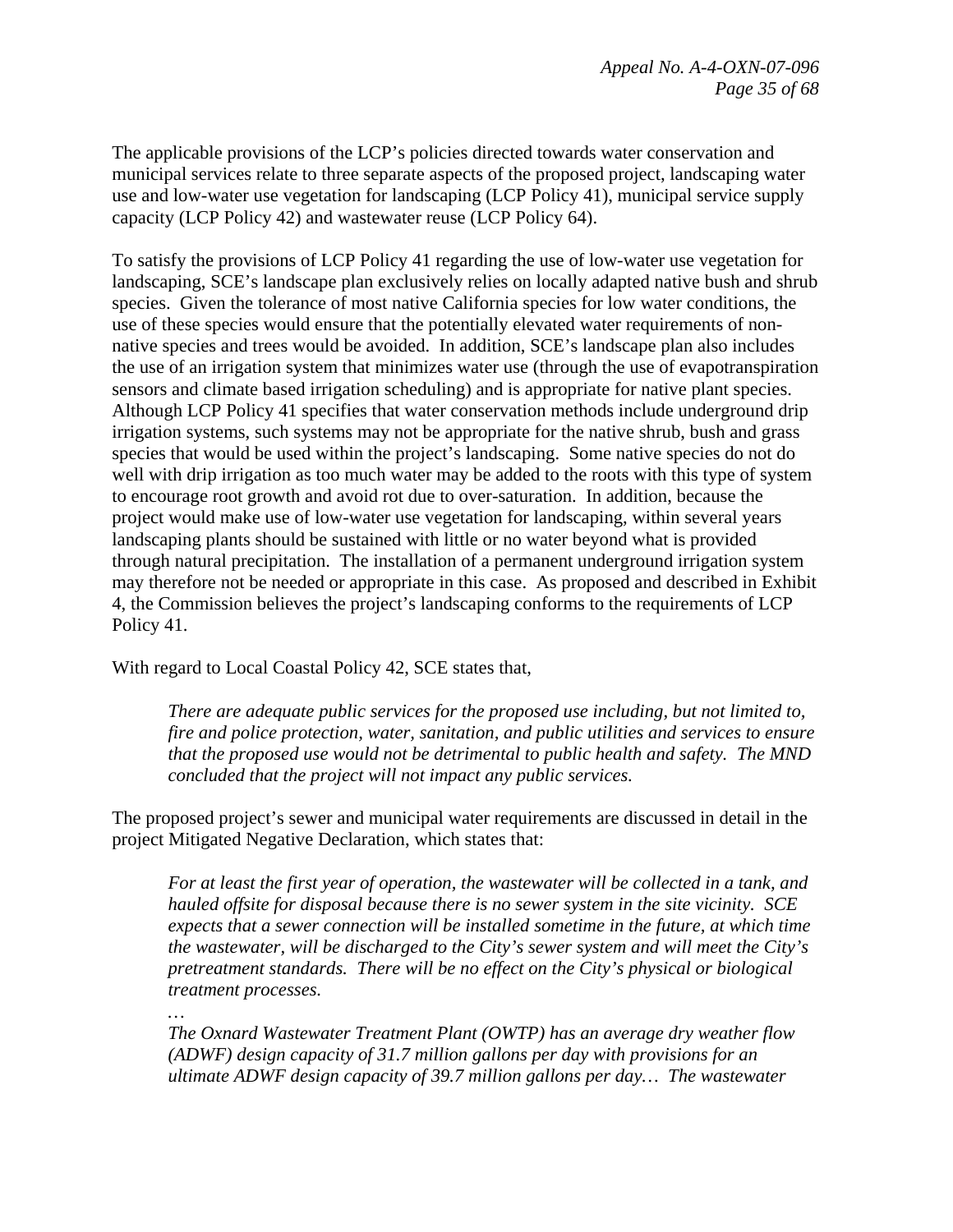The applicable provisions of the LCP's policies directed towards water conservation and municipal services relate to three separate aspects of the proposed project, landscaping water use and low-water use vegetation for landscaping (LCP Policy 41), municipal service supply capacity (LCP Policy 42) and wastewater reuse (LCP Policy 64).

To satisfy the provisions of LCP Policy 41 regarding the use of low-water use vegetation for landscaping, SCE's landscape plan exclusively relies on locally adapted native bush and shrub species. Given the tolerance of most native California species for low water conditions, the use of these species would ensure that the potentially elevated water requirements of non-native species and trees would be avoided. In addition, SCE's landscape plan also includes the use of an irrigation system that minimizes water use (through the use of evapotranspiration sensors and climate based irrigation scheduling) and is appropriate for native plant species. Although LCP Policy 41 specifies that water conservation methods include underground drip irrigation systems, such systems may not be appropriate for the native shrub, bush and grass species that would be used within the project's landscaping. Some native species do not do well with drip irrigation as too much water may be added to the roots with this type of system to encourage root growth and avoid rot due to over-saturation. In addition, because the project would make use of low-water use vegetation for landscaping, within several years landscaping plants should be sustained with little or no water beyond what is provided through natural precipitation. The installation of a permanent underground irrigation system may therefore not be needed or appropriate in this case. As proposed and described in Exhibit 4, the Commission believes the project's landscaping conforms to the requirements of LCP Policy 41.

With regard to Local Coastal Policy 42, SCE states that,

> *There are adequate public services for the proposed use including, but not limited to, fire and police protection, water, sanitation, and public utilities and services to ensure that the proposed use would not be detrimental to public health and safety. The MND concluded that the project will not impact any public services.*

The proposed project's sewer and municipal water requirements are discussed in detail in the project Mitigated Negative Declaration, which states that:

> *For at least the first year of operation, the wastewater will be collected in a tank, and hauled offsite for disposal because there is no sewer system in the site vicinity. SCE expects that a sewer connection will be installed sometime in the future, at which time the wastewater, will be discharged to the City's sewer system and will meet the City's pretreatment standards. There will be no effect on the City's physical or biological treatment processes.*
>
> *…*
>
> *The Oxnard Wastewater Treatment Plant (OWTP) has an average dry weather flow (ADWF) design capacity of 31.7 million gallons per day with provisions for an ultimate ADWF design capacity of 39.7 million gallons per day… The wastewater*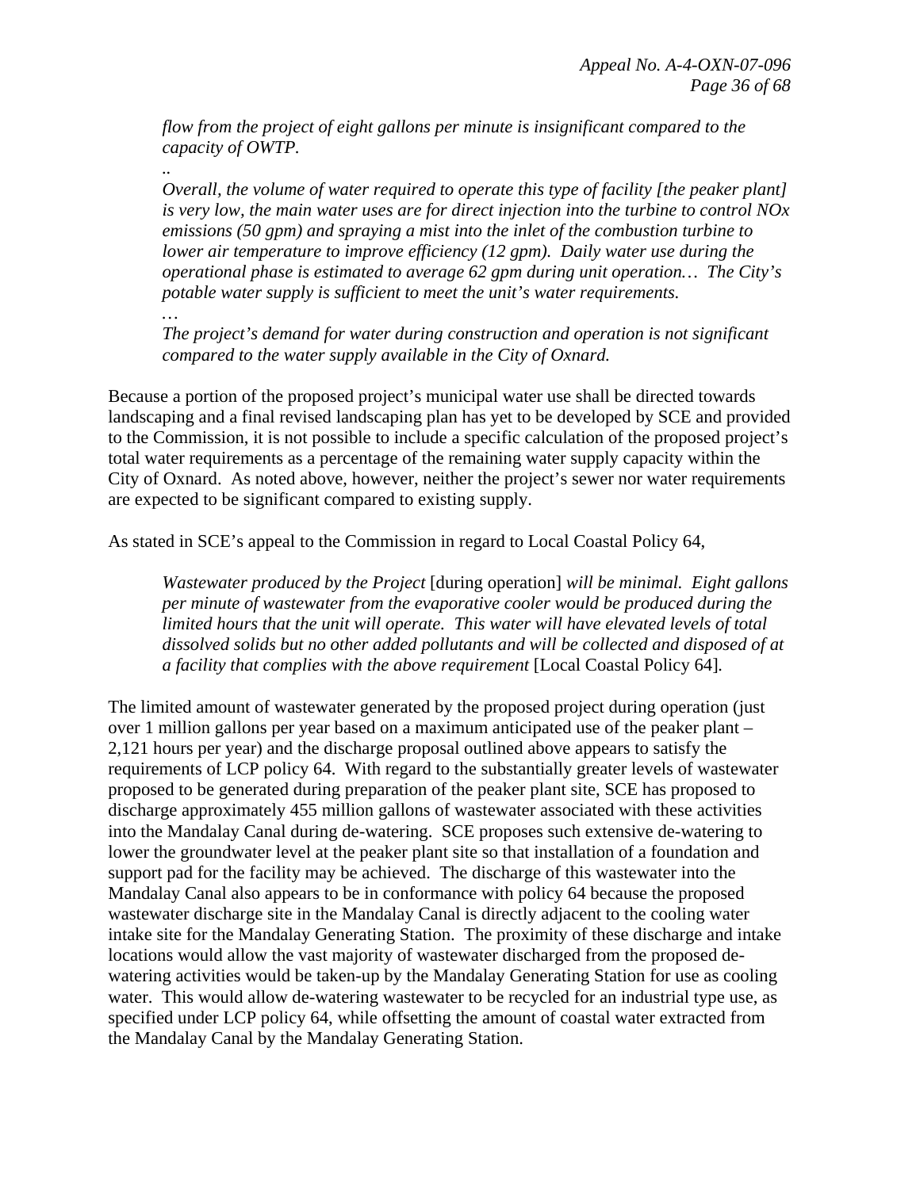> *flow from the project of eight gallons per minute is insignificant compared to the capacity of OWTP.*
>
> *..*
>
> *Overall, the volume of water required to operate this type of facility [the peaker plant] is very low, the main water uses are for direct injection into the turbine to control NOx emissions (50 gpm) and spraying a mist into the inlet of the combustion turbine to lower air temperature to improve efficiency (12 gpm). Daily water use during the operational phase is estimated to average 62 gpm during unit operation… The City's potable water supply is sufficient to meet the unit's water requirements.*
>
> *…*
>
> *The project's demand for water during construction and operation is not significant compared to the water supply available in the City of Oxnard.*

Because a portion of the proposed project's municipal water use shall be directed towards landscaping and a final revised landscaping plan has yet to be developed by SCE and provided to the Commission, it is not possible to include a specific calculation of the proposed project's total water requirements as a percentage of the remaining water supply capacity within the City of Oxnard. As noted above, however, neither the project's sewer nor water requirements are expected to be significant compared to existing supply.

As stated in SCE's appeal to the Commission in regard to Local Coastal Policy 64,

> *Wastewater produced by the Project* [during operation] *will be minimal. Eight gallons per minute of wastewater from the evaporative cooler would be produced during the limited hours that the unit will operate. This water will have elevated levels of total dissolved solids but no other added pollutants and will be collected and disposed of at a facility that complies with the above requirement* [Local Coastal Policy 64]*.*

The limited amount of wastewater generated by the proposed project during operation (just over 1 million gallons per year based on a maximum anticipated use of the peaker plant – 2,121 hours per year) and the discharge proposal outlined above appears to satisfy the requirements of LCP policy 64. With regard to the substantially greater levels of wastewater proposed to be generated during preparation of the peaker plant site, SCE has proposed to discharge approximately 455 million gallons of wastewater associated with these activities into the Mandalay Canal during de-watering. SCE proposes such extensive de-watering to lower the groundwater level at the peaker plant site so that installation of a foundation and support pad for the facility may be achieved. The discharge of this wastewater into the Mandalay Canal also appears to be in conformance with policy 64 because the proposed wastewater discharge site in the Mandalay Canal is directly adjacent to the cooling water intake site for the Mandalay Generating Station. The proximity of these discharge and intake locations would allow the vast majority of wastewater discharged from the proposed de-watering activities would be taken-up by the Mandalay Generating Station for use as cooling water. This would allow de-watering wastewater to be recycled for an industrial type use, as specified under LCP policy 64, while offsetting the amount of coastal water extracted from the Mandalay Canal by the Mandalay Generating Station.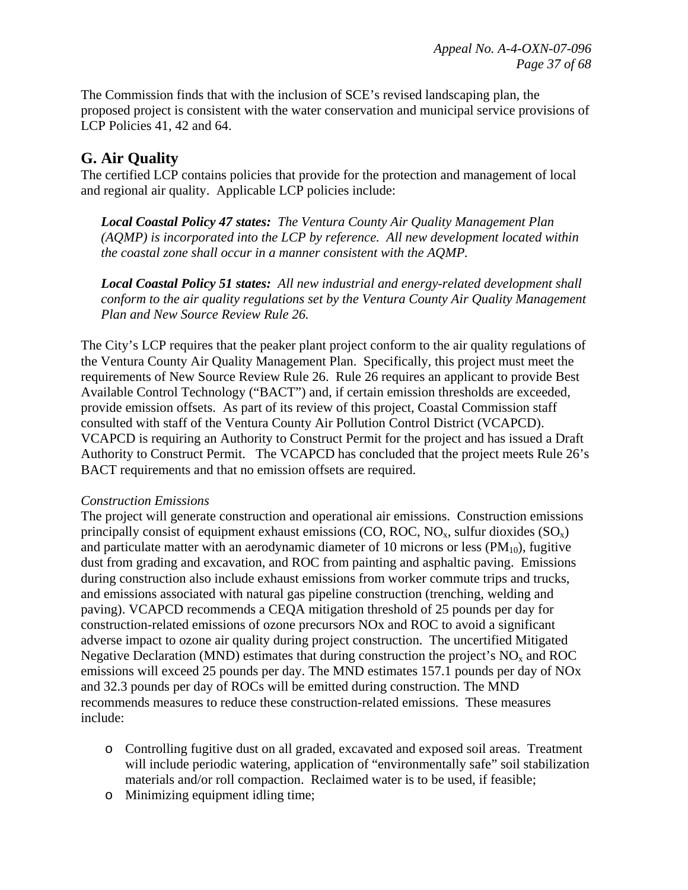The Commission finds that with the inclusion of SCE's revised landscaping plan, the proposed project is consistent with the water conservation and municipal service provisions of LCP Policies 41, 42 and 64.

## G. Air Quality

The certified LCP contains policies that provide for the protection and management of local and regional air quality. Applicable LCP policies include:

> ***Local Coastal Policy 47 states:*** *The Ventura County Air Quality Management Plan (AQMP) is incorporated into the LCP by reference. All new development located within the coastal zone shall occur in a manner consistent with the AQMP.*
>
> ***Local Coastal Policy 51 states:*** *All new industrial and energy-related development shall conform to the air quality regulations set by the Ventura County Air Quality Management Plan and New Source Review Rule 26.*

The City's LCP requires that the peaker plant project conform to the air quality regulations of the Ventura County Air Quality Management Plan. Specifically, this project must meet the requirements of New Source Review Rule 26. Rule 26 requires an applicant to provide Best Available Control Technology ("BACT") and, if certain emission thresholds are exceeded, provide emission offsets. As part of its review of this project, Coastal Commission staff consulted with staff of the Ventura County Air Pollution Control District (VCAPCD). VCAPCD is requiring an Authority to Construct Permit for the project and has issued a Draft Authority to Construct Permit. The VCAPCD has concluded that the project meets Rule 26's BACT requirements and that no emission offsets are required.

*Construction Emissions*

The project will generate construction and operational air emissions. Construction emissions principally consist of equipment exhaust emissions (CO, ROC, $NO_x$, sulfur dioxides ($SO_x$) and particulate matter with an aerodynamic diameter of 10 microns or less ($PM_{10}$), fugitive dust from grading and excavation, and ROC from painting and asphaltic paving. Emissions during construction also include exhaust emissions from worker commute trips and trucks, and emissions associated with natural gas pipeline construction (trenching, welding and paving). VCAPCD recommends a CEQA mitigation threshold of 25 pounds per day for construction-related emissions of ozone precursors NOx and ROC to avoid a significant adverse impact to ozone air quality during project construction. The uncertified Mitigated Negative Declaration (MND) estimates that during construction the project's $NO_x$ and ROC emissions will exceed 25 pounds per day. The MND estimates 157.1 pounds per day of NOx and 32.3 pounds per day of ROCs will be emitted during construction. The MND recommends measures to reduce these construction-related emissions. These measures include:

- Controlling fugitive dust on all graded, excavated and exposed soil areas. Treatment will include periodic watering, application of "environmentally safe" soil stabilization materials and/or roll compaction. Reclaimed water is to be used, if feasible;
- Minimizing equipment idling time;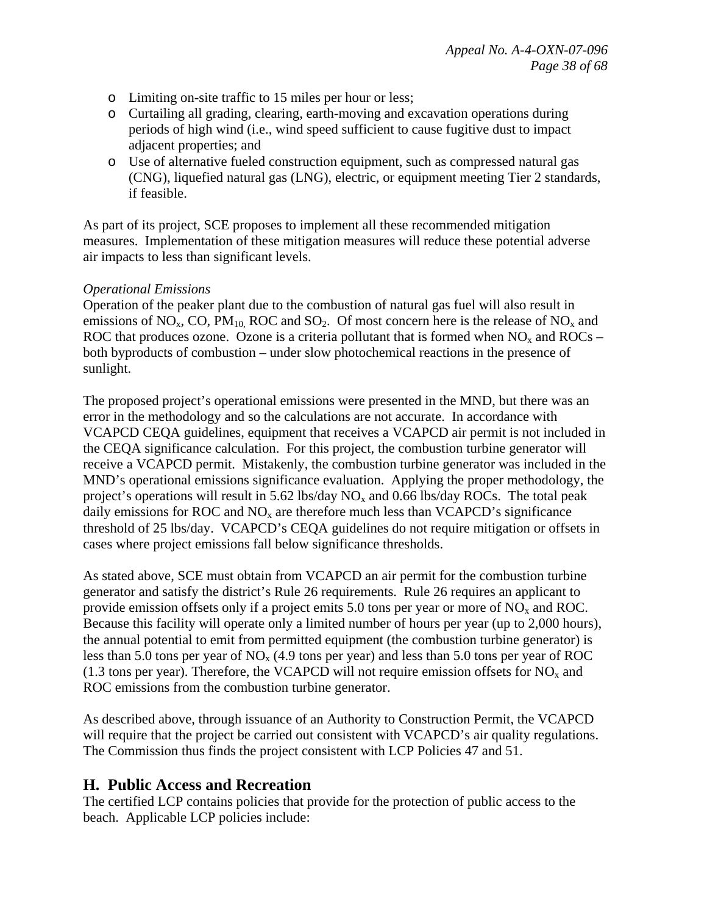- Limiting on-site traffic to 15 miles per hour or less;
- Curtailing all grading, clearing, earth-moving and excavation operations during periods of high wind (i.e., wind speed sufficient to cause fugitive dust to impact adjacent properties; and
- Use of alternative fueled construction equipment, such as compressed natural gas (CNG), liquefied natural gas (LNG), electric, or equipment meeting Tier 2 standards, if feasible.

As part of its project, SCE proposes to implement all these recommended mitigation measures. Implementation of these mitigation measures will reduce these potential adverse air impacts to less than significant levels.

*Operational Emissions*
Operation of the peaker plant due to the combustion of natural gas fuel will also result in emissions of $NO_x$, CO, $PM_{10,}$ ROC and $SO_2$. Of most concern here is the release of $NO_x$ and ROC that produces ozone. Ozone is a criteria pollutant that is formed when $NO_x$ and ROCs – both byproducts of combustion – under slow photochemical reactions in the presence of sunlight.

The proposed project's operational emissions were presented in the MND, but there was an error in the methodology and so the calculations are not accurate. In accordance with VCAPCD CEQA guidelines, equipment that receives a VCAPCD air permit is not included in the CEQA significance calculation. For this project, the combustion turbine generator will receive a VCAPCD permit. Mistakenly, the combustion turbine generator was included in the MND's operational emissions significance evaluation. Applying the proper methodology, the project's operations will result in 5.62 lbs/day $NO_x$ and 0.66 lbs/day ROCs. The total peak daily emissions for ROC and $NO_x$ are therefore much less than VCAPCD's significance threshold of 25 lbs/day. VCAPCD's CEQA guidelines do not require mitigation or offsets in cases where project emissions fall below significance thresholds.

As stated above, SCE must obtain from VCAPCD an air permit for the combustion turbine generator and satisfy the district's Rule 26 requirements. Rule 26 requires an applicant to provide emission offsets only if a project emits 5.0 tons per year or more of $NO_x$ and ROC. Because this facility will operate only a limited number of hours per year (up to 2,000 hours), the annual potential to emit from permitted equipment (the combustion turbine generator) is less than 5.0 tons per year of $NO_x$ (4.9 tons per year) and less than 5.0 tons per year of ROC (1.3 tons per year). Therefore, the VCAPCD will not require emission offsets for $NO_x$ and ROC emissions from the combustion turbine generator.

As described above, through issuance of an Authority to Construction Permit, the VCAPCD will require that the project be carried out consistent with VCAPCD's air quality regulations. The Commission thus finds the project consistent with LCP Policies 47 and 51.

## H. Public Access and Recreation

The certified LCP contains policies that provide for the protection of public access to the beach. Applicable LCP policies include: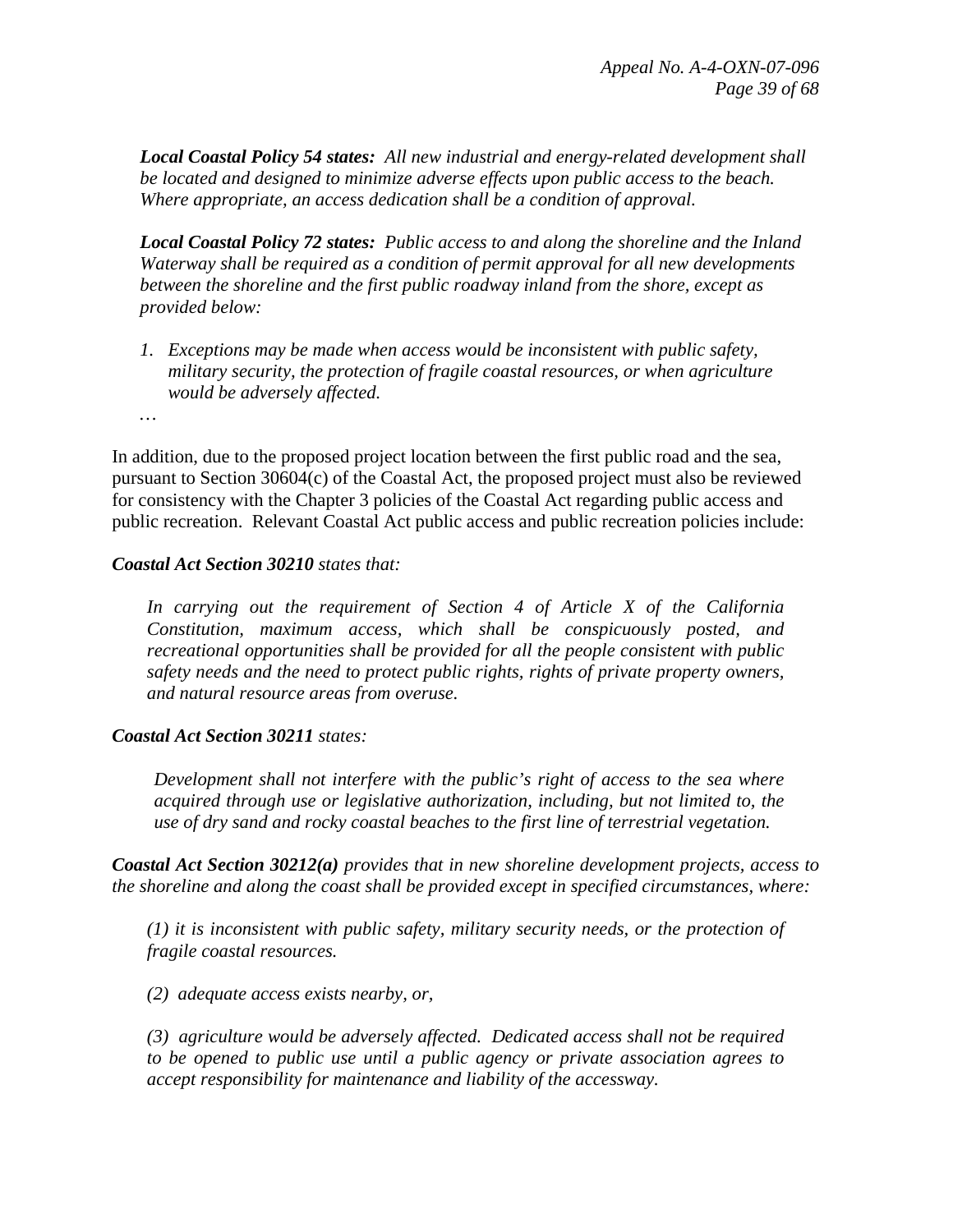***Local Coastal Policy 54 states:*** *All new industrial and energy-related development shall be located and designed to minimize adverse effects upon public access to the beach. Where appropriate, an access dedication shall be a condition of approval.*

***Local Coastal Policy 72 states:*** *Public access to and along the shoreline and the Inland Waterway shall be required as a condition of permit approval for all new developments between the shoreline and the first public roadway inland from the shore, except as provided below:*

1. *Exceptions may be made when access would be inconsistent with public safety, military security, the protection of fragile coastal resources, or when agriculture would be adversely affected.*

*…*

In addition, due to the proposed project location between the first public road and the sea, pursuant to Section 30604(c) of the Coastal Act, the proposed project must also be reviewed for consistency with the Chapter 3 policies of the Coastal Act regarding public access and public recreation. Relevant Coastal Act public access and public recreation policies include:

***Coastal Act Section 30210*** *states that:*

*In carrying out the requirement of Section 4 of Article X of the California Constitution, maximum access, which shall be conspicuously posted, and recreational opportunities shall be provided for all the people consistent with public safety needs and the need to protect public rights, rights of private property owners, and natural resource areas from overuse.*

***Coastal Act Section 30211*** *states:*

*Development shall not interfere with the public's right of access to the sea where acquired through use or legislative authorization, including, but not limited to, the use of dry sand and rocky coastal beaches to the first line of terrestrial vegetation.*

***Coastal Act Section 30212(a)*** *provides that in new shoreline development projects, access to the shoreline and along the coast shall be provided except in specified circumstances, where:*

*(1) it is inconsistent with public safety, military security needs, or the protection of fragile coastal resources.*

*(2) adequate access exists nearby, or,*

*(3) agriculture would be adversely affected. Dedicated access shall not be required to be opened to public use until a public agency or private association agrees to accept responsibility for maintenance and liability of the accessway.*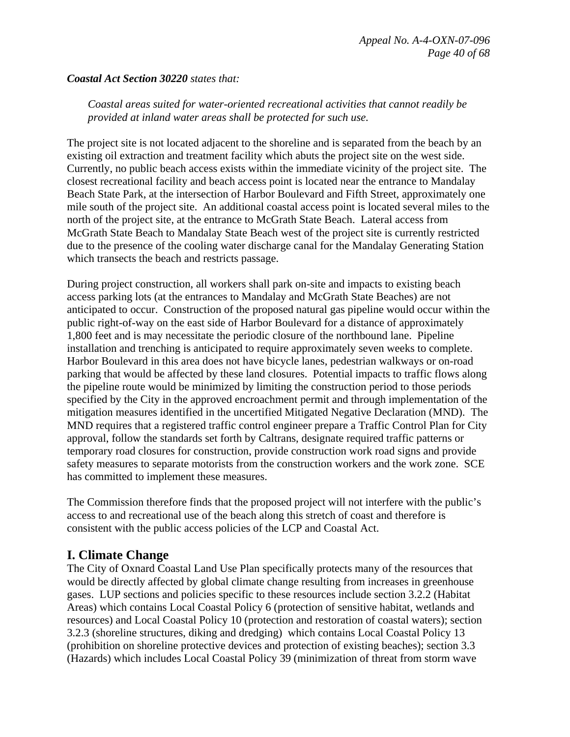***Coastal Act Section 30220** states that:*

> *Coastal areas suited for water-oriented recreational activities that cannot readily be provided at inland water areas shall be protected for such use.*

The project site is not located adjacent to the shoreline and is separated from the beach by an existing oil extraction and treatment facility which abuts the project site on the west side. Currently, no public beach access exists within the immediate vicinity of the project site. The closest recreational facility and beach access point is located near the entrance to Mandalay Beach State Park, at the intersection of Harbor Boulevard and Fifth Street, approximately one mile south of the project site. An additional coastal access point is located several miles to the north of the project site, at the entrance to McGrath State Beach. Lateral access from McGrath State Beach to Mandalay State Beach west of the project site is currently restricted due to the presence of the cooling water discharge canal for the Mandalay Generating Station which transects the beach and restricts passage.

During project construction, all workers shall park on-site and impacts to existing beach access parking lots (at the entrances to Mandalay and McGrath State Beaches) are not anticipated to occur. Construction of the proposed natural gas pipeline would occur within the public right-of-way on the east side of Harbor Boulevard for a distance of approximately 1,800 feet and is may necessitate the periodic closure of the northbound lane. Pipeline installation and trenching is anticipated to require approximately seven weeks to complete. Harbor Boulevard in this area does not have bicycle lanes, pedestrian walkways or on-road parking that would be affected by these land closures. Potential impacts to traffic flows along the pipeline route would be minimized by limiting the construction period to those periods specified by the City in the approved encroachment permit and through implementation of the mitigation measures identified in the uncertified Mitigated Negative Declaration (MND). The MND requires that a registered traffic control engineer prepare a Traffic Control Plan for City approval, follow the standards set forth by Caltrans, designate required traffic patterns or temporary road closures for construction, provide construction work road signs and provide safety measures to separate motorists from the construction workers and the work zone. SCE has committed to implement these measures.

The Commission therefore finds that the proposed project will not interfere with the public's access to and recreational use of the beach along this stretch of coast and therefore is consistent with the public access policies of the LCP and Coastal Act.

## I. Climate Change

The City of Oxnard Coastal Land Use Plan specifically protects many of the resources that would be directly affected by global climate change resulting from increases in greenhouse gases. LUP sections and policies specific to these resources include section 3.2.2 (Habitat Areas) which contains Local Coastal Policy 6 (protection of sensitive habitat, wetlands and resources) and Local Coastal Policy 10 (protection and restoration of coastal waters); section 3.2.3 (shoreline structures, diking and dredging) which contains Local Coastal Policy 13 (prohibition on shoreline protective devices and protection of existing beaches); section 3.3 (Hazards) which includes Local Coastal Policy 39 (minimization of threat from storm wave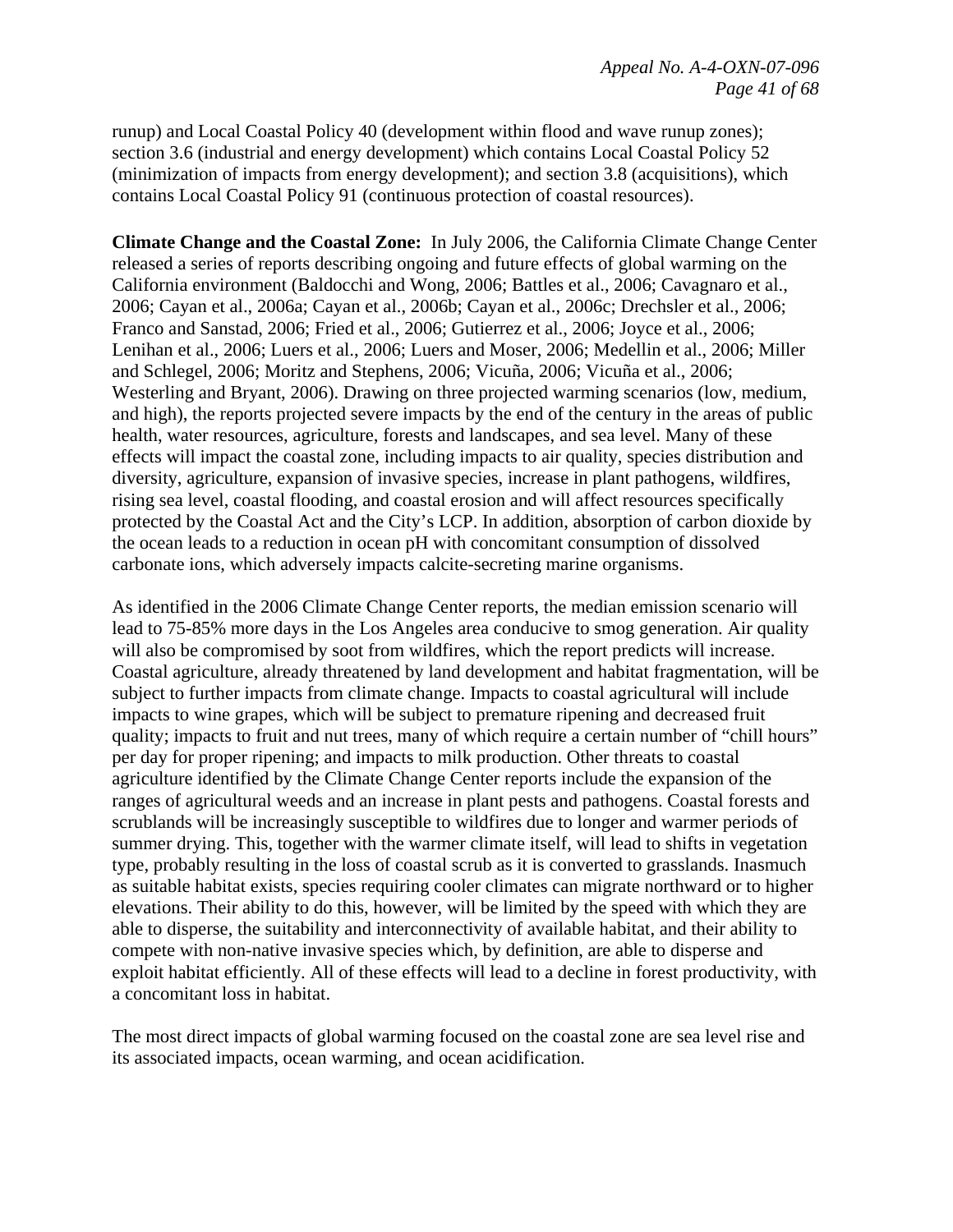runup) and Local Coastal Policy 40 (development within flood and wave runup zones); section 3.6 (industrial and energy development) which contains Local Coastal Policy 52 (minimization of impacts from energy development); and section 3.8 (acquisitions), which contains Local Coastal Policy 91 (continuous protection of coastal resources).

**Climate Change and the Coastal Zone:** In July 2006, the California Climate Change Center released a series of reports describing ongoing and future effects of global warming on the California environment (Baldocchi and Wong, 2006; Battles et al., 2006; Cavagnaro et al., 2006; Cayan et al., 2006a; Cayan et al., 2006b; Cayan et al., 2006c; Drechsler et al., 2006; Franco and Sanstad, 2006; Fried et al., 2006; Gutierrez et al., 2006; Joyce et al., 2006; Lenihan et al., 2006; Luers et al., 2006; Luers and Moser, 2006; Medellin et al., 2006; Miller and Schlegel, 2006; Moritz and Stephens, 2006; Vicuña, 2006; Vicuña et al., 2006; Westerling and Bryant, 2006). Drawing on three projected warming scenarios (low, medium, and high), the reports projected severe impacts by the end of the century in the areas of public health, water resources, agriculture, forests and landscapes, and sea level. Many of these effects will impact the coastal zone, including impacts to air quality, species distribution and diversity, agriculture, expansion of invasive species, increase in plant pathogens, wildfires, rising sea level, coastal flooding, and coastal erosion and will affect resources specifically protected by the Coastal Act and the City's LCP. In addition, absorption of carbon dioxide by the ocean leads to a reduction in ocean pH with concomitant consumption of dissolved carbonate ions, which adversely impacts calcite-secreting marine organisms.

As identified in the 2006 Climate Change Center reports, the median emission scenario will lead to 75-85% more days in the Los Angeles area conducive to smog generation. Air quality will also be compromised by soot from wildfires, which the report predicts will increase. Coastal agriculture, already threatened by land development and habitat fragmentation, will be subject to further impacts from climate change. Impacts to coastal agricultural will include impacts to wine grapes, which will be subject to premature ripening and decreased fruit quality; impacts to fruit and nut trees, many of which require a certain number of "chill hours" per day for proper ripening; and impacts to milk production. Other threats to coastal agriculture identified by the Climate Change Center reports include the expansion of the ranges of agricultural weeds and an increase in plant pests and pathogens. Coastal forests and scrublands will be increasingly susceptible to wildfires due to longer and warmer periods of summer drying. This, together with the warmer climate itself, will lead to shifts in vegetation type, probably resulting in the loss of coastal scrub as it is converted to grasslands. Inasmuch as suitable habitat exists, species requiring cooler climates can migrate northward or to higher elevations. Their ability to do this, however, will be limited by the speed with which they are able to disperse, the suitability and interconnectivity of available habitat, and their ability to compete with non-native invasive species which, by definition, are able to disperse and exploit habitat efficiently. All of these effects will lead to a decline in forest productivity, with a concomitant loss in habitat.

The most direct impacts of global warming focused on the coastal zone are sea level rise and its associated impacts, ocean warming, and ocean acidification.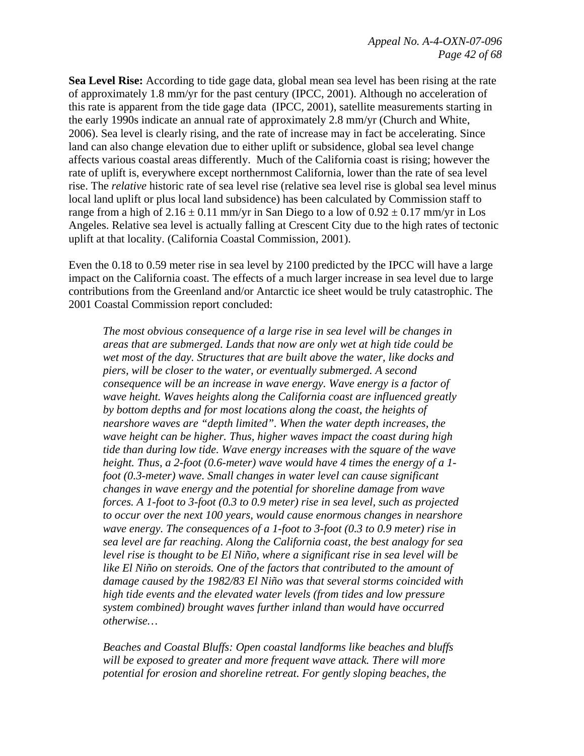**Sea Level Rise:** According to tide gage data, global mean sea level has been rising at the rate of approximately 1.8 mm/yr for the past century (IPCC, 2001). Although no acceleration of this rate is apparent from the tide gage data (IPCC, 2001), satellite measurements starting in the early 1990s indicate an annual rate of approximately 2.8 mm/yr (Church and White, 2006). Sea level is clearly rising, and the rate of increase may in fact be accelerating. Since land can also change elevation due to either uplift or subsidence, global sea level change affects various coastal areas differently. Much of the California coast is rising; however the rate of uplift is, everywhere except northernmost California, lower than the rate of sea level rise. The *relative* historic rate of sea level rise (relative sea level rise is global sea level minus local land uplift or plus local land subsidence) has been calculated by Commission staff to range from a high of 2.16 ± 0.11 mm/yr in San Diego to a low of 0.92 ± 0.17 mm/yr in Los Angeles. Relative sea level is actually falling at Crescent City due to the high rates of tectonic uplift at that locality. (California Coastal Commission, 2001).

Even the 0.18 to 0.59 meter rise in sea level by 2100 predicted by the IPCC will have a large impact on the California coast. The effects of a much larger increase in sea level due to large contributions from the Greenland and/or Antarctic ice sheet would be truly catastrophic. The 2001 Coastal Commission report concluded:

> *The most obvious consequence of a large rise in sea level will be changes in areas that are submerged. Lands that now are only wet at high tide could be wet most of the day. Structures that are built above the water, like docks and piers, will be closer to the water, or eventually submerged. A second consequence will be an increase in wave energy. Wave energy is a factor of wave height. Waves heights along the California coast are influenced greatly by bottom depths and for most locations along the coast, the heights of nearshore waves are "depth limited". When the water depth increases, the wave height can be higher. Thus, higher waves impact the coast during high tide than during low tide. Wave energy increases with the square of the wave height. Thus, a 2-foot (0.6-meter) wave would have 4 times the energy of a 1-foot (0.3-meter) wave. Small changes in water level can cause significant changes in wave energy and the potential for shoreline damage from wave forces. A 1-foot to 3-foot (0.3 to 0.9 meter) rise in sea level, such as projected to occur over the next 100 years, would cause enormous changes in nearshore wave energy. The consequences of a 1-foot to 3-foot (0.3 to 0.9 meter) rise in sea level are far reaching. Along the California coast, the best analogy for sea level rise is thought to be El Niño, where a significant rise in sea level will be like El Niño on steroids. One of the factors that contributed to the amount of damage caused by the 1982/83 El Niño was that several storms coincided with high tide events and the elevated water levels (from tides and low pressure system combined) brought waves further inland than would have occurred otherwise…*
>
> *Beaches and Coastal Bluffs: Open coastal landforms like beaches and bluffs will be exposed to greater and more frequent wave attack. There will more potential for erosion and shoreline retreat. For gently sloping beaches, the*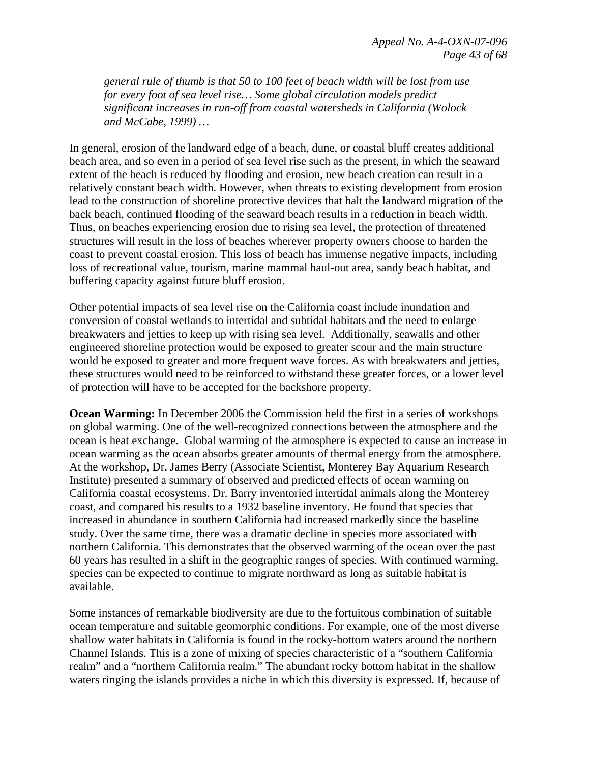*general rule of thumb is that 50 to 100 feet of beach width will be lost from use for every foot of sea level rise… Some global circulation models predict significant increases in run-off from coastal watersheds in California (Wolock and McCabe, 1999) …*

In general, erosion of the landward edge of a beach, dune, or coastal bluff creates additional beach area, and so even in a period of sea level rise such as the present, in which the seaward extent of the beach is reduced by flooding and erosion, new beach creation can result in a relatively constant beach width. However, when threats to existing development from erosion lead to the construction of shoreline protective devices that halt the landward migration of the back beach, continued flooding of the seaward beach results in a reduction in beach width. Thus, on beaches experiencing erosion due to rising sea level, the protection of threatened structures will result in the loss of beaches wherever property owners choose to harden the coast to prevent coastal erosion. This loss of beach has immense negative impacts, including loss of recreational value, tourism, marine mammal haul-out area, sandy beach habitat, and buffering capacity against future bluff erosion.

Other potential impacts of sea level rise on the California coast include inundation and conversion of coastal wetlands to intertidal and subtidal habitats and the need to enlarge breakwaters and jetties to keep up with rising sea level. Additionally, seawalls and other engineered shoreline protection would be exposed to greater scour and the main structure would be exposed to greater and more frequent wave forces. As with breakwaters and jetties, these structures would need to be reinforced to withstand these greater forces, or a lower level of protection will have to be accepted for the backshore property.

**Ocean Warming:** In December 2006 the Commission held the first in a series of workshops on global warming. One of the well-recognized connections between the atmosphere and the ocean is heat exchange. Global warming of the atmosphere is expected to cause an increase in ocean warming as the ocean absorbs greater amounts of thermal energy from the atmosphere. At the workshop, Dr. James Berry (Associate Scientist, Monterey Bay Aquarium Research Institute) presented a summary of observed and predicted effects of ocean warming on California coastal ecosystems. Dr. Barry inventoried intertidal animals along the Monterey coast, and compared his results to a 1932 baseline inventory. He found that species that increased in abundance in southern California had increased markedly since the baseline study. Over the same time, there was a dramatic decline in species more associated with northern California. This demonstrates that the observed warming of the ocean over the past 60 years has resulted in a shift in the geographic ranges of species. With continued warming, species can be expected to continue to migrate northward as long as suitable habitat is available.

Some instances of remarkable biodiversity are due to the fortuitous combination of suitable ocean temperature and suitable geomorphic conditions. For example, one of the most diverse shallow water habitats in California is found in the rocky-bottom waters around the northern Channel Islands. This is a zone of mixing of species characteristic of a "southern California realm" and a "northern California realm." The abundant rocky bottom habitat in the shallow waters ringing the islands provides a niche in which this diversity is expressed. If, because of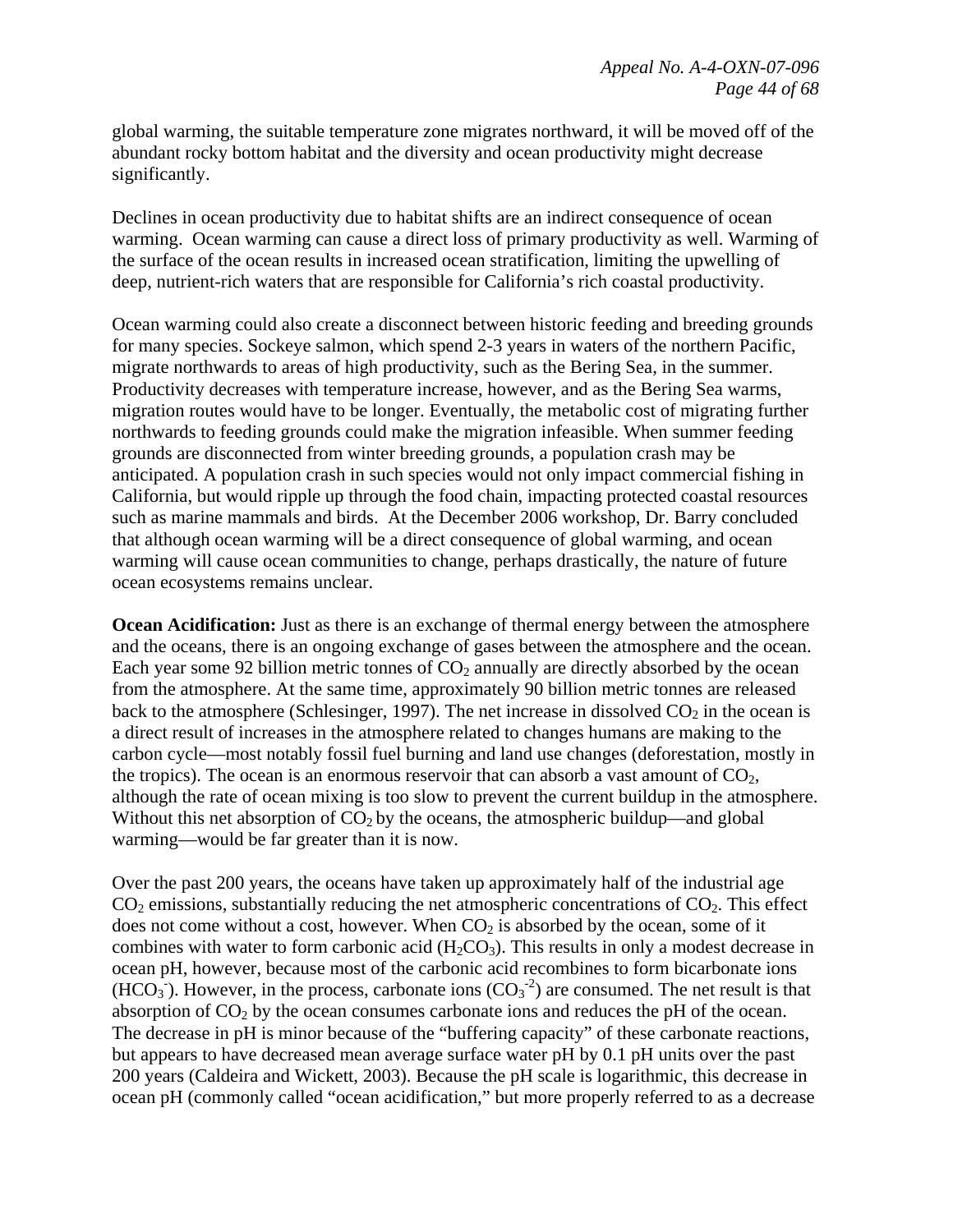global warming, the suitable temperature zone migrates northward, it will be moved off of the abundant rocky bottom habitat and the diversity and ocean productivity might decrease significantly.

Declines in ocean productivity due to habitat shifts are an indirect consequence of ocean warming. Ocean warming can cause a direct loss of primary productivity as well. Warming of the surface of the ocean results in increased ocean stratification, limiting the upwelling of deep, nutrient-rich waters that are responsible for California's rich coastal productivity.

Ocean warming could also create a disconnect between historic feeding and breeding grounds for many species. Sockeye salmon, which spend 2-3 years in waters of the northern Pacific, migrate northwards to areas of high productivity, such as the Bering Sea, in the summer. Productivity decreases with temperature increase, however, and as the Bering Sea warms, migration routes would have to be longer. Eventually, the metabolic cost of migrating further northwards to feeding grounds could make the migration infeasible. When summer feeding grounds are disconnected from winter breeding grounds, a population crash may be anticipated. A population crash in such species would not only impact commercial fishing in California, but would ripple up through the food chain, impacting protected coastal resources such as marine mammals and birds. At the December 2006 workshop, Dr. Barry concluded that although ocean warming will be a direct consequence of global warming, and ocean warming will cause ocean communities to change, perhaps drastically, the nature of future ocean ecosystems remains unclear.

**Ocean Acidification:** Just as there is an exchange of thermal energy between the atmosphere and the oceans, there is an ongoing exchange of gases between the atmosphere and the ocean. Each year some 92 billion metric tonnes of $CO_2$ annually are directly absorbed by the ocean from the atmosphere. At the same time, approximately 90 billion metric tonnes are released back to the atmosphere (Schlesinger, 1997). The net increase in dissolved $CO_2$ in the ocean is a direct result of increases in the atmosphere related to changes humans are making to the carbon cycle—most notably fossil fuel burning and land use changes (deforestation, mostly in the tropics). The ocean is an enormous reservoir that can absorb a vast amount of $CO_2$, although the rate of ocean mixing is too slow to prevent the current buildup in the atmosphere. Without this net absorption of $CO_2$ by the oceans, the atmospheric buildup—and global warming—would be far greater than it is now.

Over the past 200 years, the oceans have taken up approximately half of the industrial age $CO_2$ emissions, substantially reducing the net atmospheric concentrations of $CO_2$. This effect does not come without a cost, however. When $CO_2$ is absorbed by the ocean, some of it combines with water to form carbonic acid ($H_2CO_3$). This results in only a modest decrease in ocean pH, however, because most of the carbonic acid recombines to form bicarbonate ions ($HCO_3^-$). However, in the process, carbonate ions ($CO_3^{-2}$) are consumed. The net result is that absorption of $CO_2$ by the ocean consumes carbonate ions and reduces the pH of the ocean. The decrease in pH is minor because of the "buffering capacity" of these carbonate reactions, but appears to have decreased mean average surface water pH by 0.1 pH units over the past 200 years (Caldeira and Wickett, 2003). Because the pH scale is logarithmic, this decrease in ocean pH (commonly called "ocean acidification," but more properly referred to as a decrease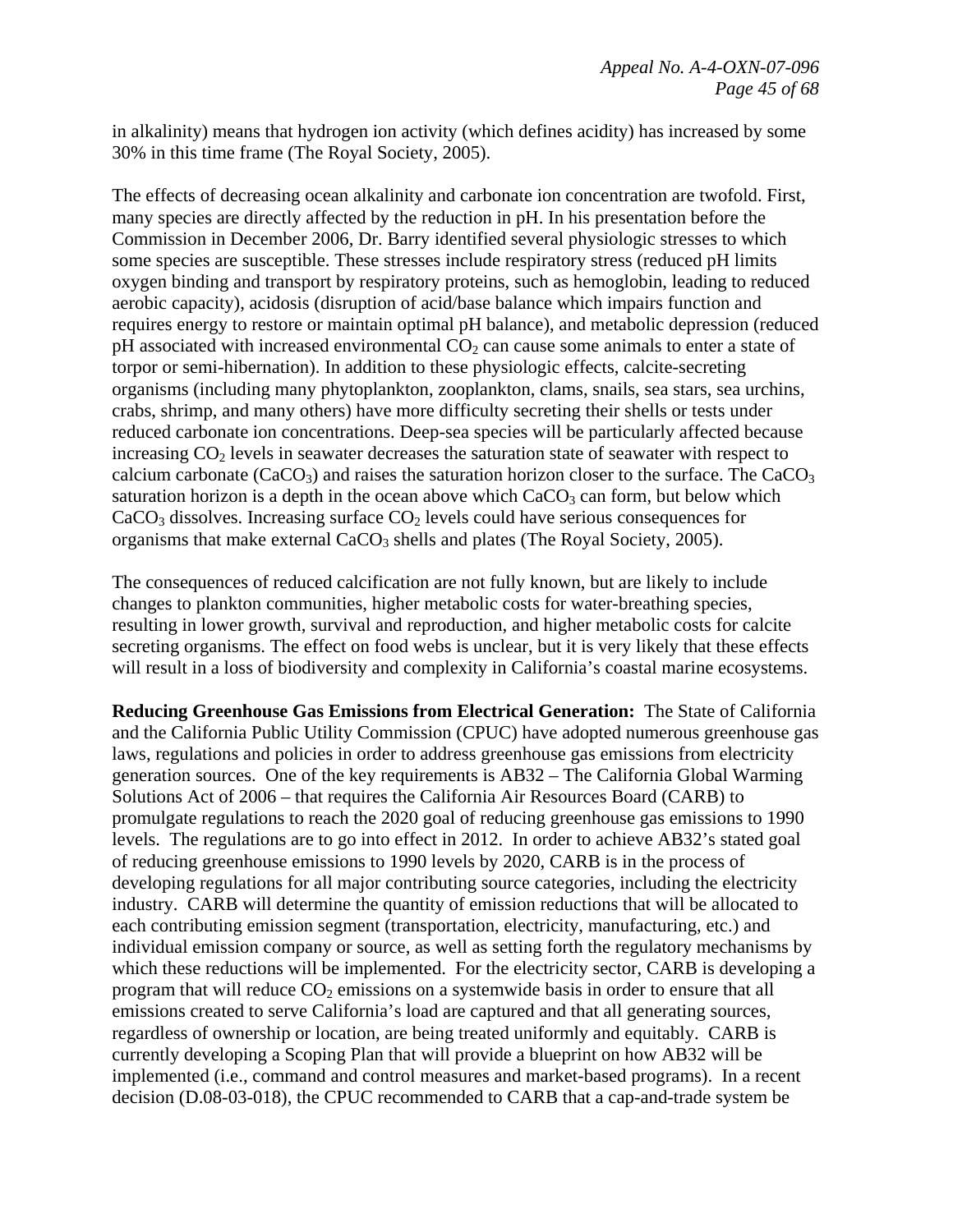in alkalinity) means that hydrogen ion activity (which defines acidity) has increased by some 30% in this time frame (The Royal Society, 2005).

The effects of decreasing ocean alkalinity and carbonate ion concentration are twofold. First, many species are directly affected by the reduction in pH. In his presentation before the Commission in December 2006, Dr. Barry identified several physiologic stresses to which some species are susceptible. These stresses include respiratory stress (reduced pH limits oxygen binding and transport by respiratory proteins, such as hemoglobin, leading to reduced aerobic capacity), acidosis (disruption of acid/base balance which impairs function and requires energy to restore or maintain optimal pH balance), and metabolic depression (reduced pH associated with increased environmental $CO_2$ can cause some animals to enter a state of torpor or semi-hibernation). In addition to these physiologic effects, calcite-secreting organisms (including many phytoplankton, zooplankton, clams, snails, sea stars, sea urchins, crabs, shrimp, and many others) have more difficulty secreting their shells or tests under reduced carbonate ion concentrations. Deep-sea species will be particularly affected because increasing $CO_2$ levels in seawater decreases the saturation state of seawater with respect to calcium carbonate ($CaCO_3$) and raises the saturation horizon closer to the surface. The $CaCO_3$ saturation horizon is a depth in the ocean above which $CaCO_3$ can form, but below which $CaCO_3$ dissolves. Increasing surface $CO_2$ levels could have serious consequences for organisms that make external $CaCO_3$ shells and plates (The Royal Society, 2005).

The consequences of reduced calcification are not fully known, but are likely to include changes to plankton communities, higher metabolic costs for water-breathing species, resulting in lower growth, survival and reproduction, and higher metabolic costs for calcite secreting organisms. The effect on food webs is unclear, but it is very likely that these effects will result in a loss of biodiversity and complexity in California's coastal marine ecosystems.

**Reducing Greenhouse Gas Emissions from Electrical Generation:** The State of California and the California Public Utility Commission (CPUC) have adopted numerous greenhouse gas laws, regulations and policies in order to address greenhouse gas emissions from electricity generation sources. One of the key requirements is AB32 – The California Global Warming Solutions Act of 2006 – that requires the California Air Resources Board (CARB) to promulgate regulations to reach the 2020 goal of reducing greenhouse gas emissions to 1990 levels. The regulations are to go into effect in 2012. In order to achieve AB32's stated goal of reducing greenhouse emissions to 1990 levels by 2020, CARB is in the process of developing regulations for all major contributing source categories, including the electricity industry. CARB will determine the quantity of emission reductions that will be allocated to each contributing emission segment (transportation, electricity, manufacturing, etc.) and individual emission company or source, as well as setting forth the regulatory mechanisms by which these reductions will be implemented. For the electricity sector, CARB is developing a program that will reduce $CO_2$ emissions on a systemwide basis in order to ensure that all emissions created to serve California's load are captured and that all generating sources, regardless of ownership or location, are being treated uniformly and equitably. CARB is currently developing a Scoping Plan that will provide a blueprint on how AB32 will be implemented (i.e., command and control measures and market-based programs). In a recent decision (D.08-03-018), the CPUC recommended to CARB that a cap-and-trade system be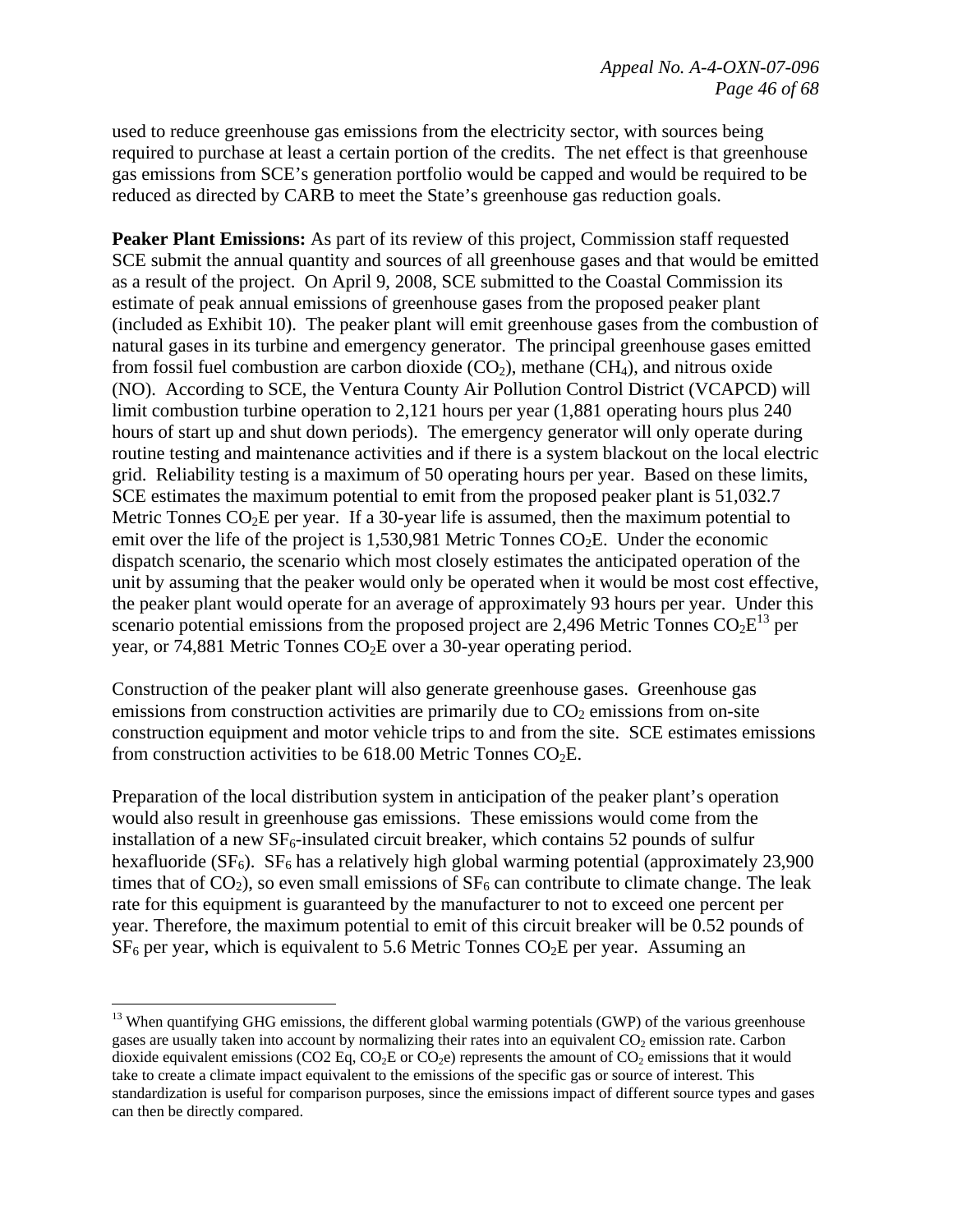used to reduce greenhouse gas emissions from the electricity sector, with sources being required to purchase at least a certain portion of the credits. The net effect is that greenhouse gas emissions from SCE's generation portfolio would be capped and would be required to be reduced as directed by CARB to meet the State's greenhouse gas reduction goals.

**Peaker Plant Emissions:** As part of its review of this project, Commission staff requested SCE submit the annual quantity and sources of all greenhouse gases and that would be emitted as a result of the project. On April 9, 2008, SCE submitted to the Coastal Commission its estimate of peak annual emissions of greenhouse gases from the proposed peaker plant (included as Exhibit 10). The peaker plant will emit greenhouse gases from the combustion of natural gases in its turbine and emergency generator. The principal greenhouse gases emitted from fossil fuel combustion are carbon dioxide ($CO_2$), methane ($CH_4$), and nitrous oxide (NO). According to SCE, the Ventura County Air Pollution Control District (VCAPCD) will limit combustion turbine operation to 2,121 hours per year (1,881 operating hours plus 240 hours of start up and shut down periods). The emergency generator will only operate during routine testing and maintenance activities and if there is a system blackout on the local electric grid. Reliability testing is a maximum of 50 operating hours per year. Based on these limits, SCE estimates the maximum potential to emit from the proposed peaker plant is 51,032.7 Metric Tonnes $CO_2E$ per year. If a 30-year life is assumed, then the maximum potential to emit over the life of the project is 1,530,981 Metric Tonnes $CO_2E$. Under the economic dispatch scenario, the scenario which most closely estimates the anticipated operation of the unit by assuming that the peaker would only be operated when it would be most cost effective, the peaker plant would operate for an average of approximately 93 hours per year. Under this scenario potential emissions from the proposed project are 2,496 Metric Tonnes $CO_2E$[13] per year, or 74,881 Metric Tonnes $CO_2E$ over a 30-year operating period.

Construction of the peaker plant will also generate greenhouse gases. Greenhouse gas emissions from construction activities are primarily due to $CO_2$ emissions from on-site construction equipment and motor vehicle trips to and from the site. SCE estimates emissions from construction activities to be 618.00 Metric Tonnes $CO_2E$.

Preparation of the local distribution system in anticipation of the peaker plant's operation would also result in greenhouse gas emissions. These emissions would come from the installation of a new $SF_6$-insulated circuit breaker, which contains 52 pounds of sulfur hexafluoride ($SF_6$). $SF_6$ has a relatively high global warming potential (approximately 23,900 times that of $CO_2$), so even small emissions of $SF_6$ can contribute to climate change. The leak rate for this equipment is guaranteed by the manufacturer to not to exceed one percent per year. Therefore, the maximum potential to emit of this circuit breaker will be 0.52 pounds of $SF_6$ per year, which is equivalent to 5.6 Metric Tonnes $CO_2E$ per year. Assuming an

---

[13] When quantifying GHG emissions, the different global warming potentials (GWP) of the various greenhouse gases are usually taken into account by normalizing their rates into an equivalent $CO_2$ emission rate. Carbon dioxide equivalent emissions (CO2 Eq, $CO_2E$ or $CO_2e$) represents the amount of $CO_2$ emissions that it would take to create a climate impact equivalent to the emissions of the specific gas or source of interest. This standardization is useful for comparison purposes, since the emissions impact of different source types and gases can then be directly compared.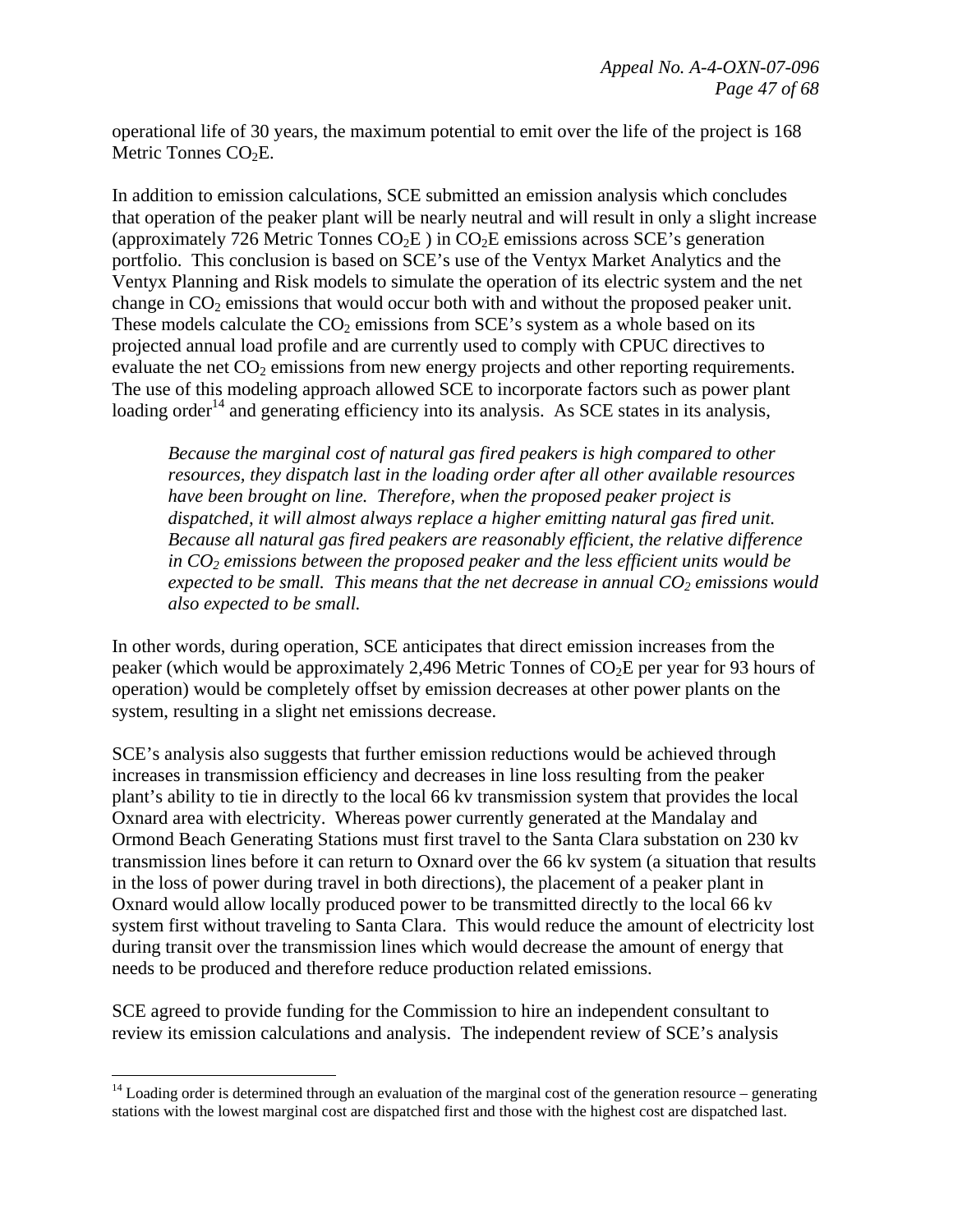operational life of 30 years, the maximum potential to emit over the life of the project is 168 Metric Tonnes $CO_2E$.

In addition to emission calculations, SCE submitted an emission analysis which concludes that operation of the peaker plant will be nearly neutral and will result in only a slight increase (approximately 726 Metric Tonnes $CO_2E$ ) in $CO_2E$ emissions across SCE's generation portfolio. This conclusion is based on SCE's use of the Ventyx Market Analytics and the Ventyx Planning and Risk models to simulate the operation of its electric system and the net change in $CO_2$ emissions that would occur both with and without the proposed peaker unit. These models calculate the $CO_2$ emissions from SCE's system as a whole based on its projected annual load profile and are currently used to comply with CPUC directives to evaluate the net $CO_2$ emissions from new energy projects and other reporting requirements. The use of this modeling approach allowed SCE to incorporate factors such as power plant loading order[14] and generating efficiency into its analysis. As SCE states in its analysis,

> *Because the marginal cost of natural gas fired peakers is high compared to other resources, they dispatch last in the loading order after all other available resources have been brought on line. Therefore, when the proposed peaker project is dispatched, it will almost always replace a higher emitting natural gas fired unit. Because all natural gas fired peakers are reasonably efficient, the relative difference in $CO_2$ emissions between the proposed peaker and the less efficient units would be expected to be small. This means that the net decrease in annual $CO_2$ emissions would also expected to be small.*

In other words, during operation, SCE anticipates that direct emission increases from the peaker (which would be approximately 2,496 Metric Tonnes of $CO_2E$ per year for 93 hours of operation) would be completely offset by emission decreases at other power plants on the system, resulting in a slight net emissions decrease.

SCE's analysis also suggests that further emission reductions would be achieved through increases in transmission efficiency and decreases in line loss resulting from the peaker plant's ability to tie in directly to the local 66 kv transmission system that provides the local Oxnard area with electricity. Whereas power currently generated at the Mandalay and Ormond Beach Generating Stations must first travel to the Santa Clara substation on 230 kv transmission lines before it can return to Oxnard over the 66 kv system (a situation that results in the loss of power during travel in both directions), the placement of a peaker plant in Oxnard would allow locally produced power to be transmitted directly to the local 66 kv system first without traveling to Santa Clara. This would reduce the amount of electricity lost during transit over the transmission lines which would decrease the amount of energy that needs to be produced and therefore reduce production related emissions.

SCE agreed to provide funding for the Commission to hire an independent consultant to review its emission calculations and analysis. The independent review of SCE's analysis

---

[14] Loading order is determined through an evaluation of the marginal cost of the generation resource – generating stations with the lowest marginal cost are dispatched first and those with the highest cost are dispatched last.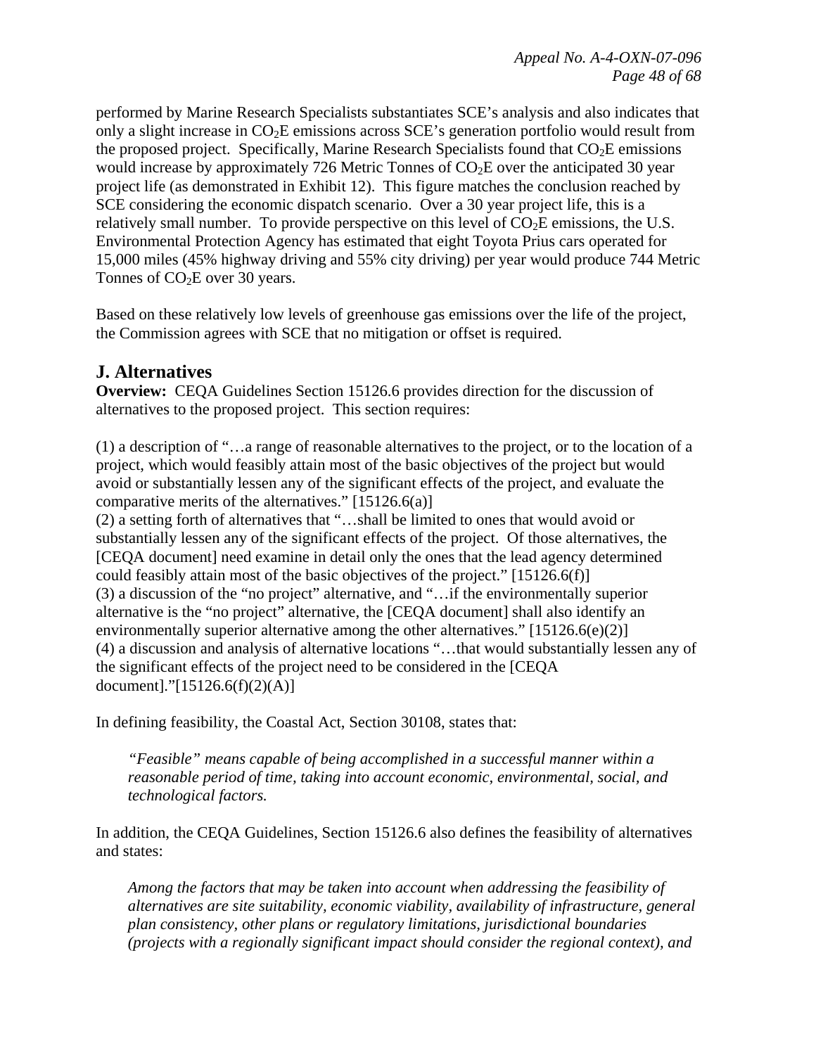performed by Marine Research Specialists substantiates SCE's analysis and also indicates that only a slight increase in $CO_2E$ emissions across SCE's generation portfolio would result from the proposed project. Specifically, Marine Research Specialists found that $CO_2E$ emissions would increase by approximately 726 Metric Tonnes of $CO_2E$ over the anticipated 30 year project life (as demonstrated in Exhibit 12). This figure matches the conclusion reached by SCE considering the economic dispatch scenario. Over a 30 year project life, this is a relatively small number. To provide perspective on this level of $CO_2E$ emissions, the U.S. Environmental Protection Agency has estimated that eight Toyota Prius cars operated for 15,000 miles (45% highway driving and 55% city driving) per year would produce 744 Metric Tonnes of $CO_2E$ over 30 years.

Based on these relatively low levels of greenhouse gas emissions over the life of the project, the Commission agrees with SCE that no mitigation or offset is required.

## J. Alternatives

**Overview:** CEQA Guidelines Section 15126.6 provides direction for the discussion of alternatives to the proposed project. This section requires:

(1) a description of "…a range of reasonable alternatives to the project, or to the location of a project, which would feasibly attain most of the basic objectives of the project but would avoid or substantially lessen any of the significant effects of the project, and evaluate the comparative merits of the alternatives." [15126.6(a)]
(2) a setting forth of alternatives that "…shall be limited to ones that would avoid or substantially lessen any of the significant effects of the project. Of those alternatives, the [CEQA document] need examine in detail only the ones that the lead agency determined could feasibly attain most of the basic objectives of the project." [15126.6(f)]
(3) a discussion of the "no project" alternative, and "…if the environmentally superior alternative is the "no project" alternative, the [CEQA document] shall also identify an environmentally superior alternative among the other alternatives." [15126.6(e)(2)]
(4) a discussion and analysis of alternative locations "…that would substantially lessen any of the significant effects of the project need to be considered in the [CEQA document]."[15126.6(f)(2)(A)]

In defining feasibility, the Coastal Act, Section 30108, states that:

> *"Feasible" means capable of being accomplished in a successful manner within a reasonable period of time, taking into account economic, environmental, social, and technological factors.*

In addition, the CEQA Guidelines, Section 15126.6 also defines the feasibility of alternatives and states:

> *Among the factors that may be taken into account when addressing the feasibility of alternatives are site suitability, economic viability, availability of infrastructure, general plan consistency, other plans or regulatory limitations, jurisdictional boundaries (projects with a regionally significant impact should consider the regional context), and*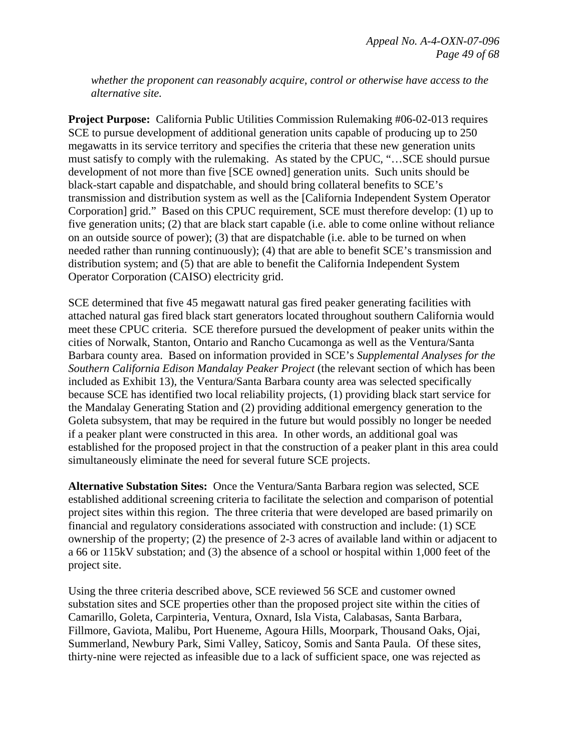*whether the proponent can reasonably acquire, control or otherwise have access to the alternative site.*

**Project Purpose:** California Public Utilities Commission Rulemaking #06-02-013 requires SCE to pursue development of additional generation units capable of producing up to 250 megawatts in its service territory and specifies the criteria that these new generation units must satisfy to comply with the rulemaking. As stated by the CPUC, "…SCE should pursue development of not more than five [SCE owned] generation units. Such units should be black-start capable and dispatchable, and should bring collateral benefits to SCE's transmission and distribution system as well as the [California Independent System Operator Corporation] grid." Based on this CPUC requirement, SCE must therefore develop: (1) up to five generation units; (2) that are black start capable (i.e. able to come online without reliance on an outside source of power); (3) that are dispatchable (i.e. able to be turned on when needed rather than running continuously); (4) that are able to benefit SCE's transmission and distribution system; and (5) that are able to benefit the California Independent System Operator Corporation (CAISO) electricity grid.

SCE determined that five 45 megawatt natural gas fired peaker generating facilities with attached natural gas fired black start generators located throughout southern California would meet these CPUC criteria. SCE therefore pursued the development of peaker units within the cities of Norwalk, Stanton, Ontario and Rancho Cucamonga as well as the Ventura/Santa Barbara county area. Based on information provided in SCE's *Supplemental Analyses for the Southern California Edison Mandalay Peaker Project* (the relevant section of which has been included as Exhibit 13), the Ventura/Santa Barbara county area was selected specifically because SCE has identified two local reliability projects, (1) providing black start service for the Mandalay Generating Station and (2) providing additional emergency generation to the Goleta subsystem, that may be required in the future but would possibly no longer be needed if a peaker plant were constructed in this area. In other words, an additional goal was established for the proposed project in that the construction of a peaker plant in this area could simultaneously eliminate the need for several future SCE projects.

**Alternative Substation Sites:** Once the Ventura/Santa Barbara region was selected, SCE established additional screening criteria to facilitate the selection and comparison of potential project sites within this region. The three criteria that were developed are based primarily on financial and regulatory considerations associated with construction and include: (1) SCE ownership of the property; (2) the presence of 2-3 acres of available land within or adjacent to a 66 or 115kV substation; and (3) the absence of a school or hospital within 1,000 feet of the project site.

Using the three criteria described above, SCE reviewed 56 SCE and customer owned substation sites and SCE properties other than the proposed project site within the cities of Camarillo, Goleta, Carpinteria, Ventura, Oxnard, Isla Vista, Calabasas, Santa Barbara, Fillmore, Gaviota, Malibu, Port Hueneme, Agoura Hills, Moorpark, Thousand Oaks, Ojai, Summerland, Newbury Park, Simi Valley, Saticoy, Somis and Santa Paula. Of these sites, thirty-nine were rejected as infeasible due to a lack of sufficient space, one was rejected as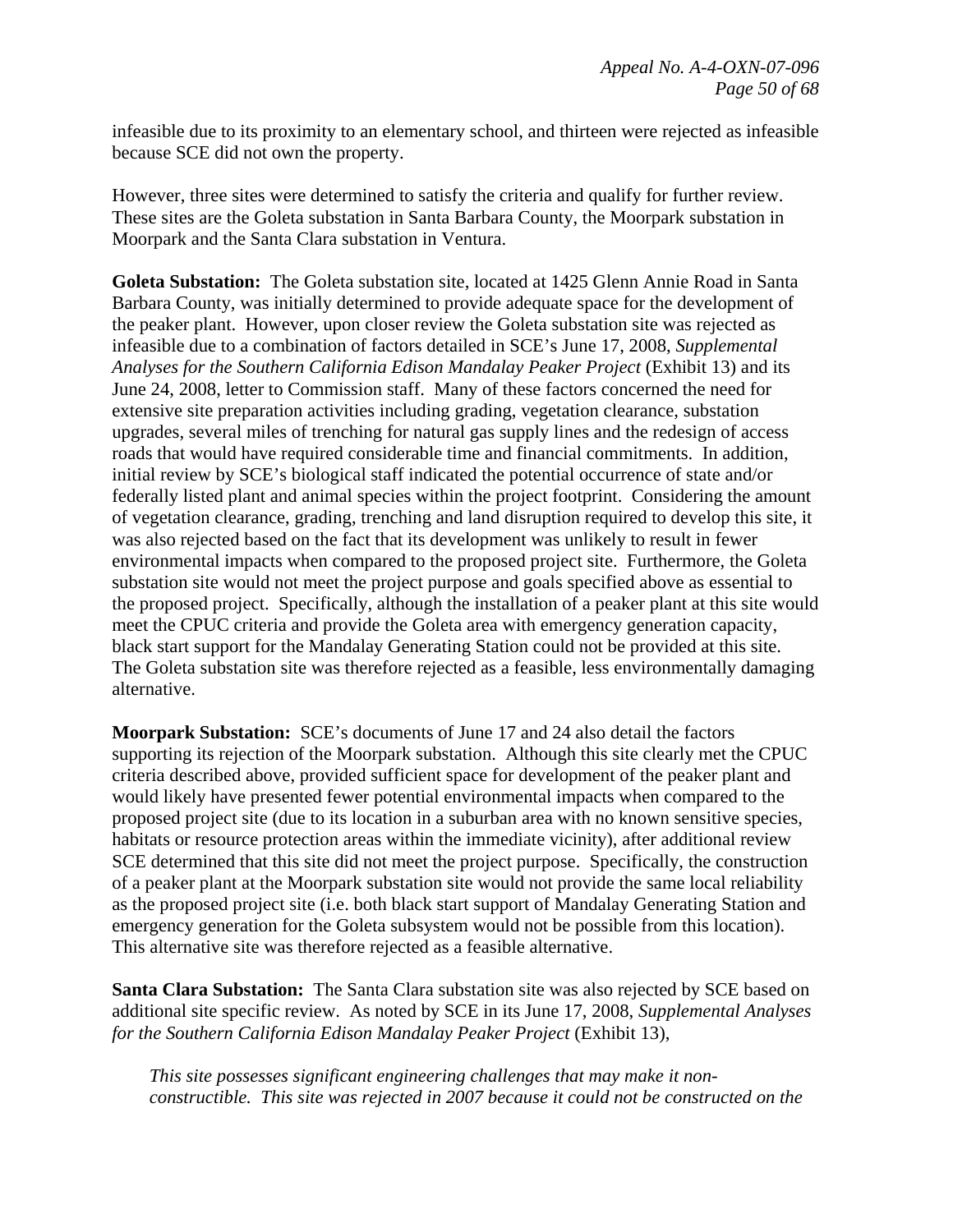infeasible due to its proximity to an elementary school, and thirteen were rejected as infeasible because SCE did not own the property.

However, three sites were determined to satisfy the criteria and qualify for further review. These sites are the Goleta substation in Santa Barbara County, the Moorpark substation in Moorpark and the Santa Clara substation in Ventura.

**Goleta Substation:** The Goleta substation site, located at 1425 Glenn Annie Road in Santa Barbara County, was initially determined to provide adequate space for the development of the peaker plant. However, upon closer review the Goleta substation site was rejected as infeasible due to a combination of factors detailed in SCE's June 17, 2008, *Supplemental Analyses for the Southern California Edison Mandalay Peaker Project* (Exhibit 13) and its June 24, 2008, letter to Commission staff. Many of these factors concerned the need for extensive site preparation activities including grading, vegetation clearance, substation upgrades, several miles of trenching for natural gas supply lines and the redesign of access roads that would have required considerable time and financial commitments. In addition, initial review by SCE's biological staff indicated the potential occurrence of state and/or federally listed plant and animal species within the project footprint. Considering the amount of vegetation clearance, grading, trenching and land disruption required to develop this site, it was also rejected based on the fact that its development was unlikely to result in fewer environmental impacts when compared to the proposed project site. Furthermore, the Goleta substation site would not meet the project purpose and goals specified above as essential to the proposed project. Specifically, although the installation of a peaker plant at this site would meet the CPUC criteria and provide the Goleta area with emergency generation capacity, black start support for the Mandalay Generating Station could not be provided at this site. The Goleta substation site was therefore rejected as a feasible, less environmentally damaging alternative.

**Moorpark Substation:** SCE's documents of June 17 and 24 also detail the factors supporting its rejection of the Moorpark substation. Although this site clearly met the CPUC criteria described above, provided sufficient space for development of the peaker plant and would likely have presented fewer potential environmental impacts when compared to the proposed project site (due to its location in a suburban area with no known sensitive species, habitats or resource protection areas within the immediate vicinity), after additional review SCE determined that this site did not meet the project purpose. Specifically, the construction of a peaker plant at the Moorpark substation site would not provide the same local reliability as the proposed project site (i.e. both black start support of Mandalay Generating Station and emergency generation for the Goleta subsystem would not be possible from this location). This alternative site was therefore rejected as a feasible alternative.

**Santa Clara Substation:** The Santa Clara substation site was also rejected by SCE based on additional site specific review. As noted by SCE in its June 17, 2008, *Supplemental Analyses for the Southern California Edison Mandalay Peaker Project* (Exhibit 13),

> *This site possesses significant engineering challenges that may make it non-constructible. This site was rejected in 2007 because it could not be constructed on the*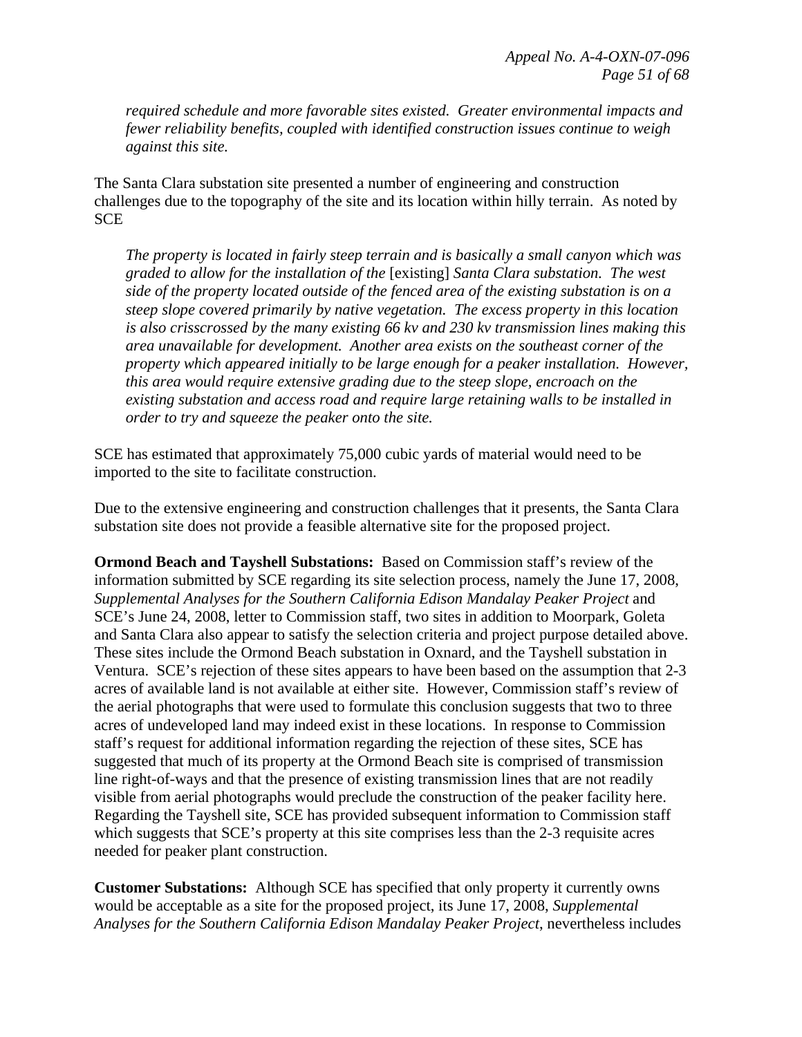*required schedule and more favorable sites existed. Greater environmental impacts and fewer reliability benefits, coupled with identified construction issues continue to weigh against this site.*

The Santa Clara substation site presented a number of engineering and construction challenges due to the topography of the site and its location within hilly terrain. As noted by SCE

> *The property is located in fairly steep terrain and is basically a small canyon which was graded to allow for the installation of the* [existing] *Santa Clara substation. The west side of the property located outside of the fenced area of the existing substation is on a steep slope covered primarily by native vegetation. The excess property in this location is also crisscrossed by the many existing 66 kv and 230 kv transmission lines making this area unavailable for development. Another area exists on the southeast corner of the property which appeared initially to be large enough for a peaker installation. However, this area would require extensive grading due to the steep slope, encroach on the existing substation and access road and require large retaining walls to be installed in order to try and squeeze the peaker onto the site.*

SCE has estimated that approximately 75,000 cubic yards of material would need to be imported to the site to facilitate construction.

Due to the extensive engineering and construction challenges that it presents, the Santa Clara substation site does not provide a feasible alternative site for the proposed project.

**Ormond Beach and Tayshell Substations:** Based on Commission staff's review of the information submitted by SCE regarding its site selection process, namely the June 17, 2008, *Supplemental Analyses for the Southern California Edison Mandalay Peaker Project* and SCE's June 24, 2008, letter to Commission staff, two sites in addition to Moorpark, Goleta and Santa Clara also appear to satisfy the selection criteria and project purpose detailed above. These sites include the Ormond Beach substation in Oxnard, and the Tayshell substation in Ventura. SCE's rejection of these sites appears to have been based on the assumption that 2-3 acres of available land is not available at either site. However, Commission staff's review of the aerial photographs that were used to formulate this conclusion suggests that two to three acres of undeveloped land may indeed exist in these locations. In response to Commission staff's request for additional information regarding the rejection of these sites, SCE has suggested that much of its property at the Ormond Beach site is comprised of transmission line right-of-ways and that the presence of existing transmission lines that are not readily visible from aerial photographs would preclude the construction of the peaker facility here. Regarding the Tayshell site, SCE has provided subsequent information to Commission staff which suggests that SCE's property at this site comprises less than the 2-3 requisite acres needed for peaker plant construction.

**Customer Substations:** Although SCE has specified that only property it currently owns would be acceptable as a site for the proposed project, its June 17, 2008, *Supplemental Analyses for the Southern California Edison Mandalay Peaker Project*, nevertheless includes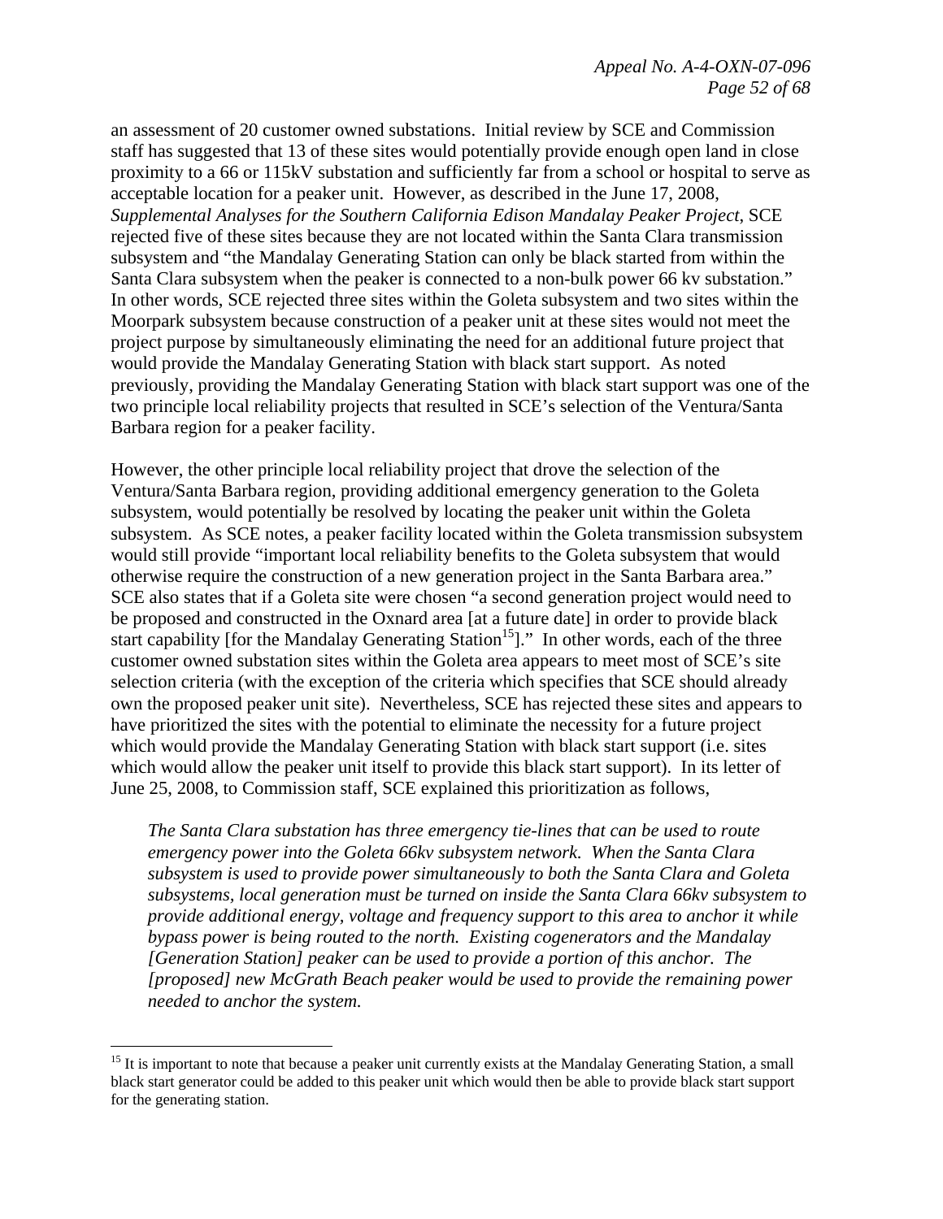an assessment of 20 customer owned substations. Initial review by SCE and Commission staff has suggested that 13 of these sites would potentially provide enough open land in close proximity to a 66 or 115kV substation and sufficiently far from a school or hospital to serve as acceptable location for a peaker unit. However, as described in the June 17, 2008, *Supplemental Analyses for the Southern California Edison Mandalay Peaker Project*, SCE rejected five of these sites because they are not located within the Santa Clara transmission subsystem and "the Mandalay Generating Station can only be black started from within the Santa Clara subsystem when the peaker is connected to a non-bulk power 66 kv substation." In other words, SCE rejected three sites within the Goleta subsystem and two sites within the Moorpark subsystem because construction of a peaker unit at these sites would not meet the project purpose by simultaneously eliminating the need for an additional future project that would provide the Mandalay Generating Station with black start support. As noted previously, providing the Mandalay Generating Station with black start support was one of the two principle local reliability projects that resulted in SCE's selection of the Ventura/Santa Barbara region for a peaker facility.

However, the other principle local reliability project that drove the selection of the Ventura/Santa Barbara region, providing additional emergency generation to the Goleta subsystem, would potentially be resolved by locating the peaker unit within the Goleta subsystem. As SCE notes, a peaker facility located within the Goleta transmission subsystem would still provide "important local reliability benefits to the Goleta subsystem that would otherwise require the construction of a new generation project in the Santa Barbara area." SCE also states that if a Goleta site were chosen "a second generation project would need to be proposed and constructed in the Oxnard area [at a future date] in order to provide black start capability [for the Mandalay Generating Station[15]]." In other words, each of the three customer owned substation sites within the Goleta area appears to meet most of SCE's site selection criteria (with the exception of the criteria which specifies that SCE should already own the proposed peaker unit site). Nevertheless, SCE has rejected these sites and appears to have prioritized the sites with the potential to eliminate the necessity for a future project which would provide the Mandalay Generating Station with black start support (i.e. sites which would allow the peaker unit itself to provide this black start support). In its letter of June 25, 2008, to Commission staff, SCE explained this prioritization as follows,

> *The Santa Clara substation has three emergency tie-lines that can be used to route emergency power into the Goleta 66kv subsystem network. When the Santa Clara subsystem is used to provide power simultaneously to both the Santa Clara and Goleta subsystems, local generation must be turned on inside the Santa Clara 66kv subsystem to provide additional energy, voltage and frequency support to this area to anchor it while bypass power is being routed to the north. Existing cogenerators and the Mandalay [Generation Station] peaker can be used to provide a portion of this anchor. The [proposed] new McGrath Beach peaker would be used to provide the remaining power needed to anchor the system.*

---

[15] It is important to note that because a peaker unit currently exists at the Mandalay Generating Station, a small black start generator could be added to this peaker unit which would then be able to provide black start support for the generating station.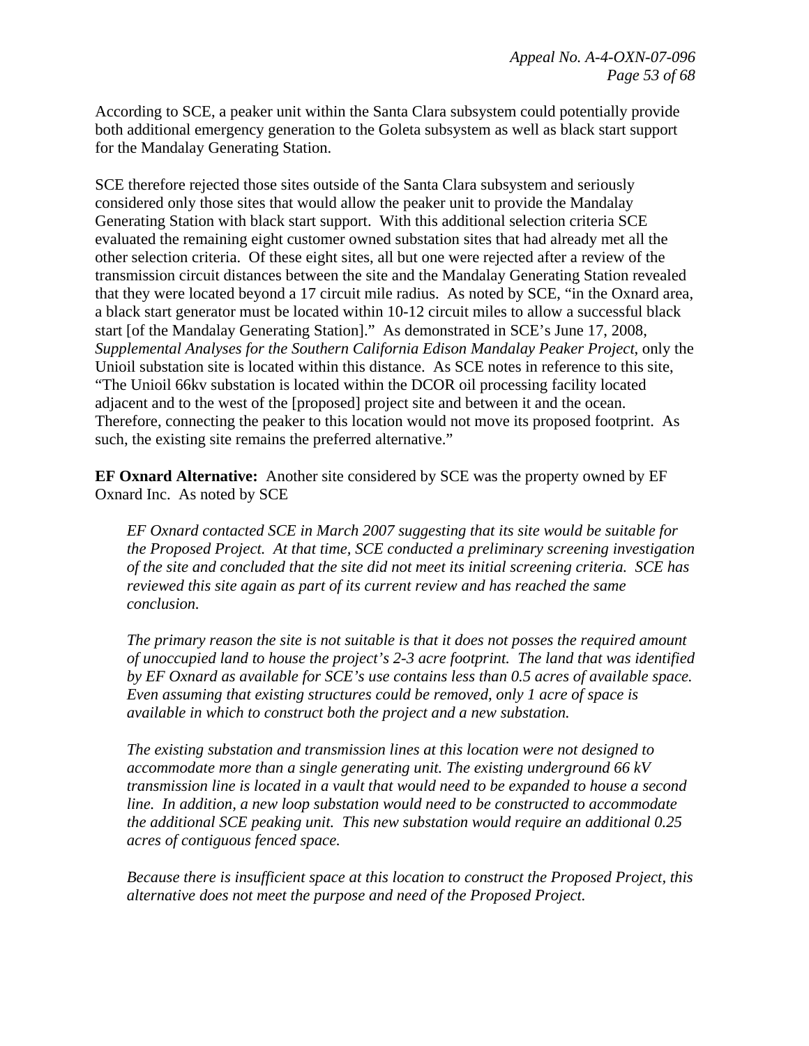According to SCE, a peaker unit within the Santa Clara subsystem could potentially provide both additional emergency generation to the Goleta subsystem as well as black start support for the Mandalay Generating Station.

SCE therefore rejected those sites outside of the Santa Clara subsystem and seriously considered only those sites that would allow the peaker unit to provide the Mandalay Generating Station with black start support. With this additional selection criteria SCE evaluated the remaining eight customer owned substation sites that had already met all the other selection criteria. Of these eight sites, all but one were rejected after a review of the transmission circuit distances between the site and the Mandalay Generating Station revealed that they were located beyond a 17 circuit mile radius. As noted by SCE, "in the Oxnard area, a black start generator must be located within 10-12 circuit miles to allow a successful black start [of the Mandalay Generating Station]." As demonstrated in SCE's June 17, 2008, *Supplemental Analyses for the Southern California Edison Mandalay Peaker Project*, only the Unioil substation site is located within this distance. As SCE notes in reference to this site, "The Unioil 66kv substation is located within the DCOR oil processing facility located adjacent and to the west of the [proposed] project site and between it and the ocean. Therefore, connecting the peaker to this location would not move its proposed footprint. As such, the existing site remains the preferred alternative."

**EF Oxnard Alternative:** Another site considered by SCE was the property owned by EF Oxnard Inc. As noted by SCE

> *EF Oxnard contacted SCE in March 2007 suggesting that its site would be suitable for the Proposed Project. At that time, SCE conducted a preliminary screening investigation of the site and concluded that the site did not meet its initial screening criteria. SCE has reviewed this site again as part of its current review and has reached the same conclusion.*
>
> *The primary reason the site is not suitable is that it does not posses the required amount of unoccupied land to house the project's 2-3 acre footprint. The land that was identified by EF Oxnard as available for SCE's use contains less than 0.5 acres of available space. Even assuming that existing structures could be removed, only 1 acre of space is available in which to construct both the project and a new substation.*
>
> *The existing substation and transmission lines at this location were not designed to accommodate more than a single generating unit. The existing underground 66 kV transmission line is located in a vault that would need to be expanded to house a second line. In addition, a new loop substation would need to be constructed to accommodate the additional SCE peaking unit. This new substation would require an additional 0.25 acres of contiguous fenced space.*
>
> *Because there is insufficient space at this location to construct the Proposed Project, this alternative does not meet the purpose and need of the Proposed Project.*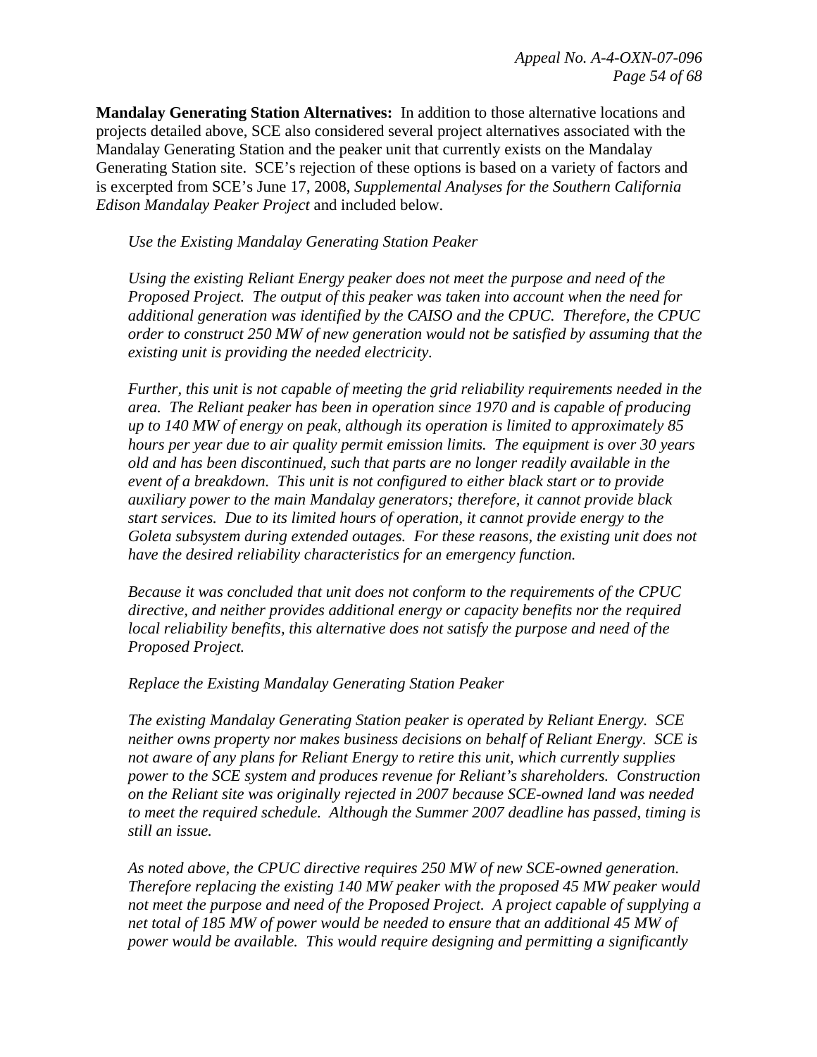**Mandalay Generating Station Alternatives:** In addition to those alternative locations and projects detailed above, SCE also considered several project alternatives associated with the Mandalay Generating Station and the peaker unit that currently exists on the Mandalay Generating Station site. SCE's rejection of these options is based on a variety of factors and is excerpted from SCE's June 17, 2008, *Supplemental Analyses for the Southern California Edison Mandalay Peaker Project* and included below.

> *Use the Existing Mandalay Generating Station Peaker*
>
> *Using the existing Reliant Energy peaker does not meet the purpose and need of the Proposed Project. The output of this peaker was taken into account when the need for additional generation was identified by the CAISO and the CPUC. Therefore, the CPUC order to construct 250 MW of new generation would not be satisfied by assuming that the existing unit is providing the needed electricity.*
>
> *Further, this unit is not capable of meeting the grid reliability requirements needed in the area. The Reliant peaker has been in operation since 1970 and is capable of producing up to 140 MW of energy on peak, although its operation is limited to approximately 85 hours per year due to air quality permit emission limits. The equipment is over 30 years old and has been discontinued, such that parts are no longer readily available in the event of a breakdown. This unit is not configured to either black start or to provide auxiliary power to the main Mandalay generators; therefore, it cannot provide black start services. Due to its limited hours of operation, it cannot provide energy to the Goleta subsystem during extended outages. For these reasons, the existing unit does not have the desired reliability characteristics for an emergency function.*
>
> *Because it was concluded that unit does not conform to the requirements of the CPUC directive, and neither provides additional energy or capacity benefits nor the required local reliability benefits, this alternative does not satisfy the purpose and need of the Proposed Project.*
>
> *Replace the Existing Mandalay Generating Station Peaker*
>
> *The existing Mandalay Generating Station peaker is operated by Reliant Energy. SCE neither owns property nor makes business decisions on behalf of Reliant Energy. SCE is not aware of any plans for Reliant Energy to retire this unit, which currently supplies power to the SCE system and produces revenue for Reliant's shareholders. Construction on the Reliant site was originally rejected in 2007 because SCE-owned land was needed to meet the required schedule. Although the Summer 2007 deadline has passed, timing is still an issue.*
>
> *As noted above, the CPUC directive requires 250 MW of new SCE-owned generation. Therefore replacing the existing 140 MW peaker with the proposed 45 MW peaker would not meet the purpose and need of the Proposed Project. A project capable of supplying a net total of 185 MW of power would be needed to ensure that an additional 45 MW of power would be available. This would require designing and permitting a significantly*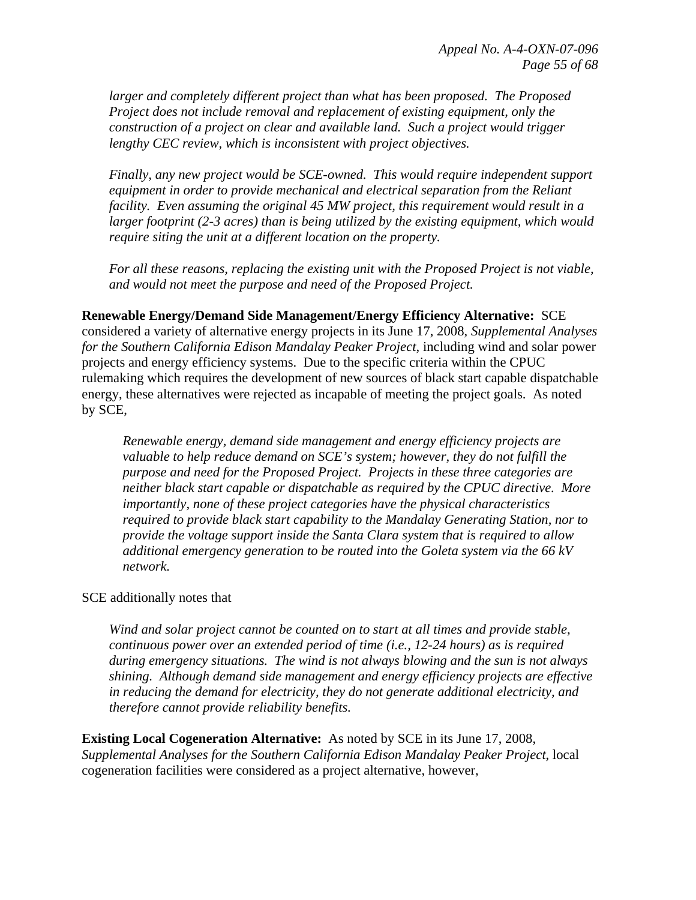*larger and completely different project than what has been proposed. The Proposed Project does not include removal and replacement of existing equipment, only the construction of a project on clear and available land. Such a project would trigger lengthy CEC review, which is inconsistent with project objectives.*

*Finally, any new project would be SCE-owned. This would require independent support equipment in order to provide mechanical and electrical separation from the Reliant facility. Even assuming the original 45 MW project, this requirement would result in a larger footprint (2-3 acres) than is being utilized by the existing equipment, which would require siting the unit at a different location on the property.*

*For all these reasons, replacing the existing unit with the Proposed Project is not viable, and would not meet the purpose and need of the Proposed Project.*

**Renewable Energy/Demand Side Management/Energy Efficiency Alternative:** SCE considered a variety of alternative energy projects in its June 17, 2008, *Supplemental Analyses for the Southern California Edison Mandalay Peaker Project*, including wind and solar power projects and energy efficiency systems. Due to the specific criteria within the CPUC rulemaking which requires the development of new sources of black start capable dispatchable energy, these alternatives were rejected as incapable of meeting the project goals. As noted by SCE,

> *Renewable energy, demand side management and energy efficiency projects are valuable to help reduce demand on SCE's system; however, they do not fulfill the purpose and need for the Proposed Project. Projects in these three categories are neither black start capable or dispatchable as required by the CPUC directive. More importantly, none of these project categories have the physical characteristics required to provide black start capability to the Mandalay Generating Station, nor to provide the voltage support inside the Santa Clara system that is required to allow additional emergency generation to be routed into the Goleta system via the 66 kV network.*

SCE additionally notes that

> *Wind and solar project cannot be counted on to start at all times and provide stable, continuous power over an extended period of time (i.e., 12-24 hours) as is required during emergency situations. The wind is not always blowing and the sun is not always shining. Although demand side management and energy efficiency projects are effective in reducing the demand for electricity, they do not generate additional electricity, and therefore cannot provide reliability benefits.*

**Existing Local Cogeneration Alternative:** As noted by SCE in its June 17, 2008, *Supplemental Analyses for the Southern California Edison Mandalay Peaker Project*, local cogeneration facilities were considered as a project alternative, however,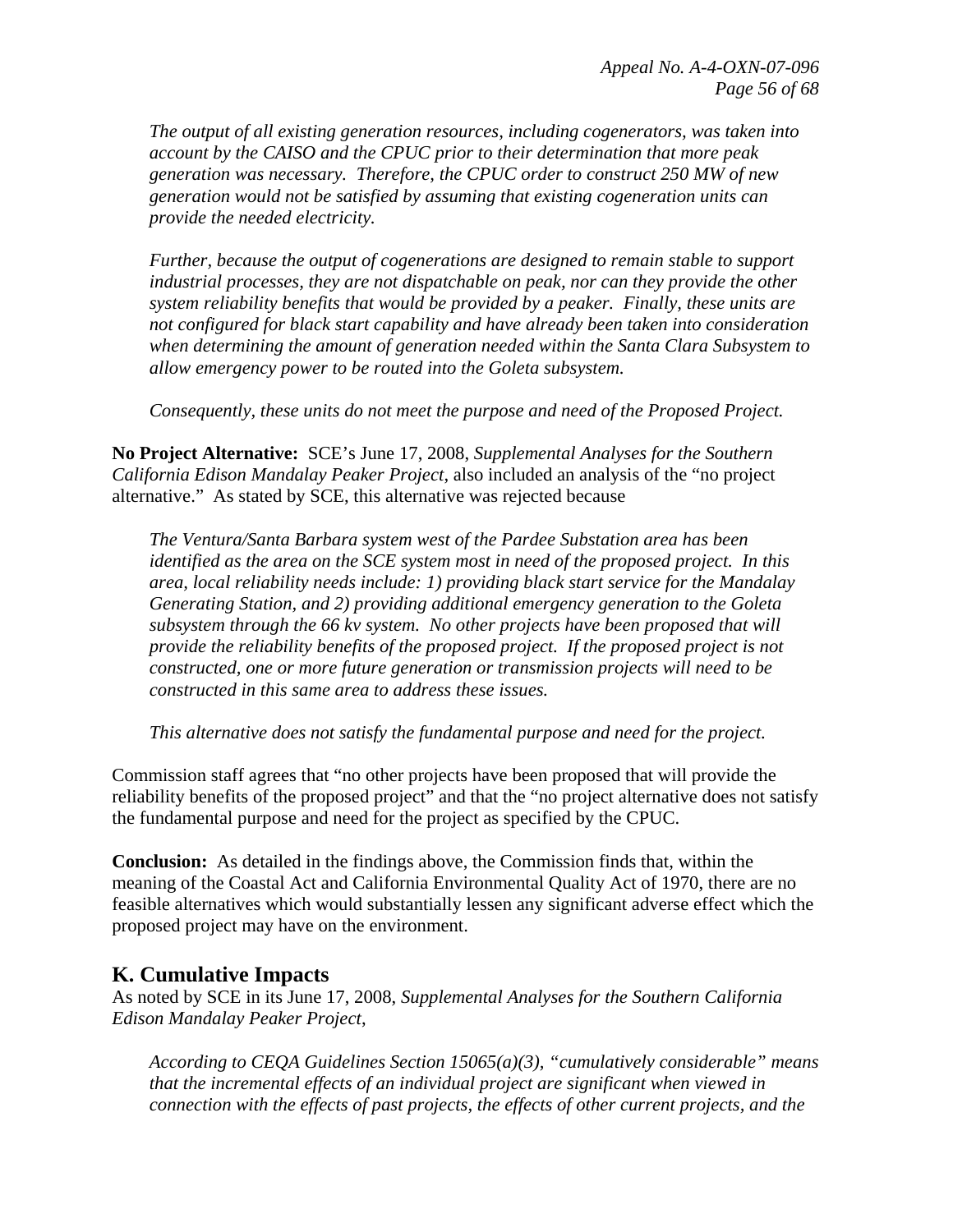*The output of all existing generation resources, including cogenerators, was taken into account by the CAISO and the CPUC prior to their determination that more peak generation was necessary. Therefore, the CPUC order to construct 250 MW of new generation would not be satisfied by assuming that existing cogeneration units can provide the needed electricity.*

*Further, because the output of cogenerations are designed to remain stable to support industrial processes, they are not dispatchable on peak, nor can they provide the other system reliability benefits that would be provided by a peaker. Finally, these units are not configured for black start capability and have already been taken into consideration when determining the amount of generation needed within the Santa Clara Subsystem to allow emergency power to be routed into the Goleta subsystem.*

*Consequently, these units do not meet the purpose and need of the Proposed Project.*

**No Project Alternative:** SCE's June 17, 2008, *Supplemental Analyses for the Southern California Edison Mandalay Peaker Project*, also included an analysis of the "no project alternative." As stated by SCE, this alternative was rejected because

*The Ventura/Santa Barbara system west of the Pardee Substation area has been identified as the area on the SCE system most in need of the proposed project. In this area, local reliability needs include: 1) providing black start service for the Mandalay Generating Station, and 2) providing additional emergency generation to the Goleta subsystem through the 66 kv system. No other projects have been proposed that will provide the reliability benefits of the proposed project. If the proposed project is not constructed, one or more future generation or transmission projects will need to be constructed in this same area to address these issues.*

*This alternative does not satisfy the fundamental purpose and need for the project.*

Commission staff agrees that "no other projects have been proposed that will provide the reliability benefits of the proposed project" and that the "no project alternative does not satisfy the fundamental purpose and need for the project as specified by the CPUC.

**Conclusion:** As detailed in the findings above, the Commission finds that, within the meaning of the Coastal Act and California Environmental Quality Act of 1970, there are no feasible alternatives which would substantially lessen any significant adverse effect which the proposed project may have on the environment.

## K. Cumulative Impacts

As noted by SCE in its June 17, 2008, *Supplemental Analyses for the Southern California Edison Mandalay Peaker Project*,

*According to CEQA Guidelines Section 15065(a)(3), "cumulatively considerable" means that the incremental effects of an individual project are significant when viewed in connection with the effects of past projects, the effects of other current projects, and the*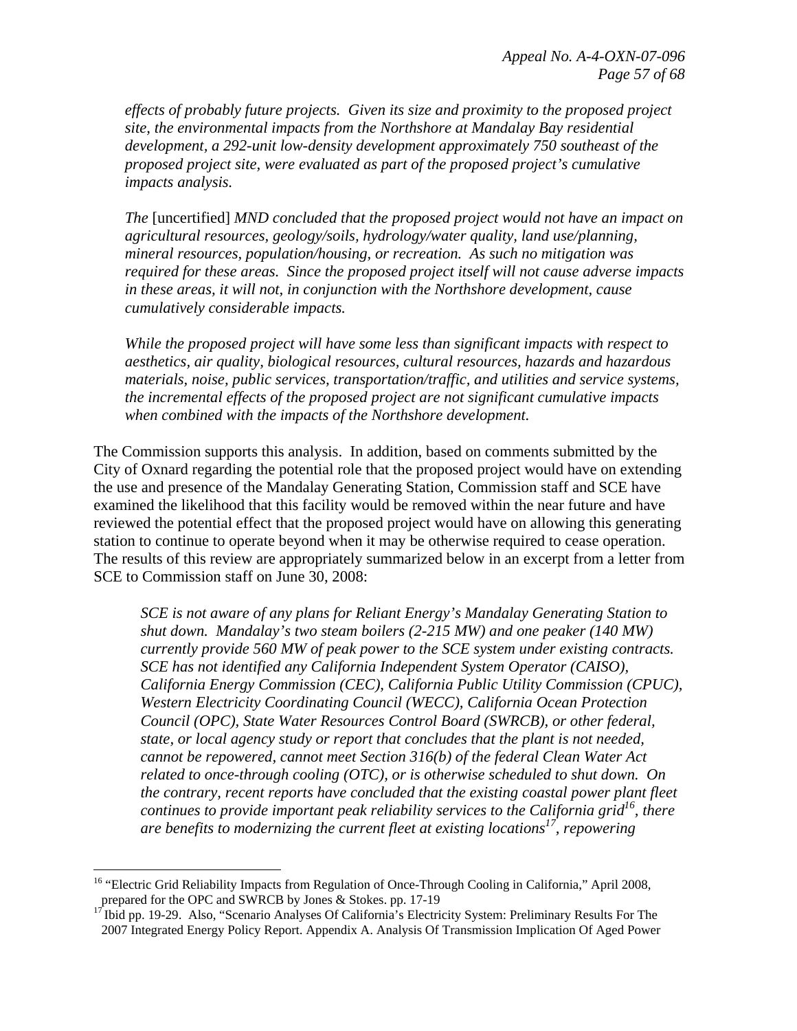*effects of probably future projects. Given its size and proximity to the proposed project site, the environmental impacts from the Northshore at Mandalay Bay residential development, a 292-unit low-density development approximately 750 southeast of the proposed project site, were evaluated as part of the proposed project's cumulative impacts analysis.*

*The* [uncertified] *MND concluded that the proposed project would not have an impact on agricultural resources, geology/soils, hydrology/water quality, land use/planning, mineral resources, population/housing, or recreation. As such no mitigation was required for these areas. Since the proposed project itself will not cause adverse impacts in these areas, it will not, in conjunction with the Northshore development, cause cumulatively considerable impacts.*

*While the proposed project will have some less than significant impacts with respect to aesthetics, air quality, biological resources, cultural resources, hazards and hazardous materials, noise, public services, transportation/traffic, and utilities and service systems, the incremental effects of the proposed project are not significant cumulative impacts when combined with the impacts of the Northshore development.*

The Commission supports this analysis. In addition, based on comments submitted by the City of Oxnard regarding the potential role that the proposed project would have on extending the use and presence of the Mandalay Generating Station, Commission staff and SCE have examined the likelihood that this facility would be removed within the near future and have reviewed the potential effect that the proposed project would have on allowing this generating station to continue to operate beyond when it may be otherwise required to cease operation. The results of this review are appropriately summarized below in an excerpt from a letter from SCE to Commission staff on June 30, 2008:

*SCE is not aware of any plans for Reliant Energy's Mandalay Generating Station to shut down. Mandalay's two steam boilers (2-215 MW) and one peaker (140 MW) currently provide 560 MW of peak power to the SCE system under existing contracts. SCE has not identified any California Independent System Operator (CAISO), California Energy Commission (CEC), California Public Utility Commission (CPUC), Western Electricity Coordinating Council (WECC), California Ocean Protection Council (OPC), State Water Resources Control Board (SWRCB), or other federal, state, or local agency study or report that concludes that the plant is not needed, cannot be repowered, cannot meet Section 316(b) of the federal Clean Water Act related to once-through cooling (OTC), or is otherwise scheduled to shut down. On the contrary, recent reports have concluded that the existing coastal power plant fleet continues to provide important peak reliability services to the California grid*[16]*, there are benefits to modernizing the current fleet at existing locations*[17]*, repowering*

[16] "Electric Grid Reliability Impacts from Regulation of Once-Through Cooling in California," April 2008, prepared for the OPC and SWRCB by Jones & Stokes. pp. 17-19

[17] Ibid pp. 19-29. Also, "Scenario Analyses Of California's Electricity System: Preliminary Results For The 2007 Integrated Energy Policy Report. Appendix A. Analysis Of Transmission Implication Of Aged Power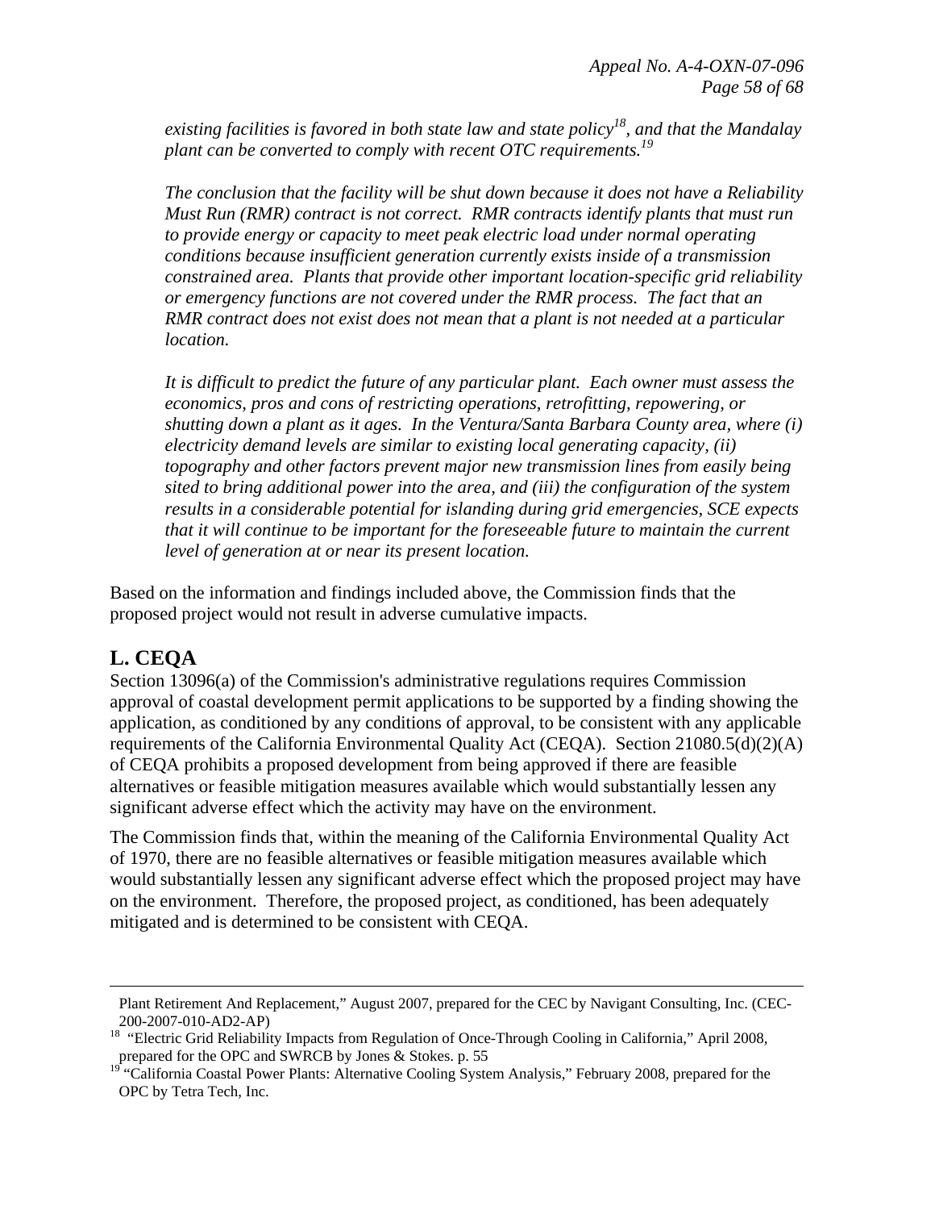*existing facilities is favored in both state law and state policy*[18]*, and that the Mandalay plant can be converted to comply with recent OTC requirements.*[19]

*The conclusion that the facility will be shut down because it does not have a Reliability Must Run (RMR) contract is not correct. RMR contracts identify plants that must run to provide energy or capacity to meet peak electric load under normal operating conditions because insufficient generation currently exists inside of a transmission constrained area. Plants that provide other important location-specific grid reliability or emergency functions are not covered under the RMR process. The fact that an RMR contract does not exist does not mean that a plant is not needed at a particular location.*

*It is difficult to predict the future of any particular plant. Each owner must assess the economics, pros and cons of restricting operations, retrofitting, repowering, or shutting down a plant as it ages. In the Ventura/Santa Barbara County area, where (i) electricity demand levels are similar to existing local generating capacity, (ii) topography and other factors prevent major new transmission lines from easily being sited to bring additional power into the area, and (iii) the configuration of the system results in a considerable potential for islanding during grid emergencies, SCE expects that it will continue to be important for the foreseeable future to maintain the current level of generation at or near its present location.*

Based on the information and findings included above, the Commission finds that the proposed project would not result in adverse cumulative impacts.

## L. CEQA

Section 13096(a) of the Commission's administrative regulations requires Commission approval of coastal development permit applications to be supported by a finding showing the application, as conditioned by any conditions of approval, to be consistent with any applicable requirements of the California Environmental Quality Act (CEQA). Section 21080.5(d)(2)(A) of CEQA prohibits a proposed development from being approved if there are feasible alternatives or feasible mitigation measures available which would substantially lessen any significant adverse effect which the activity may have on the environment.

The Commission finds that, within the meaning of the California Environmental Quality Act of 1970, there are no feasible alternatives or feasible mitigation measures available which would substantially lessen any significant adverse effect which the proposed project may have on the environment. Therefore, the proposed project, as conditioned, has been adequately mitigated and is determined to be consistent with CEQA.

---

Plant Retirement And Replacement," August 2007, prepared for the CEC by Navigant Consulting, Inc. (CEC-200-2007-010-AD2-AP)

[18] "Electric Grid Reliability Impacts from Regulation of Once-Through Cooling in California," April 2008, prepared for the OPC and SWRCB by Jones & Stokes. p. 55

[19] "California Coastal Power Plants: Alternative Cooling System Analysis," February 2008, prepared for the OPC by Tetra Tech, Inc.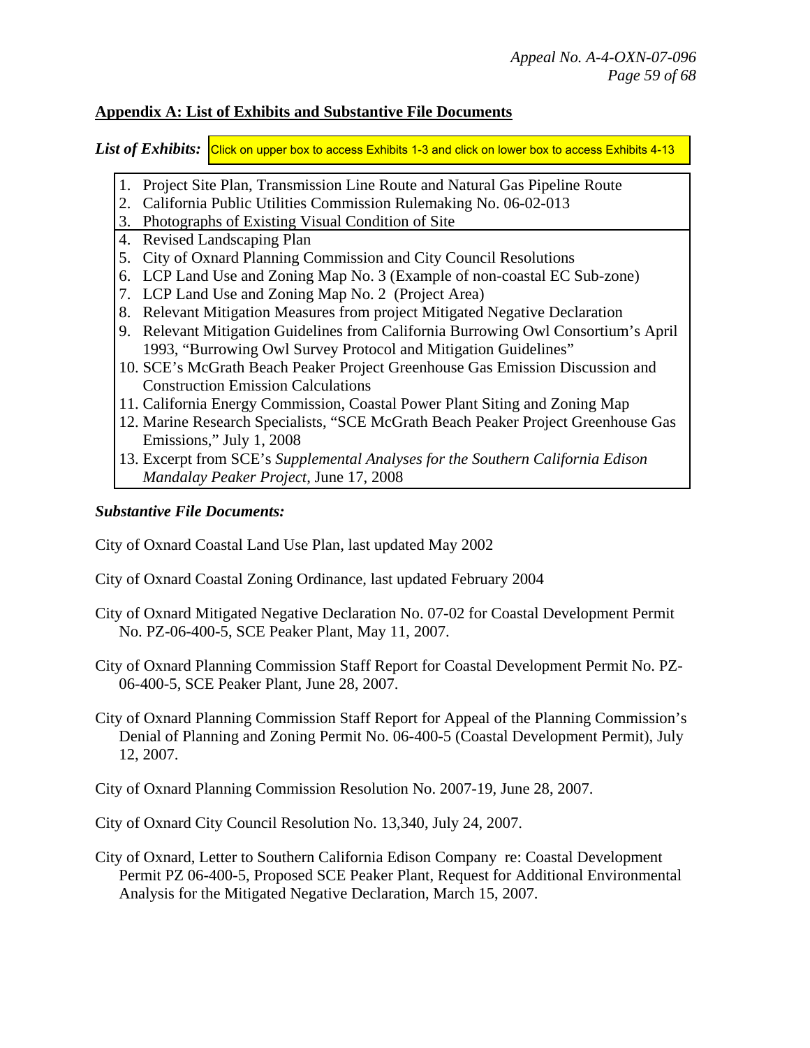## Appendix A: List of Exhibits and Substantive File Documents

***List of Exhibits:*** Click on upper box to access Exhibits 1-3 and click on lower box to access Exhibits 4-13

1. Project Site Plan, Transmission Line Route and Natural Gas Pipeline Route
2. California Public Utilities Commission Rulemaking No. 06-02-013
3. Photographs of Existing Visual Condition of Site
4. Revised Landscaping Plan
5. City of Oxnard Planning Commission and City Council Resolutions
6. LCP Land Use and Zoning Map No. 3 (Example of non-coastal EC Sub-zone)
7. LCP Land Use and Zoning Map No. 2 (Project Area)
8. Relevant Mitigation Measures from project Mitigated Negative Declaration
9. Relevant Mitigation Guidelines from California Burrowing Owl Consortium's April 1993, "Burrowing Owl Survey Protocol and Mitigation Guidelines"
10. SCE's McGrath Beach Peaker Project Greenhouse Gas Emission Discussion and Construction Emission Calculations
11. California Energy Commission, Coastal Power Plant Siting and Zoning Map
12. Marine Research Specialists, "SCE McGrath Beach Peaker Project Greenhouse Gas Emissions," July 1, 2008
13. Excerpt from SCE's *Supplemental Analyses for the Southern California Edison Mandalay Peaker Project*, June 17, 2008

***Substantive File Documents:***

City of Oxnard Coastal Land Use Plan, last updated May 2002

City of Oxnard Coastal Zoning Ordinance, last updated February 2004

City of Oxnard Mitigated Negative Declaration No. 07-02 for Coastal Development Permit No. PZ-06-400-5, SCE Peaker Plant, May 11, 2007.

City of Oxnard Planning Commission Staff Report for Coastal Development Permit No. PZ-06-400-5, SCE Peaker Plant, June 28, 2007.

City of Oxnard Planning Commission Staff Report for Appeal of the Planning Commission's Denial of Planning and Zoning Permit No. 06-400-5 (Coastal Development Permit), July 12, 2007.

City of Oxnard Planning Commission Resolution No. 2007-19, June 28, 2007.

City of Oxnard City Council Resolution No. 13,340, July 24, 2007.

City of Oxnard, Letter to Southern California Edison Company re: Coastal Development Permit PZ 06-400-5, Proposed SCE Peaker Plant, Request for Additional Environmental Analysis for the Mitigated Negative Declaration, March 15, 2007.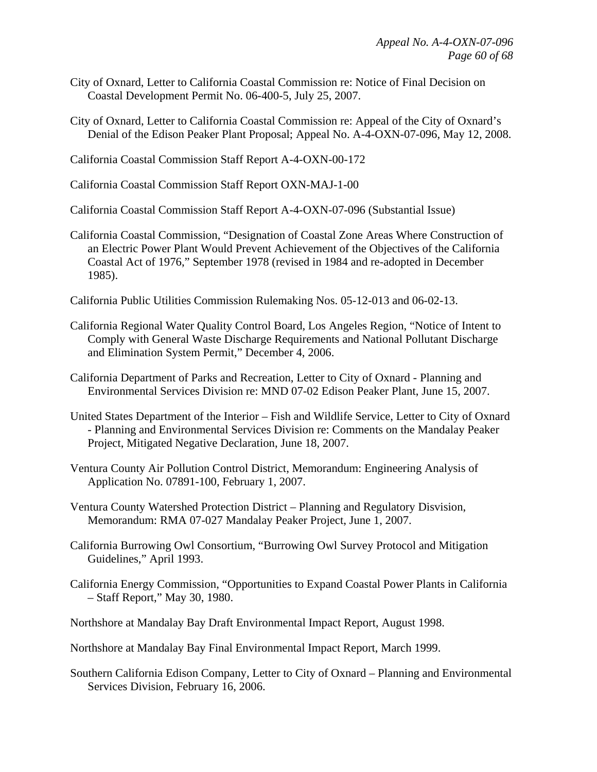City of Oxnard, Letter to California Coastal Commission re: Notice of Final Decision on Coastal Development Permit No. 06-400-5, July 25, 2007.

City of Oxnard, Letter to California Coastal Commission re: Appeal of the City of Oxnard's Denial of the Edison Peaker Plant Proposal; Appeal No. A-4-OXN-07-096, May 12, 2008.

California Coastal Commission Staff Report A-4-OXN-00-172

California Coastal Commission Staff Report OXN-MAJ-1-00

California Coastal Commission Staff Report A-4-OXN-07-096 (Substantial Issue)

California Coastal Commission, "Designation of Coastal Zone Areas Where Construction of an Electric Power Plant Would Prevent Achievement of the Objectives of the California Coastal Act of 1976," September 1978 (revised in 1984 and re-adopted in December 1985).

California Public Utilities Commission Rulemaking Nos. 05-12-013 and 06-02-13.

California Regional Water Quality Control Board, Los Angeles Region, "Notice of Intent to Comply with General Waste Discharge Requirements and National Pollutant Discharge and Elimination System Permit," December 4, 2006.

California Department of Parks and Recreation, Letter to City of Oxnard - Planning and Environmental Services Division re: MND 07-02 Edison Peaker Plant, June 15, 2007.

United States Department of the Interior – Fish and Wildlife Service, Letter to City of Oxnard - Planning and Environmental Services Division re: Comments on the Mandalay Peaker Project, Mitigated Negative Declaration, June 18, 2007.

Ventura County Air Pollution Control District, Memorandum: Engineering Analysis of Application No. 07891-100, February 1, 2007.

Ventura County Watershed Protection District – Planning and Regulatory Disvision, Memorandum: RMA 07-027 Mandalay Peaker Project, June 1, 2007.

California Burrowing Owl Consortium, "Burrowing Owl Survey Protocol and Mitigation Guidelines," April 1993.

California Energy Commission, "Opportunities to Expand Coastal Power Plants in California – Staff Report," May 30, 1980.

Northshore at Mandalay Bay Draft Environmental Impact Report, August 1998.

Northshore at Mandalay Bay Final Environmental Impact Report, March 1999.

Southern California Edison Company, Letter to City of Oxnard – Planning and Environmental Services Division, February 16, 2006.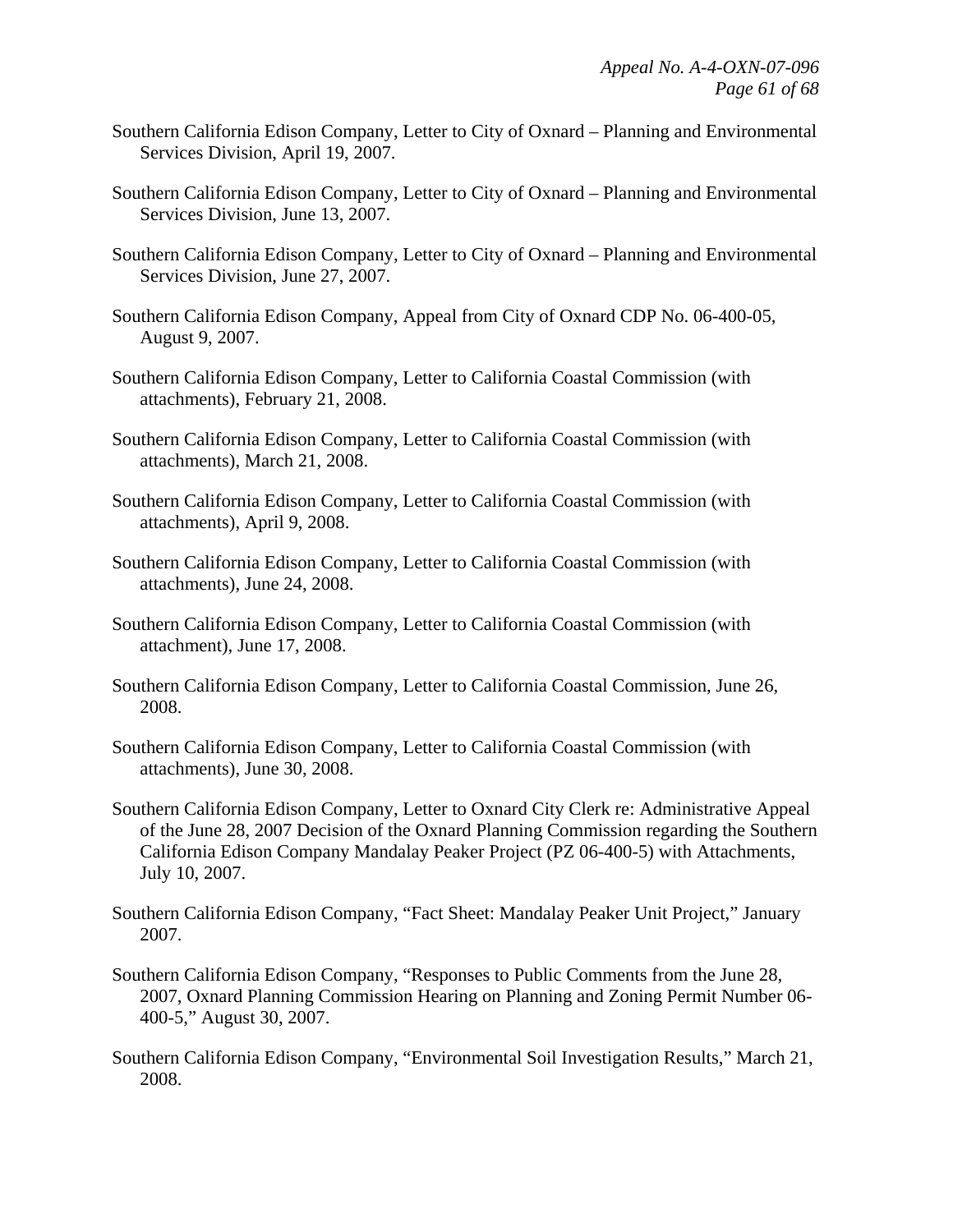Southern California Edison Company, Letter to City of Oxnard – Planning and Environmental Services Division, April 19, 2007.

Southern California Edison Company, Letter to City of Oxnard – Planning and Environmental Services Division, June 13, 2007.

Southern California Edison Company, Letter to City of Oxnard – Planning and Environmental Services Division, June 27, 2007.

Southern California Edison Company, Appeal from City of Oxnard CDP No. 06-400-05, August 9, 2007.

Southern California Edison Company, Letter to California Coastal Commission (with attachments), February 21, 2008.

Southern California Edison Company, Letter to California Coastal Commission (with attachments), March 21, 2008.

Southern California Edison Company, Letter to California Coastal Commission (with attachments), April 9, 2008.

Southern California Edison Company, Letter to California Coastal Commission (with attachments), June 24, 2008.

Southern California Edison Company, Letter to California Coastal Commission (with attachment), June 17, 2008.

Southern California Edison Company, Letter to California Coastal Commission, June 26, 2008.

Southern California Edison Company, Letter to California Coastal Commission (with attachments), June 30, 2008.

Southern California Edison Company, Letter to Oxnard City Clerk re: Administrative Appeal of the June 28, 2007 Decision of the Oxnard Planning Commission regarding the Southern California Edison Company Mandalay Peaker Project (PZ 06-400-5) with Attachments, July 10, 2007.

Southern California Edison Company, "Fact Sheet: Mandalay Peaker Unit Project," January 2007.

Southern California Edison Company, "Responses to Public Comments from the June 28, 2007, Oxnard Planning Commission Hearing on Planning and Zoning Permit Number 06-400-5," August 30, 2007.

Southern California Edison Company, "Environmental Soil Investigation Results," March 21, 2008.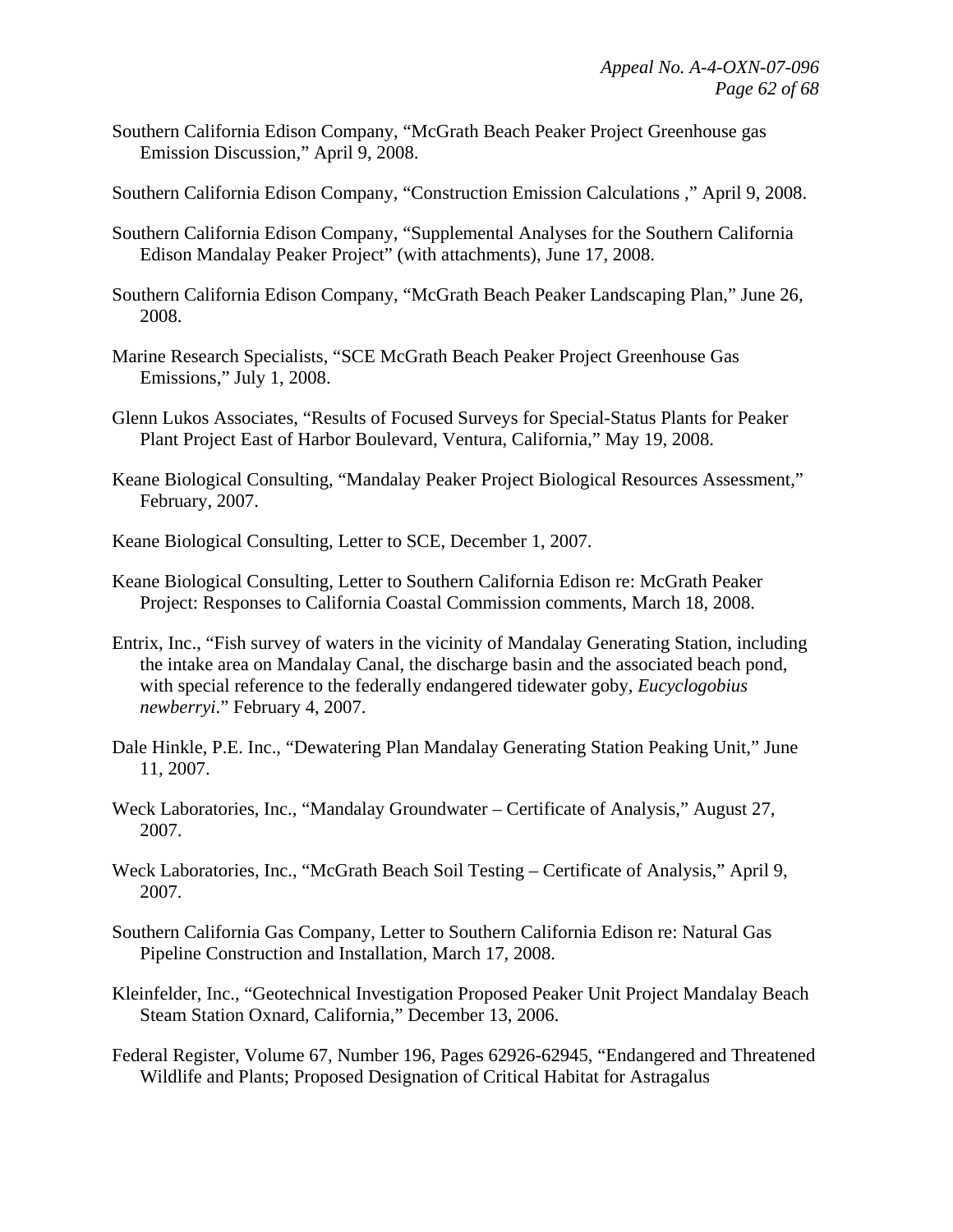Southern California Edison Company, "McGrath Beach Peaker Project Greenhouse gas Emission Discussion," April 9, 2008.

Southern California Edison Company, "Construction Emission Calculations ," April 9, 2008.

Southern California Edison Company, "Supplemental Analyses for the Southern California Edison Mandalay Peaker Project" (with attachments), June 17, 2008.

Southern California Edison Company, "McGrath Beach Peaker Landscaping Plan," June 26, 2008.

Marine Research Specialists, "SCE McGrath Beach Peaker Project Greenhouse Gas Emissions," July 1, 2008.

Glenn Lukos Associates, "Results of Focused Surveys for Special-Status Plants for Peaker Plant Project East of Harbor Boulevard, Ventura, California," May 19, 2008.

Keane Biological Consulting, "Mandalay Peaker Project Biological Resources Assessment," February, 2007.

Keane Biological Consulting, Letter to SCE, December 1, 2007.

Keane Biological Consulting, Letter to Southern California Edison re: McGrath Peaker Project: Responses to California Coastal Commission comments, March 18, 2008.

Entrix, Inc., "Fish survey of waters in the vicinity of Mandalay Generating Station, including the intake area on Mandalay Canal, the discharge basin and the associated beach pond, with special reference to the federally endangered tidewater goby, *Eucyclogobius newberryi*." February 4, 2007.

Dale Hinkle, P.E. Inc., "Dewatering Plan Mandalay Generating Station Peaking Unit," June 11, 2007.

Weck Laboratories, Inc., "Mandalay Groundwater – Certificate of Analysis," August 27, 2007.

Weck Laboratories, Inc., "McGrath Beach Soil Testing – Certificate of Analysis," April 9, 2007.

Southern California Gas Company, Letter to Southern California Edison re: Natural Gas Pipeline Construction and Installation, March 17, 2008.

Kleinfelder, Inc., "Geotechnical Investigation Proposed Peaker Unit Project Mandalay Beach Steam Station Oxnard, California," December 13, 2006.

Federal Register, Volume 67, Number 196, Pages 62926-62945, "Endangered and Threatened Wildlife and Plants; Proposed Designation of Critical Habitat for Astragalus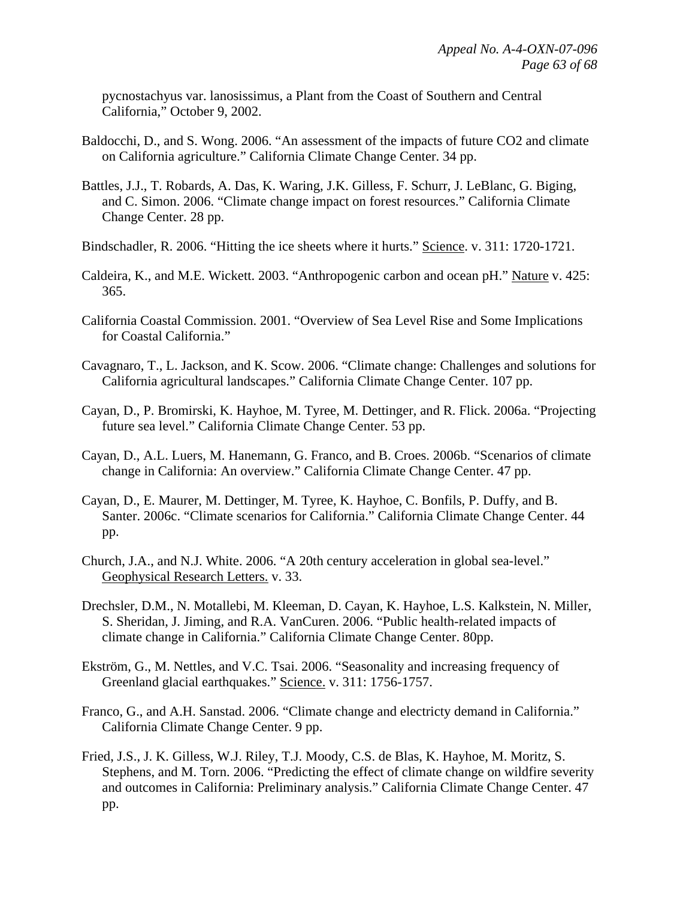pycnostachyus var. lanosissimus, a Plant from the Coast of Southern and Central California," October 9, 2002.

Baldocchi, D., and S. Wong. 2006. "An assessment of the impacts of future CO2 and climate on California agriculture." California Climate Change Center. 34 pp.

Battles, J.J., T. Robards, A. Das, K. Waring, J.K. Gilless, F. Schurr, J. LeBlanc, G. Biging, and C. Simon. 2006. "Climate change impact on forest resources." California Climate Change Center. 28 pp.

Bindschadler, R. 2006. "Hitting the ice sheets where it hurts." Science. v. 311: 1720-1721.

Caldeira, K., and M.E. Wickett. 2003. "Anthropogenic carbon and ocean pH." Nature v. 425: 365.

California Coastal Commission. 2001. "Overview of Sea Level Rise and Some Implications for Coastal California."

Cavagnaro, T., L. Jackson, and K. Scow. 2006. "Climate change: Challenges and solutions for California agricultural landscapes." California Climate Change Center. 107 pp.

Cayan, D., P. Bromirski, K. Hayhoe, M. Tyree, M. Dettinger, and R. Flick. 2006a. "Projecting future sea level." California Climate Change Center. 53 pp.

Cayan, D., A.L. Luers, M. Hanemann, G. Franco, and B. Croes. 2006b. "Scenarios of climate change in California: An overview." California Climate Change Center. 47 pp.

Cayan, D., E. Maurer, M. Dettinger, M. Tyree, K. Hayhoe, C. Bonfils, P. Duffy, and B. Santer. 2006c. "Climate scenarios for California." California Climate Change Center. 44 pp.

Church, J.A., and N.J. White. 2006. "A 20th century acceleration in global sea-level." Geophysical Research Letters. v. 33.

Drechsler, D.M., N. Motallebi, M. Kleeman, D. Cayan, K. Hayhoe, L.S. Kalkstein, N. Miller, S. Sheridan, J. Jiming, and R.A. VanCuren. 2006. "Public health-related impacts of climate change in California." California Climate Change Center. 80pp.

Ekström, G., M. Nettles, and V.C. Tsai. 2006. "Seasonality and increasing frequency of Greenland glacial earthquakes." Science. v. 311: 1756-1757.

Franco, G., and A.H. Sanstad. 2006. "Climate change and electricty demand in California." California Climate Change Center. 9 pp.

Fried, J.S., J. K. Gilless, W.J. Riley, T.J. Moody, C.S. de Blas, K. Hayhoe, M. Moritz, S. Stephens, and M. Torn. 2006. "Predicting the effect of climate change on wildfire severity and outcomes in California: Preliminary analysis." California Climate Change Center. 47 pp.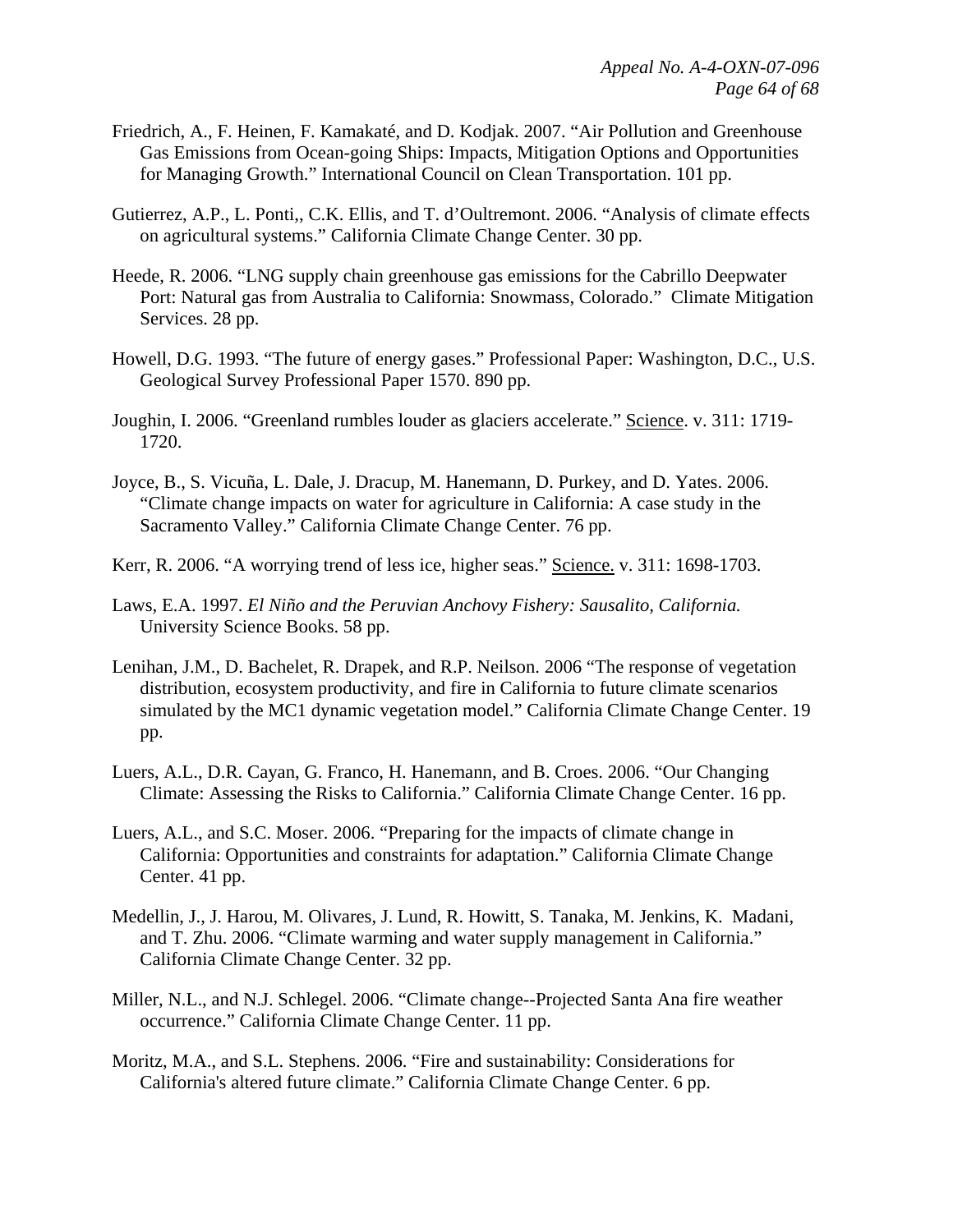Friedrich, A., F. Heinen, F. Kamakaté, and D. Kodjak. 2007. "Air Pollution and Greenhouse Gas Emissions from Ocean-going Ships: Impacts, Mitigation Options and Opportunities for Managing Growth." International Council on Clean Transportation. 101 pp.

Gutierrez, A.P., L. Ponti,, C.K. Ellis, and T. d'Oultremont. 2006. "Analysis of climate effects on agricultural systems." California Climate Change Center. 30 pp.

Heede, R. 2006. "LNG supply chain greenhouse gas emissions for the Cabrillo Deepwater Port: Natural gas from Australia to California: Snowmass, Colorado." Climate Mitigation Services. 28 pp.

Howell, D.G. 1993. "The future of energy gases." Professional Paper: Washington, D.C., U.S. Geological Survey Professional Paper 1570. 890 pp.

Joughin, I. 2006. "Greenland rumbles louder as glaciers accelerate." Science. v. 311: 1719-1720.

Joyce, B., S. Vicuña, L. Dale, J. Dracup, M. Hanemann, D. Purkey, and D. Yates. 2006. "Climate change impacts on water for agriculture in California: A case study in the Sacramento Valley." California Climate Change Center. 76 pp.

Kerr, R. 2006. "A worrying trend of less ice, higher seas." Science. v. 311: 1698-1703.

Laws, E.A. 1997. *El Niño and the Peruvian Anchovy Fishery: Sausalito, California.* University Science Books. 58 pp.

Lenihan, J.M., D. Bachelet, R. Drapek, and R.P. Neilson. 2006 "The response of vegetation distribution, ecosystem productivity, and fire in California to future climate scenarios simulated by the MC1 dynamic vegetation model." California Climate Change Center. 19 pp.

Luers, A.L., D.R. Cayan, G. Franco, H. Hanemann, and B. Croes. 2006. "Our Changing Climate: Assessing the Risks to California." California Climate Change Center. 16 pp.

Luers, A.L., and S.C. Moser. 2006. "Preparing for the impacts of climate change in California: Opportunities and constraints for adaptation." California Climate Change Center. 41 pp.

Medellin, J., J. Harou, M. Olivares, J. Lund, R. Howitt, S. Tanaka, M. Jenkins, K. Madani, and T. Zhu. 2006. "Climate warming and water supply management in California." California Climate Change Center. 32 pp.

Miller, N.L., and N.J. Schlegel. 2006. "Climate change--Projected Santa Ana fire weather occurrence." California Climate Change Center. 11 pp.

Moritz, M.A., and S.L. Stephens. 2006. "Fire and sustainability: Considerations for California's altered future climate." California Climate Change Center. 6 pp.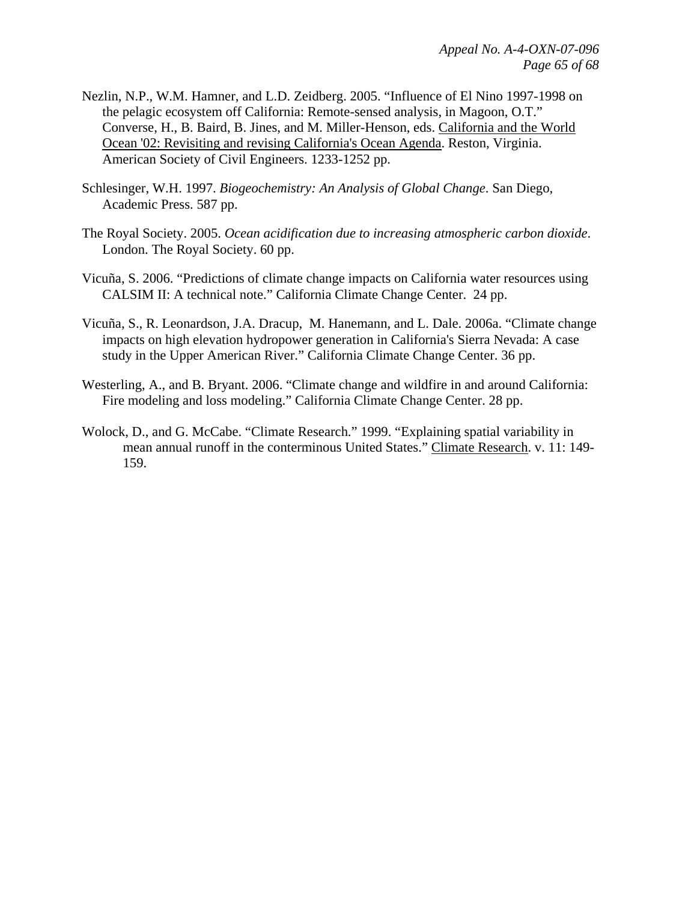Nezlin, N.P., W.M. Hamner, and L.D. Zeidberg. 2005. "Influence of El Nino 1997-1998 on the pelagic ecosystem off California: Remote-sensed analysis, in Magoon, O.T." Converse, H., B. Baird, B. Jines, and M. Miller-Henson, eds. California and the World Ocean '02: Revisiting and revising California's Ocean Agenda. Reston, Virginia. American Society of Civil Engineers. 1233-1252 pp.

Schlesinger, W.H. 1997. *Biogeochemistry: An Analysis of Global Change*. San Diego, Academic Press. 587 pp.

The Royal Society. 2005. *Ocean acidification due to increasing atmospheric carbon dioxide*. London. The Royal Society. 60 pp.

Vicuña, S. 2006. "Predictions of climate change impacts on California water resources using CALSIM II: A technical note." California Climate Change Center. 24 pp.

Vicuña, S., R. Leonardson, J.A. Dracup, M. Hanemann, and L. Dale. 2006a. "Climate change impacts on high elevation hydropower generation in California's Sierra Nevada: A case study in the Upper American River." California Climate Change Center. 36 pp.

Westerling, A., and B. Bryant. 2006. "Climate change and wildfire in and around California: Fire modeling and loss modeling." California Climate Change Center. 28 pp.

Wolock, D., and G. McCabe. "Climate Research." 1999. "Explaining spatial variability in mean annual runoff in the conterminous United States." Climate Research. v. 11: 149-159.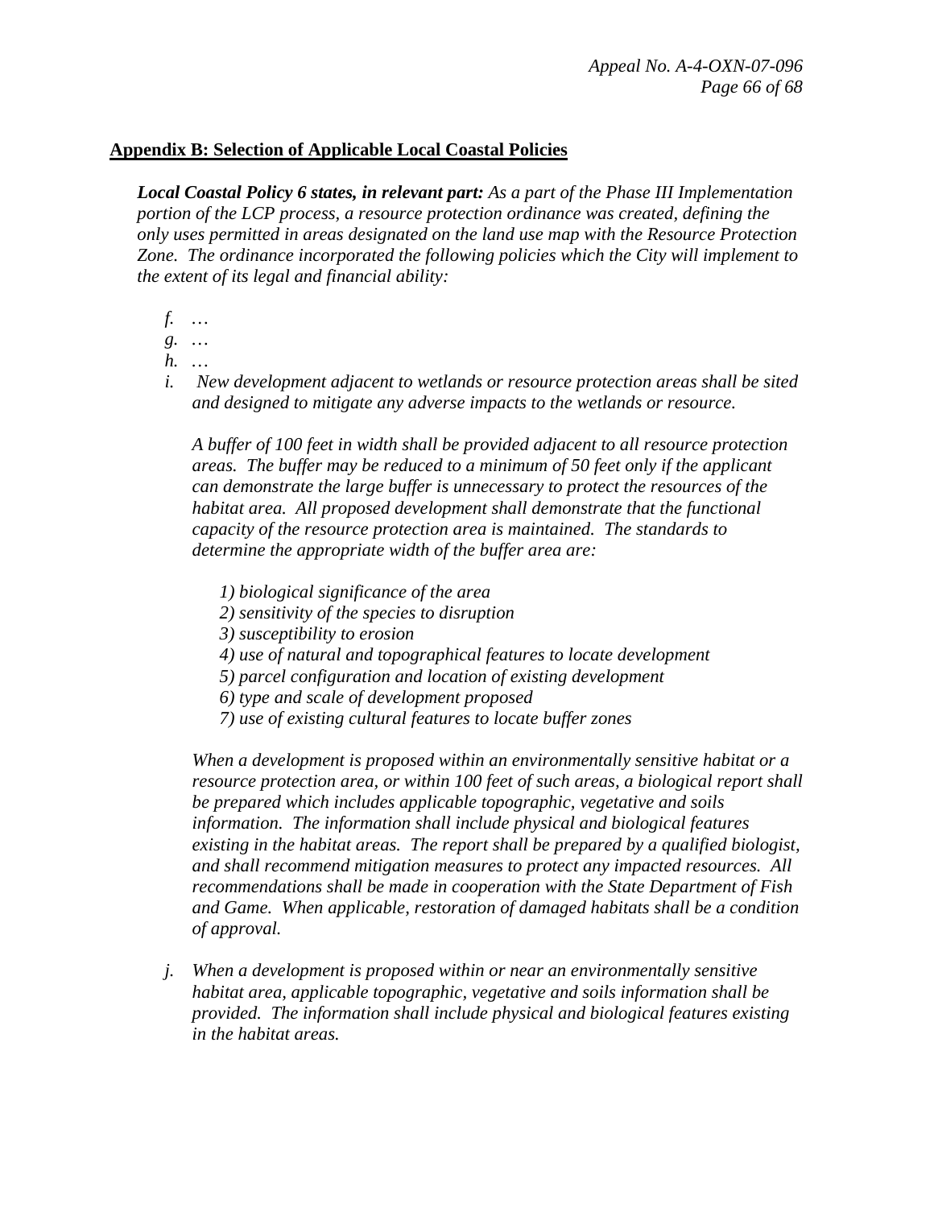**Appendix B: Selection of Applicable Local Coastal Policies**

***Local Coastal Policy 6 states, in relevant part:*** *As a part of the Phase III Implementation portion of the LCP process, a resource protection ordinance was created, defining the only uses permitted in areas designated on the land use map with the Resource Protection Zone. The ordinance incorporated the following policies which the City will implement to the extent of its legal and financial ability:*

*f.* …

*g.* …

*h.* …

*i.* *New development adjacent to wetlands or resource protection areas shall be sited and designed to mitigate any adverse impacts to the wetlands or resource.*

*A buffer of 100 feet in width shall be provided adjacent to all resource protection areas. The buffer may be reduced to a minimum of 50 feet only if the applicant can demonstrate the large buffer is unnecessary to protect the resources of the habitat area. All proposed development shall demonstrate that the functional capacity of the resource protection area is maintained. The standards to determine the appropriate width of the buffer area are:*

*1) biological significance of the area*  
*2) sensitivity of the species to disruption*  
*3) susceptibility to erosion*  
*4) use of natural and topographical features to locate development*  
*5) parcel configuration and location of existing development*  
*6) type and scale of development proposed*  
*7) use of existing cultural features to locate buffer zones*

*When a development is proposed within an environmentally sensitive habitat or a resource protection area, or within 100 feet of such areas, a biological report shall be prepared which includes applicable topographic, vegetative and soils information. The information shall include physical and biological features existing in the habitat areas. The report shall be prepared by a qualified biologist, and shall recommend mitigation measures to protect any impacted resources. All recommendations shall be made in cooperation with the State Department of Fish and Game. When applicable, restoration of damaged habitats shall be a condition of approval.*

*j.* *When a development is proposed within or near an environmentally sensitive habitat area, applicable topographic, vegetative and soils information shall be provided. The information shall include physical and biological features existing in the habitat areas.*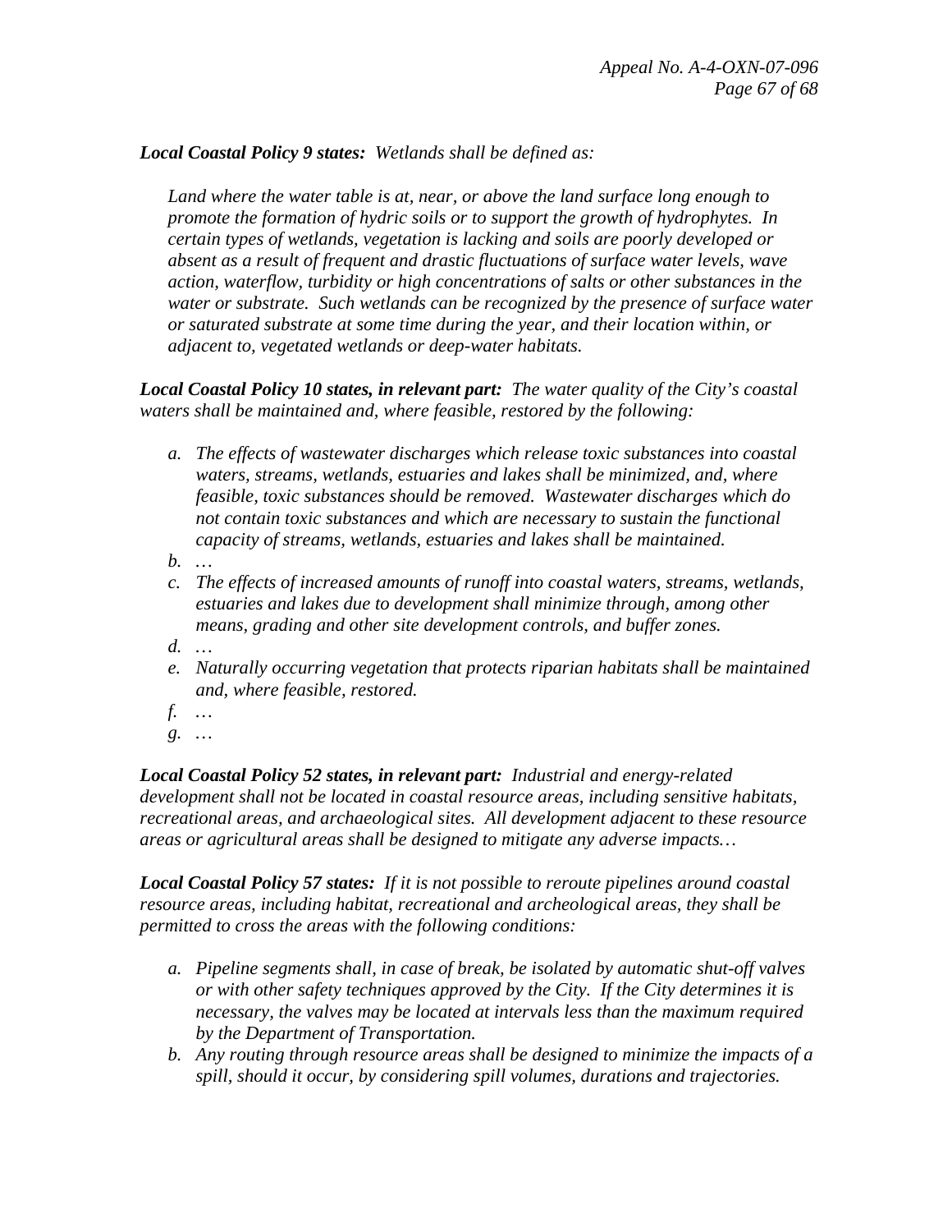***Local Coastal Policy 9 states:*** *Wetlands shall be defined as:*

> *Land where the water table is at, near, or above the land surface long enough to promote the formation of hydric soils or to support the growth of hydrophytes. In certain types of wetlands, vegetation is lacking and soils are poorly developed or absent as a result of frequent and drastic fluctuations of surface water levels, wave action, waterflow, turbidity or high concentrations of salts or other substances in the water or substrate. Such wetlands can be recognized by the presence of surface water or saturated substrate at some time during the year, and their location within, or adjacent to, vegetated wetlands or deep-water habitats.*

***Local Coastal Policy 10 states, in relevant part:*** *The water quality of the City's coastal waters shall be maintained and, where feasible, restored by the following:*

- *a. The effects of wastewater discharges which release toxic substances into coastal waters, streams, wetlands, estuaries and lakes shall be minimized, and, where feasible, toxic substances should be removed. Wastewater discharges which do not contain toxic substances and which are necessary to sustain the functional capacity of streams, wetlands, estuaries and lakes shall be maintained.*
- *b. …*
- *c. The effects of increased amounts of runoff into coastal waters, streams, wetlands, estuaries and lakes due to development shall minimize through, among other means, grading and other site development controls, and buffer zones.*
- *d. …*
- *e. Naturally occurring vegetation that protects riparian habitats shall be maintained and, where feasible, restored.*
- *f. …*
- *g. …*

***Local Coastal Policy 52 states, in relevant part:*** *Industrial and energy-related development shall not be located in coastal resource areas, including sensitive habitats, recreational areas, and archaeological sites. All development adjacent to these resource areas or agricultural areas shall be designed to mitigate any adverse impacts…*

***Local Coastal Policy 57 states:*** *If it is not possible to reroute pipelines around coastal resource areas, including habitat, recreational and archeological areas, they shall be permitted to cross the areas with the following conditions:*

- *a. Pipeline segments shall, in case of break, be isolated by automatic shut-off valves or with other safety techniques approved by the City. If the City determines it is necessary, the valves may be located at intervals less than the maximum required by the Department of Transportation.*
- *b. Any routing through resource areas shall be designed to minimize the impacts of a spill, should it occur, by considering spill volumes, durations and trajectories.*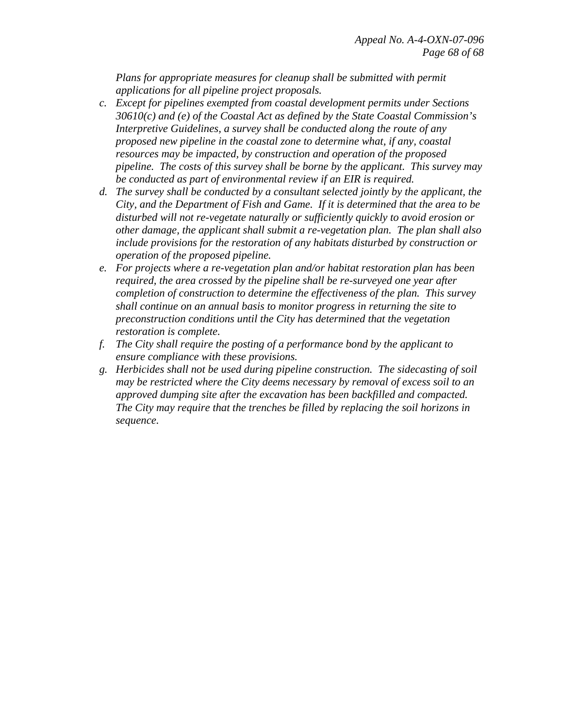*Plans for appropriate measures for cleanup shall be submitted with permit applications for all pipeline project proposals.*

c. *Except for pipelines exempted from coastal development permits under Sections 30610(c) and (e) of the Coastal Act as defined by the State Coastal Commission's Interpretive Guidelines, a survey shall be conducted along the route of any proposed new pipeline in the coastal zone to determine what, if any, coastal resources may be impacted, by construction and operation of the proposed pipeline. The costs of this survey shall be borne by the applicant. This survey may be conducted as part of environmental review if an EIR is required.*
d. *The survey shall be conducted by a consultant selected jointly by the applicant, the City, and the Department of Fish and Game. If it is determined that the area to be disturbed will not re-vegetate naturally or sufficiently quickly to avoid erosion or other damage, the applicant shall submit a re-vegetation plan. The plan shall also include provisions for the restoration of any habitats disturbed by construction or operation of the proposed pipeline.*
e. *For projects where a re-vegetation plan and/or habitat restoration plan has been required, the area crossed by the pipeline shall be re-surveyed one year after completion of construction to determine the effectiveness of the plan. This survey shall continue on an annual basis to monitor progress in returning the site to preconstruction conditions until the City has determined that the vegetation restoration is complete.*
f. *The City shall require the posting of a performance bond by the applicant to ensure compliance with these provisions.*
g. *Herbicides shall not be used during pipeline construction. The sidecasting of soil may be restricted where the City deems necessary by removal of excess soil to an approved dumping site after the excavation has been backfilled and compacted. The City may require that the trenches be filled by replacing the soil horizons in sequence.*